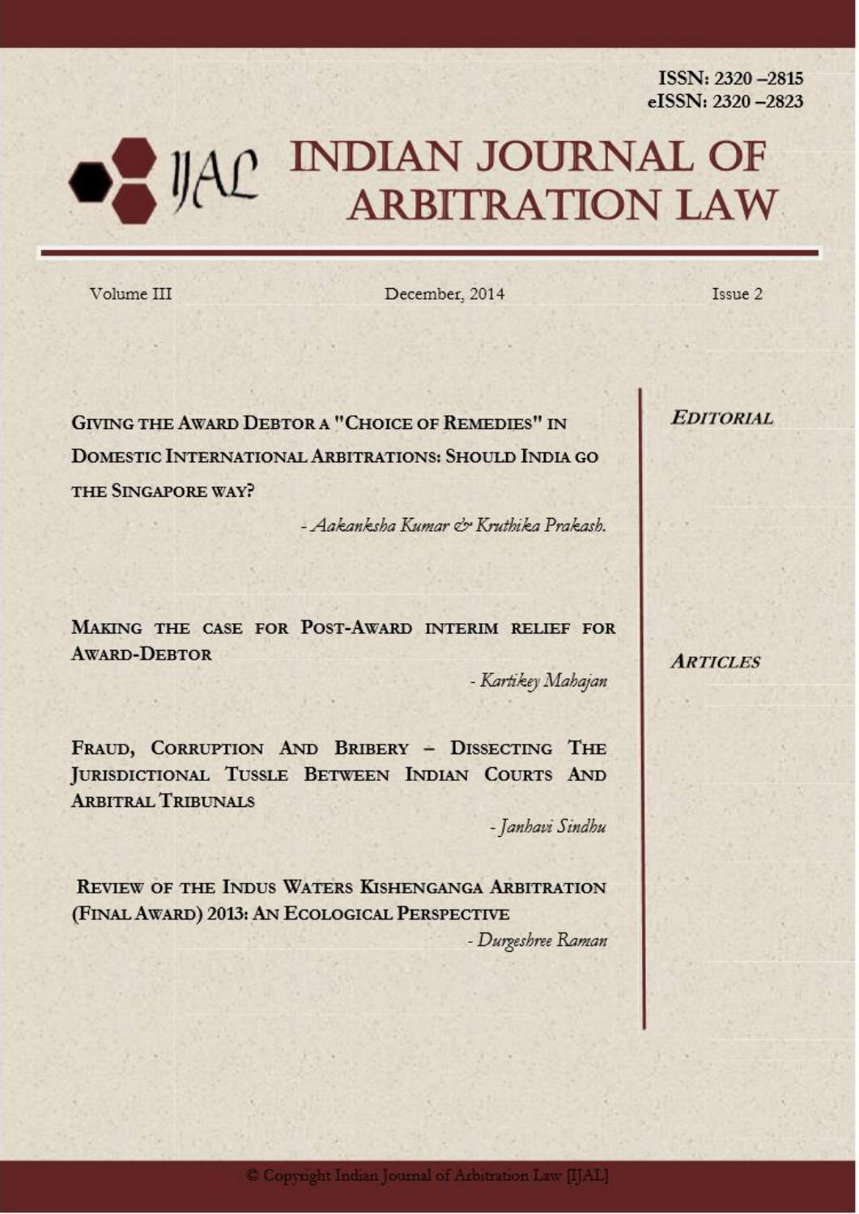ISSN: 2320 –2815
eISSN: 2320 –2823

# INDIAN JOURNAL OF ARBITRATION LAW

Volume III | December, 2014 | Issue 2

## *EDITORIAL*

**GIVING THE AWARD DEBTOR A "CHOICE OF REMEDIES" IN DOMESTIC INTERNATIONAL ARBITRATIONS: SHOULD INDIA GO THE SINGAPORE WAY?**

*- Aakanksha Kumar & Kruthika Prakash.*

## *ARTICLES*

**MAKING THE CASE FOR POST-AWARD INTERIM RELIEF FOR AWARD-DEBTOR**

*- Kartikey Mahajan*

**FRAUD, CORRUPTION AND BRIBERY – DISSECTING THE JURISDICTIONAL TUSSLE BETWEEN INDIAN COURTS AND ARBITRAL TRIBUNALS**

*- Janhavi Sindhu*

**REVIEW OF THE INDUS WATERS KISHENGANGA ARBITRATION (FINAL AWARD) 2013: AN ECOLOGICAL PERSPECTIVE**

*- Durgeshree Raman*

© Copyright Indian Journal of Arbitration Law [IJAL]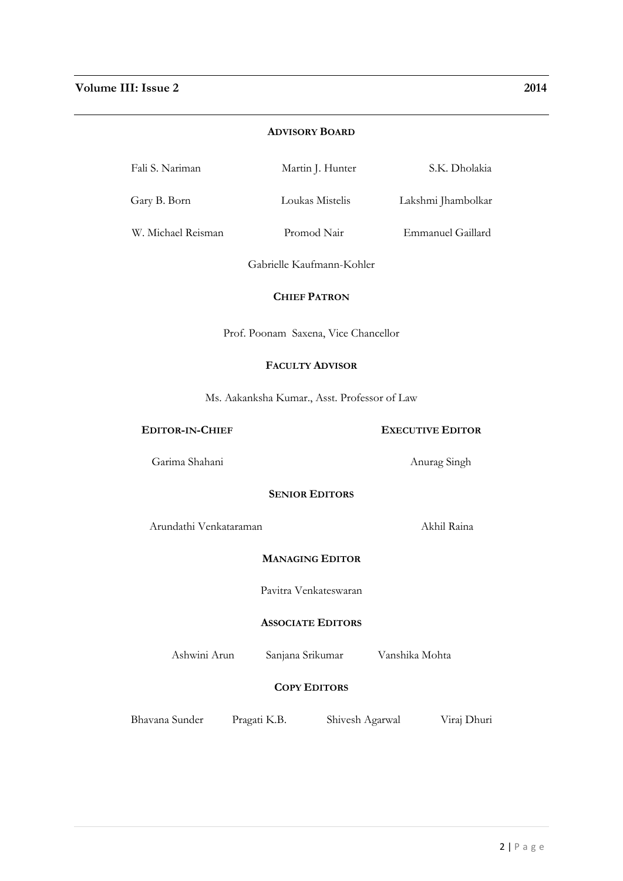## ADVISORY BOARD

Fali S. Nariman
Martin J. Hunter
S.K. Dholakia
Gary B. Born
Loukas Mistelis
Lakshmi Jhambolkar
W. Michael Reisman
Promod Nair
Emmanuel Gaillard
Gabrielle Kaufmann-Kohler

## CHIEF PATRON

Prof. Poonam Saxena, Vice Chancellor

## FACULTY ADVISOR

Ms. Aakanksha Kumar., Asst. Professor of Law

## EDITOR-IN-CHIEF

Garima Shahani

## EXECUTIVE EDITOR

Anurag Singh

## SENIOR EDITORS

Arundathi Venkataraman
Akhil Raina

## MANAGING EDITOR

Pavitra Venkateswaran

## ASSOCIATE EDITORS

Ashwini Arun
Sanjana Srikumar
Vanshika Mohta

## COPY EDITORS

Bhavana Sunder
Pragati K.B.
Shivesh Agarwal
Viraj Dhuri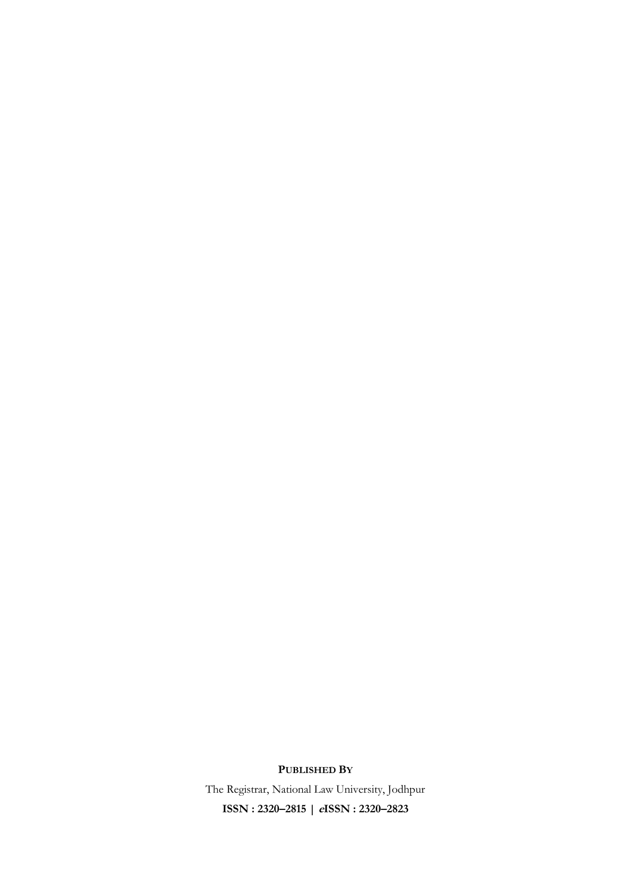**PUBLISHED BY**

The Registrar, National Law University, Jodhpur

**ISSN : 2320–2815 | *e*ISSN : 2320–2823**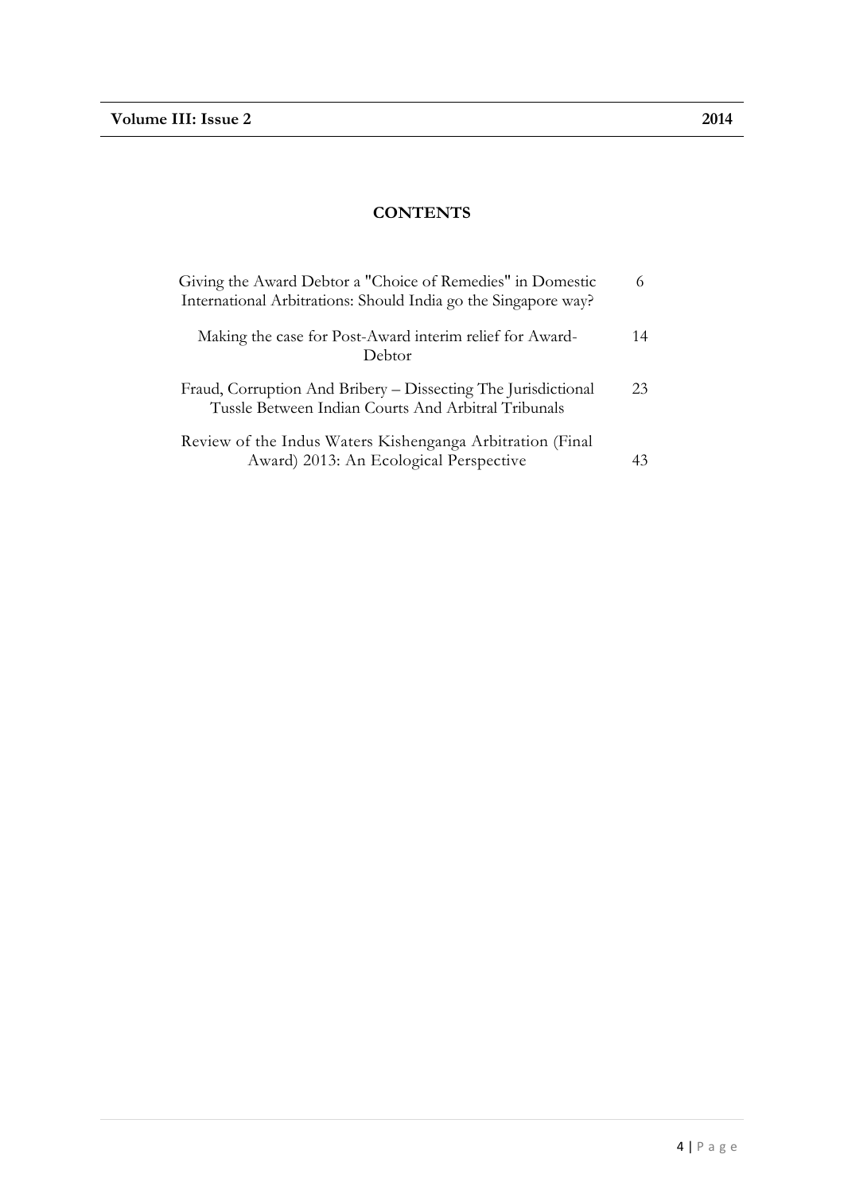## CONTENTS

| | |
|---|---|
| Giving the Award Debtor a "Choice of Remedies" in Domestic International Arbitrations: Should India go the Singapore way? | 6 |
| Making the case for Post-Award interim relief for Award-Debtor | 14 |
| Fraud, Corruption And Bribery – Dissecting The Jurisdictional Tussle Between Indian Courts And Arbitral Tribunals | 23 |
| Review of the Indus Waters Kishenganga Arbitration (Final Award) 2013: An Ecological Perspective | 43 |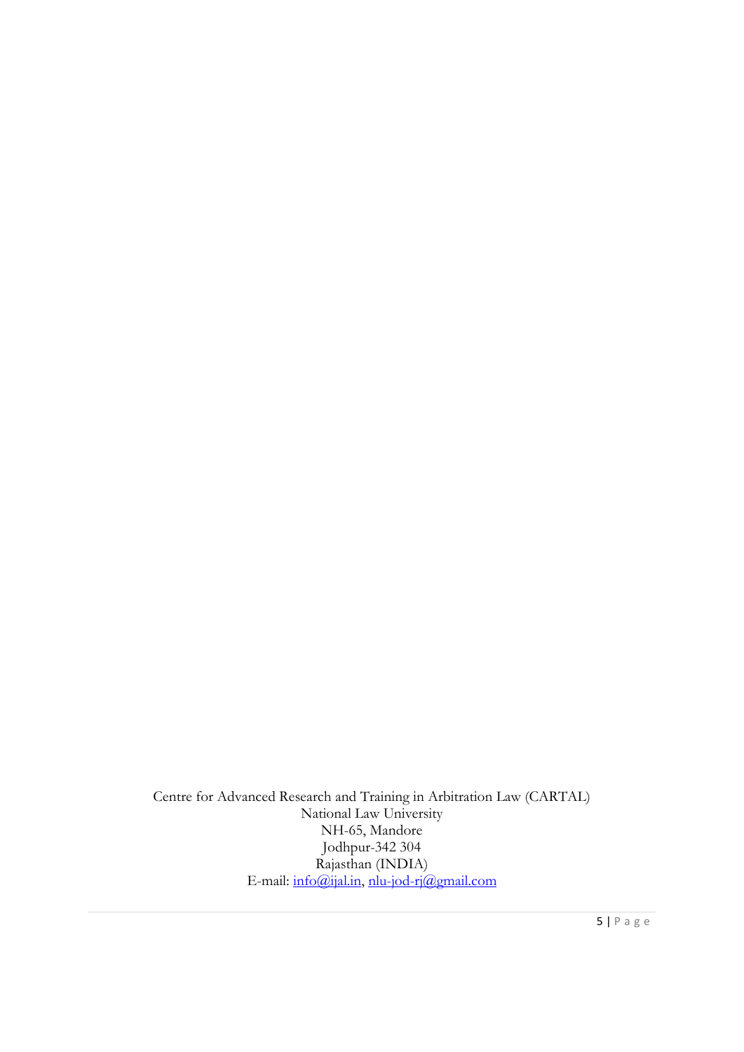Centre for Advanced Research and Training in Arbitration Law (CARTAL)
National Law University
NH-65, Mandore
Jodhpur-342 304
Rajasthan (INDIA)
E-mail: info@ijal.in, nlu-jod-rj@gmail.com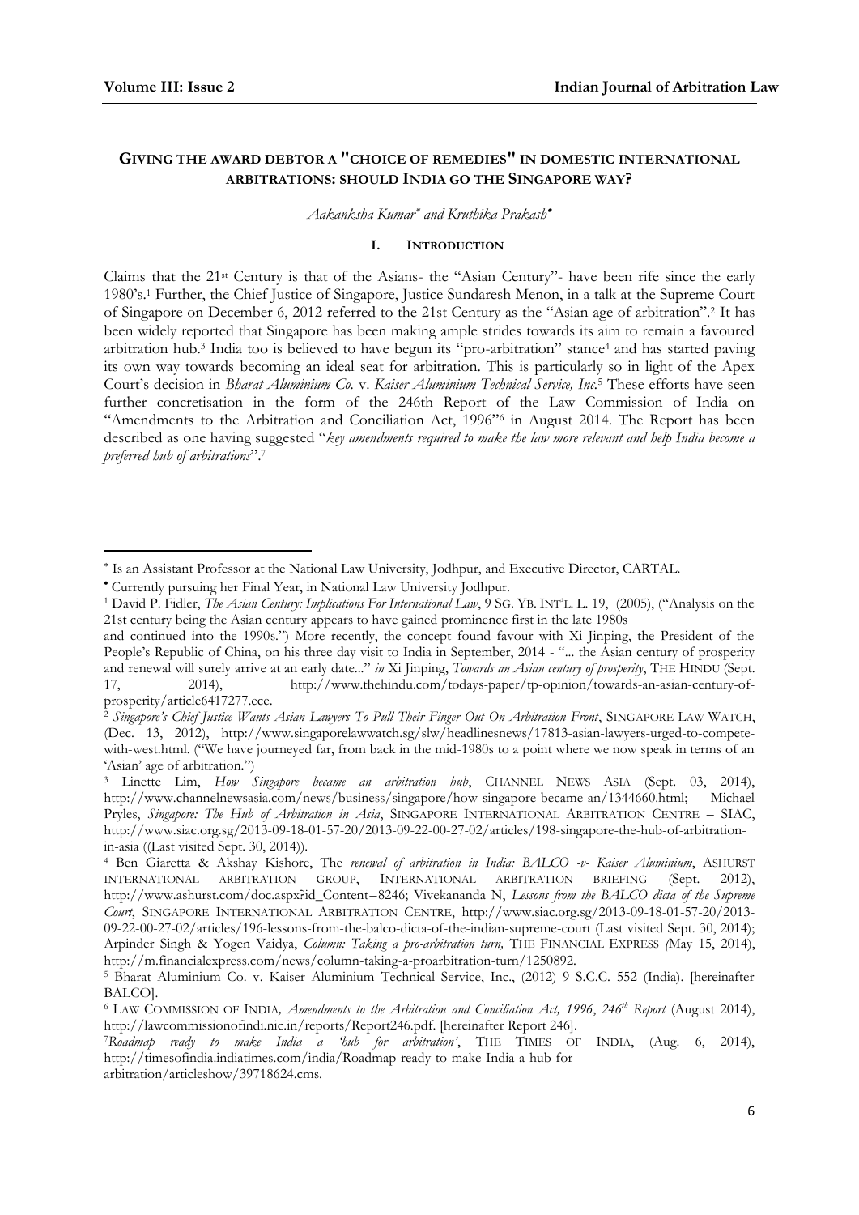## GIVING THE AWARD DEBTOR A "CHOICE OF REMEDIES" IN DOMESTIC INTERNATIONAL ARBITRATIONS: SHOULD INDIA GO THE SINGAPORE WAY?

*Aakanksha Kumar*[*] *and Kruthika Prakash*[•]

### I. INTRODUCTION

Claims that the 21st Century is that of the Asians- the "Asian Century"- have been rife since the early 1980's.[1] Further, the Chief Justice of Singapore, Justice Sundaresh Menon, in a talk at the Supreme Court of Singapore on December 6, 2012 referred to the 21st Century as the "Asian age of arbitration".[2] It has been widely reported that Singapore has been making ample strides towards its aim to remain a favoured arbitration hub.[3] India too is believed to have begun its "pro-arbitration" stance[4] and has started paving its own way towards becoming an ideal seat for arbitration. This is particularly so in light of the Apex Court's decision in *Bharat Aluminium Co.* v. *Kaiser Aluminium Technical Service, Inc.*[5] These efforts have seen further concretisation in the form of the 246th Report of the Law Commission of India on "Amendments to the Arbitration and Conciliation Act, 1996"[6] in August 2014. The Report has been described as one having suggested "*key amendments required to make the law more relevant and help India become a preferred hub of arbitrations*".[7]

---

[*] Is an Assistant Professor at the National Law University, Jodhpur, and Executive Director, CARTAL.

[•] Currently pursuing her Final Year, in National Law University Jodhpur.

[1] David P. Fidler, *The Asian Century: Implications For International Law*, 9 SG. YB. INT'L. L. 19, (2005), ("Analysis on the 21st century being the Asian century appears to have gained prominence first in the late 1980s and continued into the 1990s.") More recently, the concept found favour with Xi Jinping, the President of the People's Republic of China, on his three day visit to India in September, 2014 - "... the Asian century of prosperity and renewal will surely arrive at an early date..." *in* Xi Jinping, *Towards an Asian century of prosperity*, THE HINDU (Sept. 17, 2014), http://www.thehindu.com/todays-paper/tp-opinion/towards-an-asian-century-of-prosperity/article6417277.ece.

[2] *Singapore's Chief Justice Wants Asian Lawyers To Pull Their Finger Out On Arbitration Front*, SINGAPORE LAW WATCH, (Dec. 13, 2012), http://www.singaporelawwatch.sg/slw/headlinesnews/17813-asian-lawyers-urged-to-compete-with-west.html. ("We have journeyed far, from back in the mid-1980s to a point where we now speak in terms of an 'Asian' age of arbitration.")

[3] Linette Lim, *How Singapore became an arbitration hub*, CHANNEL NEWS ASIA (Sept. 03, 2014), http://www.channelnewsasia.com/news/business/singapore/how-singapore-became-an/1344660.html; Michael Pryles, *Singapore: The Hub of Arbitration in Asia*, SINGAPORE INTERNATIONAL ARBITRATION CENTRE – SIAC, http://www.siac.org.sg/2013-09-18-01-57-20/2013-09-22-00-27-02/articles/198-singapore-the-hub-of-arbitration-in-asia ((Last visited Sept. 30, 2014)).

[4] Ben Giaretta & Akshay Kishore, The *renewal of arbitration in India: BALCO -v- Kaiser Aluminium*, ASHURST INTERNATIONAL ARBITRATION GROUP, INTERNATIONAL ARBITRATION BRIEFING (Sept. 2012), http://www.ashurst.com/doc.aspx?id_Content=8246; Vivekananda N, *Lessons from the BALCO dicta of the Supreme Court*, SINGAPORE INTERNATIONAL ARBITRATION CENTRE, http://www.siac.org.sg/2013-09-18-01-57-20/2013-09-22-00-27-02/articles/196-lessons-from-the-balco-dicta-of-the-indian-supreme-court (Last visited Sept. 30, 2014); Arpinder Singh & Yogen Vaidya, *Column: Taking a pro-arbitration turn,* THE FINANCIAL EXPRESS *(*May 15, 2014), http://m.financialexpress.com/news/column-taking-a-proarbitration-turn/1250892.

[5] Bharat Aluminium Co. v. Kaiser Aluminium Technical Service, Inc., (2012) 9 S.C.C. 552 (India). [hereinafter BALCO].

[6] LAW COMMISSION OF INDIA*, Amendments to the Arbitration and Conciliation Act, 1996*, *246th Report* (August 2014), http://lawcommissionofindi.nic.in/reports/Report246.pdf. [hereinafter Report 246].

[7] *Roadmap ready to make India a 'hub for arbitration'*, THE TIMES OF INDIA, (Aug. 6, 2014), http://timesofindia.indiatimes.com/india/Roadmap-ready-to-make-India-a-hub-for-arbitration/articleshow/39718624.cms.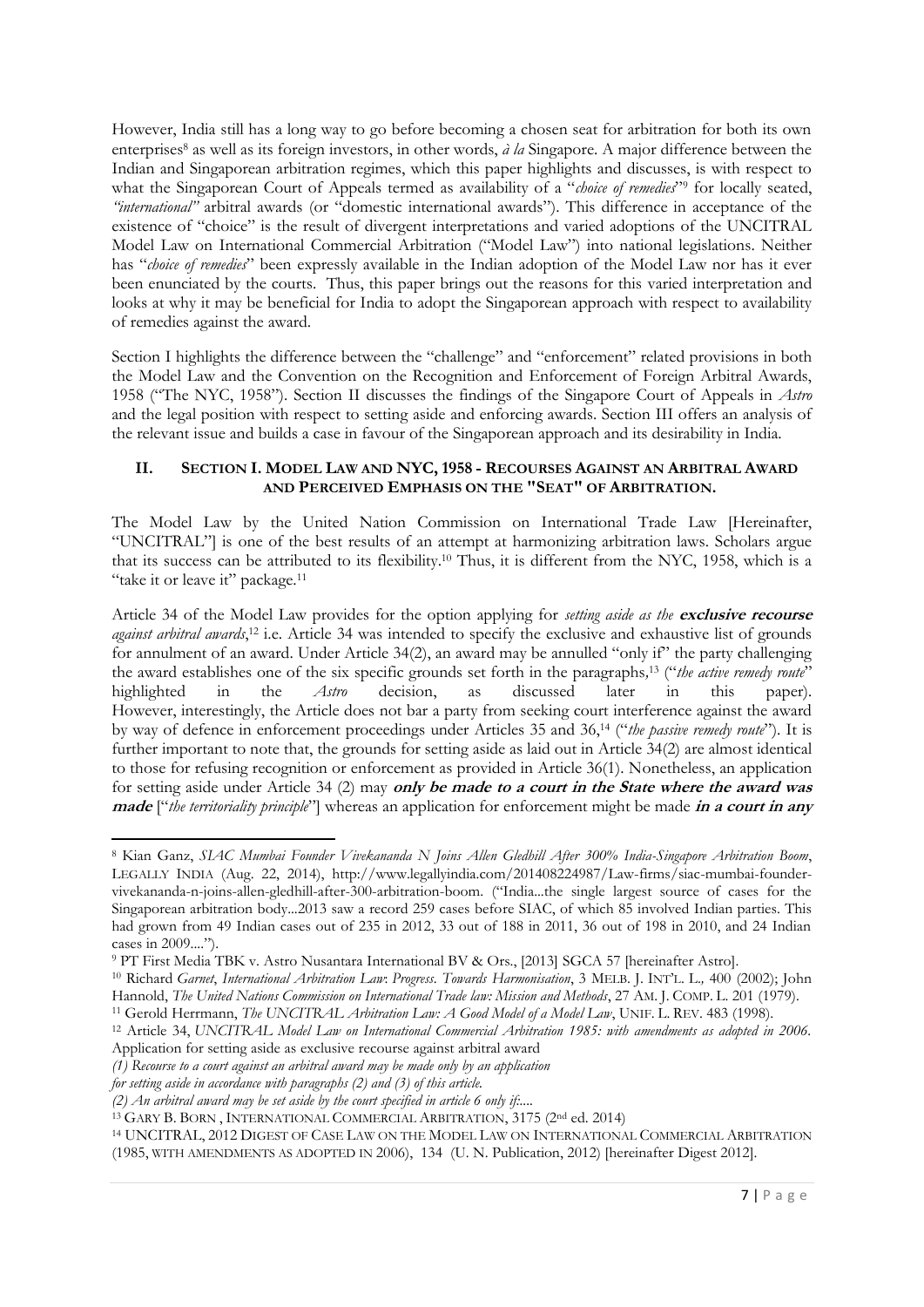However, India still has a long way to go before becoming a chosen seat for arbitration for both its own enterprises[8] as well as its foreign investors, in other words, *à la* Singapore. A major difference between the Indian and Singaporean arbitration regimes, which this paper highlights and discusses, is with respect to what the Singaporean Court of Appeals termed as availability of a "*choice of remedies*"[9] for locally seated, *"international"* arbitral awards (or "domestic international awards"). This difference in acceptance of the existence of "choice" is the result of divergent interpretations and varied adoptions of the UNCITRAL Model Law on International Commercial Arbitration ("Model Law") into national legislations. Neither has "*choice of remedies*" been expressly available in the Indian adoption of the Model Law nor has it ever been enunciated by the courts. Thus, this paper brings out the reasons for this varied interpretation and looks at why it may be beneficial for India to adopt the Singaporean approach with respect to availability of remedies against the award.

Section I highlights the difference between the "challenge" and "enforcement" related provisions in both the Model Law and the Convention on the Recognition and Enforcement of Foreign Arbitral Awards, 1958 ("The NYC, 1958"). Section II discusses the findings of the Singapore Court of Appeals in *Astro* and the legal position with respect to setting aside and enforcing awards. Section III offers an analysis of the relevant issue and builds a case in favour of the Singaporean approach and its desirability in India.

## II. SECTION I. MODEL LAW AND NYC, 1958 - RECOURSES AGAINST AN ARBITRAL AWARD AND PERCEIVED EMPHASIS ON THE "SEAT" OF ARBITRATION.

The Model Law by the United Nation Commission on International Trade Law [Hereinafter, "UNCITRAL"] is one of the best results of an attempt at harmonizing arbitration laws. Scholars argue that its success can be attributed to its flexibility.[10] Thus, it is different from the NYC, 1958, which is a "take it or leave it" package.[11]

Article 34 of the Model Law provides for the option applying for *setting aside as the* ***exclusive recourse*** *against arbitral awards*,[12] i.e. Article 34 was intended to specify the exclusive and exhaustive list of grounds for annulment of an award. Under Article 34(2), an award may be annulled "only if" the party challenging the award establishes one of the six specific grounds set forth in the paragraphs,[13] ("*the active remedy route*" highlighted in the *Astro* decision, as discussed later in this paper). However, interestingly, the Article does not bar a party from seeking court interference against the award by way of defence in enforcement proceedings under Articles 35 and 36,[14] ("*the passive remedy route*"). It is further important to note that, the grounds for setting aside as laid out in Article 34(2) are almost identical to those for refusing recognition or enforcement as provided in Article 36(1). Nonetheless, an application for setting aside under Article 34 (2) may ***only be made to a court in the State where the award was made*** ["*the territoriality principle*"] whereas an application for enforcement might be made ***in a court in any***

---

[8] Kian Ganz, *SIAC Mumbai Founder Vivekananda N Joins Allen Gledhill After 300% India-Singapore Arbitration Boom*, LEGALLY INDIA (Aug. 22, 2014), http://www.legallyindia.com/201408224987/Law-firms/siac-mumbai-founder-vivekananda-n-joins-allen-gledhill-after-300-arbitration-boom. ("India...the single largest source of cases for the Singaporean arbitration body...2013 saw a record 259 cases before SIAC, of which 85 involved Indian parties. This had grown from 49 Indian cases out of 235 in 2012, 33 out of 188 in 2011, 36 out of 198 in 2010, and 24 Indian cases in 2009....").

[9] PT First Media TBK v. Astro Nusantara International BV & Ors., [2013] SGCA 57 [hereinafter Astro].

[10] Richard *Garnet*, *International Arbitration Law: Progress. Towards Harmonisation*, 3 MELB. J. INT'L. L., 400 (2002); John Hannold, *The United Nations Commission on International Trade law: Mission and Methods*, 27 AM. J. COMP. L. 201 (1979).

[11] Gerold Herrmann, *The UNCITRAL Arbitration Law: A Good Model of a Model Law*, UNIF. L. REV. 483 (1998).

[12] Article 34, *UNCITRAL Model Law on International Commercial Arbitration 1985: with amendments as adopted in 2006*. Application for setting aside as exclusive recourse against arbitral award

*(1) Recourse to a court against an arbitral award may be made only by an application for setting aside in accordance with paragraphs (2) and (3) of this article.*

*(2) An arbitral award may be set aside by the court specified in article 6 only if:....*

[13] GARY B. BORN , INTERNATIONAL COMMERCIAL ARBITRATION, 3175 (2nd ed. 2014)

[14] UNCITRAL, 2012 DIGEST OF CASE LAW ON THE MODEL LAW ON INTERNATIONAL COMMERCIAL ARBITRATION (1985, WITH AMENDMENTS AS ADOPTED IN 2006), 134 (U. N. Publication, 2012) [hereinafter Digest 2012].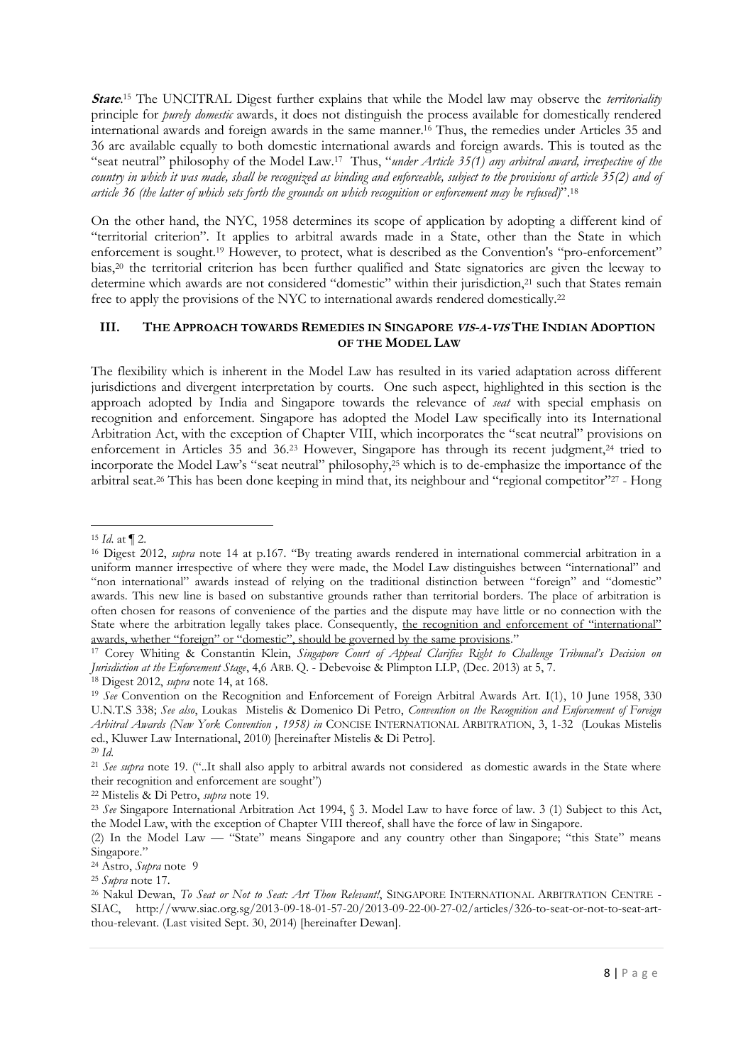***State***.[15] The UNCITRAL Digest further explains that while the Model law may observe the *territoriality* principle for *purely domestic* awards, it does not distinguish the process available for domestically rendered international awards and foreign awards in the same manner.[16] Thus, the remedies under Articles 35 and 36 are available equally to both domestic international awards and foreign awards. This is touted as the "seat neutral" philosophy of the Model Law.[17] Thus, "*under Article 35(1) any arbitral award, irrespective of the country in which it was made, shall be recognized as binding and enforceable, subject to the provisions of article 35(2) and of article 36 (the latter of which sets forth the grounds on which recognition or enforcement may be refused)*".[18]

On the other hand, the NYC, 1958 determines its scope of application by adopting a different kind of "territorial criterion". It applies to arbitral awards made in a State, other than the State in which enforcement is sought.[19] However, to protect, what is described as the Convention's "pro-enforcement" bias,[20] the territorial criterion has been further qualified and State signatories are given the leeway to determine which awards are not considered "domestic" within their jurisdiction,[21] such that States remain free to apply the provisions of the NYC to international awards rendered domestically.[22]

### III. THE APPROACH TOWARDS REMEDIES IN SINGAPORE *VIS-A-VIS* THE INDIAN ADOPTION OF THE MODEL LAW

The flexibility which is inherent in the Model Law has resulted in its varied adaptation across different jurisdictions and divergent interpretation by courts. One such aspect, highlighted in this section is the approach adopted by India and Singapore towards the relevance of *seat* with special emphasis on recognition and enforcement. Singapore has adopted the Model Law specifically into its International Arbitration Act, with the exception of Chapter VIII, which incorporates the "seat neutral" provisions on enforcement in Articles 35 and 36.[23] However, Singapore has through its recent judgment,[24] tried to incorporate the Model Law's "seat neutral" philosophy,[25] which is to de-emphasize the importance of the arbitral seat.[26] This has been done keeping in mind that, its neighbour and "regional competitor"[27] - Hong

---

[15] *Id.* at ¶ 2.

[16] Digest 2012, *supra* note 14 at p.167. "By treating awards rendered in international commercial arbitration in a uniform manner irrespective of where they were made, the Model Law distinguishes between "international" and "non international" awards instead of relying on the traditional distinction between "foreign" and "domestic" awards. This new line is based on substantive grounds rather than territorial borders. The place of arbitration is often chosen for reasons of convenience of the parties and the dispute may have little or no connection with the State where the arbitration legally takes place. Consequently, the recognition and enforcement of "international" awards, whether "foreign" or "domestic", should be governed by the same provisions."

[17] Corey Whiting & Constantin Klein, *Singapore Court of Appeal Clarifies Right to Challenge Tribunal's Decision on Jurisdiction at the Enforcement Stage*, 4,6 ARB. Q. - Debevoise & Plimpton LLP, (Dec. 2013) at 5, 7.

[18] Digest 2012, *supra* note 14, at 168.

[19] *See* Convention on the Recognition and Enforcement of Foreign Arbitral Awards Art. I(1), 10 June 1958, 330 U.N.T.S 338; *See also*, Loukas Mistelis & Domenico Di Petro, *Convention on the Recognition and Enforcement of Foreign Arbitral Awards (New York Convention , 1958) in* CONCISE INTERNATIONAL ARBITRATION, 3, 1-32 (Loukas Mistelis ed., Kluwer Law International, 2010) [hereinafter Mistelis & Di Petro].

[20] *Id.*

[21] *See supra* note 19. ("..It shall also apply to arbitral awards not considered as domestic awards in the State where their recognition and enforcement are sought")

[22] Mistelis & Di Petro, *supra* note 19.

[23] *See* Singapore International Arbitration Act 1994, § 3. Model Law to have force of law. 3 (1) Subject to this Act, the Model Law, with the exception of Chapter VIII thereof, shall have the force of law in Singapore.
(2) In the Model Law — "State" means Singapore and any country other than Singapore; "this State" means Singapore."

[24] Astro, *Supra* note 9

[25] *Supra* note 17.

[26] Nakul Dewan, *To Seat or Not to Seat: Art Thou Relevant!*, SINGAPORE INTERNATIONAL ARBITRATION CENTRE - SIAC, http://www.siac.org.sg/2013-09-18-01-57-20/2013-09-22-00-27-02/articles/326-to-seat-or-not-to-seat-art-thou-relevant. (Last visited Sept. 30, 2014) [hereinafter Dewan].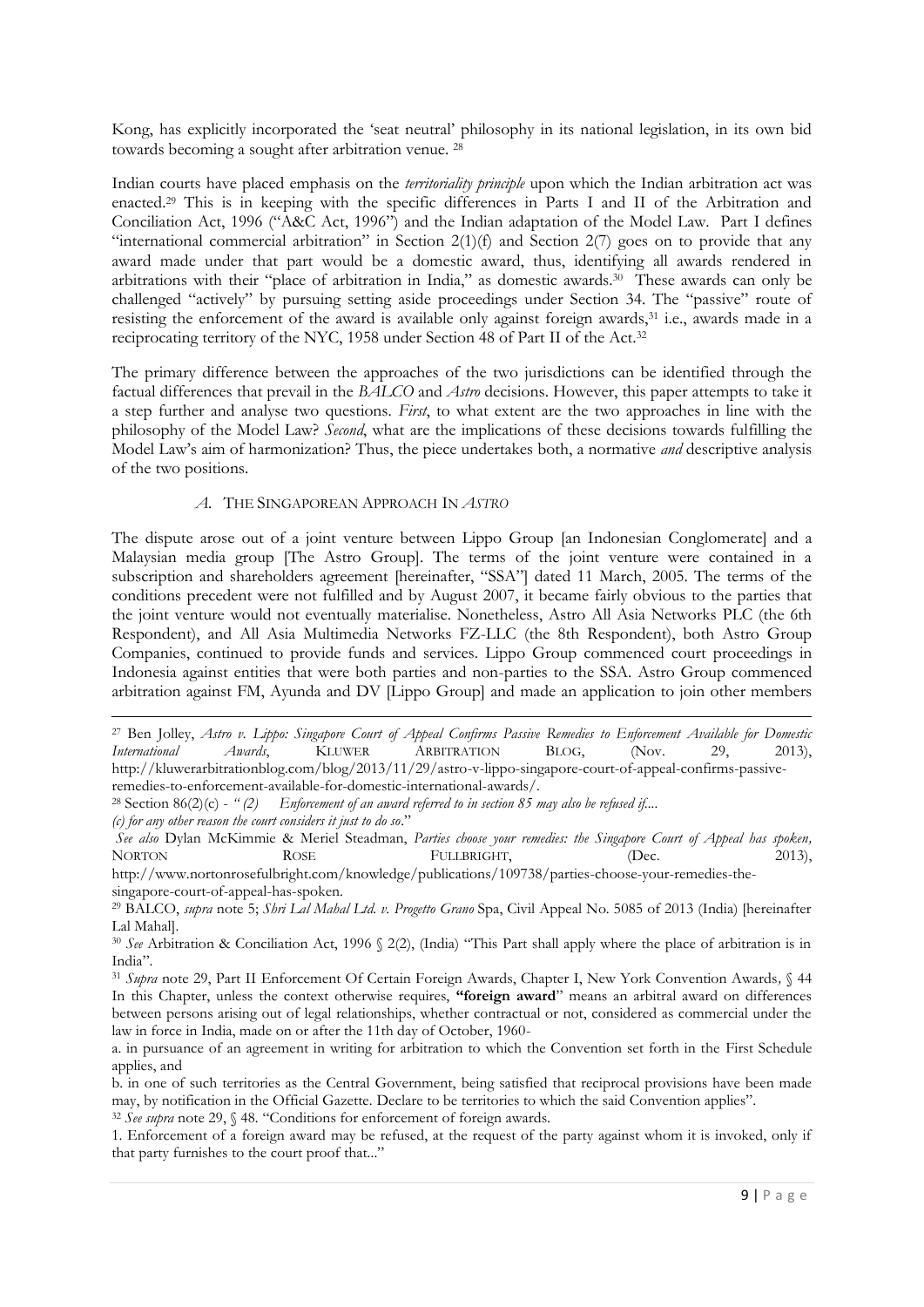Kong, has explicitly incorporated the 'seat neutral' philosophy in its national legislation, in its own bid towards becoming a sought after arbitration venue. [28]

Indian courts have placed emphasis on the *territoriality principle* upon which the Indian arbitration act was enacted.[29] This is in keeping with the specific differences in Parts I and II of the Arbitration and Conciliation Act, 1996 ("A&C Act, 1996") and the Indian adaptation of the Model Law. Part I defines "international commercial arbitration" in Section 2(1)(f) and Section 2(7) goes on to provide that any award made under that part would be a domestic award, thus, identifying all awards rendered in arbitrations with their "place of arbitration in India," as domestic awards.[30] These awards can only be challenged "actively" by pursuing setting aside proceedings under Section 34. The "passive" route of resisting the enforcement of the award is available only against foreign awards,[31] i.e., awards made in a reciprocating territory of the NYC, 1958 under Section 48 of Part II of the Act.[32]

The primary difference between the approaches of the two jurisdictions can be identified through the factual differences that prevail in the *BALCO* and *Astro* decisions. However, this paper attempts to take it a step further and analyse two questions. *First*, to what extent are the two approaches in line with the philosophy of the Model Law? *Second*, what are the implications of these decisions towards fulfilling the Model Law's aim of harmonization? Thus, the piece undertakes both, a normative *and* descriptive analysis of the two positions.

### *A.* The Singaporean Approach In *Astro*

The dispute arose out of a joint venture between Lippo Group [an Indonesian Conglomerate] and a Malaysian media group [The Astro Group]. The terms of the joint venture were contained in a subscription and shareholders agreement [hereinafter, "SSA"] dated 11 March, 2005. The terms of the conditions precedent were not fulfilled and by August 2007, it became fairly obvious to the parties that the joint venture would not eventually materialise. Nonetheless, Astro All Asia Networks PLC (the 6th Respondent), and All Asia Multimedia Networks FZ-LLC (the 8th Respondent), both Astro Group Companies, continued to provide funds and services. Lippo Group commenced court proceedings in Indonesia against entities that were both parties and non-parties to the SSA. Astro Group commenced arbitration against FM, Ayunda and DV [Lippo Group] and made an application to join other members

---

[27] Ben Jolley, *Astro v. Lippo: Singapore Court of Appeal Confirms Passive Remedies to Enforcement Available for Domestic International Awards*, Kluwer Arbitration Blog, (Nov. 29, 2013), http://kluwerarbitrationblog.com/blog/2013/11/29/astro-v-lippo-singapore-court-of-appeal-confirms-passive-remedies-to-enforcement-available-for-domestic-international-awards/.

[28] Section 86(2)(c) - *" (2) Enforcement of an award referred to in section 85 may also be refused if....*
*(c) for any other reason the court considers it just to do so*."
*See also* Dylan McKimmie & Meriel Steadman, *Parties choose your remedies: the Singapore Court of Appeal has spoken,* Norton Rose Fullbright, (Dec. 2013), http://www.nortonrosefulbright.com/knowledge/publications/109738/parties-choose-your-remedies-the-singapore-court-of-appeal-has-spoken.

[29] BALCO, *supra* note 5; *Shri Lal Mahal Ltd. v. Progetto Grano* Spa, Civil Appeal No. 5085 of 2013 (India) [hereinafter Lal Mahal].

[30] *See* Arbitration & Conciliation Act, 1996 § 2(2), (India) "This Part shall apply where the place of arbitration is in India".

[31] *Supra* note 29, Part II Enforcement Of Certain Foreign Awards, Chapter I, New York Convention Awards*,* § 44 In this Chapter, unless the context otherwise requires, **"foreign award**" means an arbitral award on differences between persons arising out of legal relationships, whether contractual or not, considered as commercial under the law in force in India, made on or after the 11th day of October, 1960-

a. in pursuance of an agreement in writing for arbitration to which the Convention set forth in the First Schedule applies, and

b. in one of such territories as the Central Government, being satisfied that reciprocal provisions have been made may, by notification in the Official Gazette. Declare to be territories to which the said Convention applies".

[32] *See supra* note 29, § 48. "Conditions for enforcement of foreign awards.

1. Enforcement of a foreign award may be refused, at the request of the party against whom it is invoked, only if that party furnishes to the court proof that..."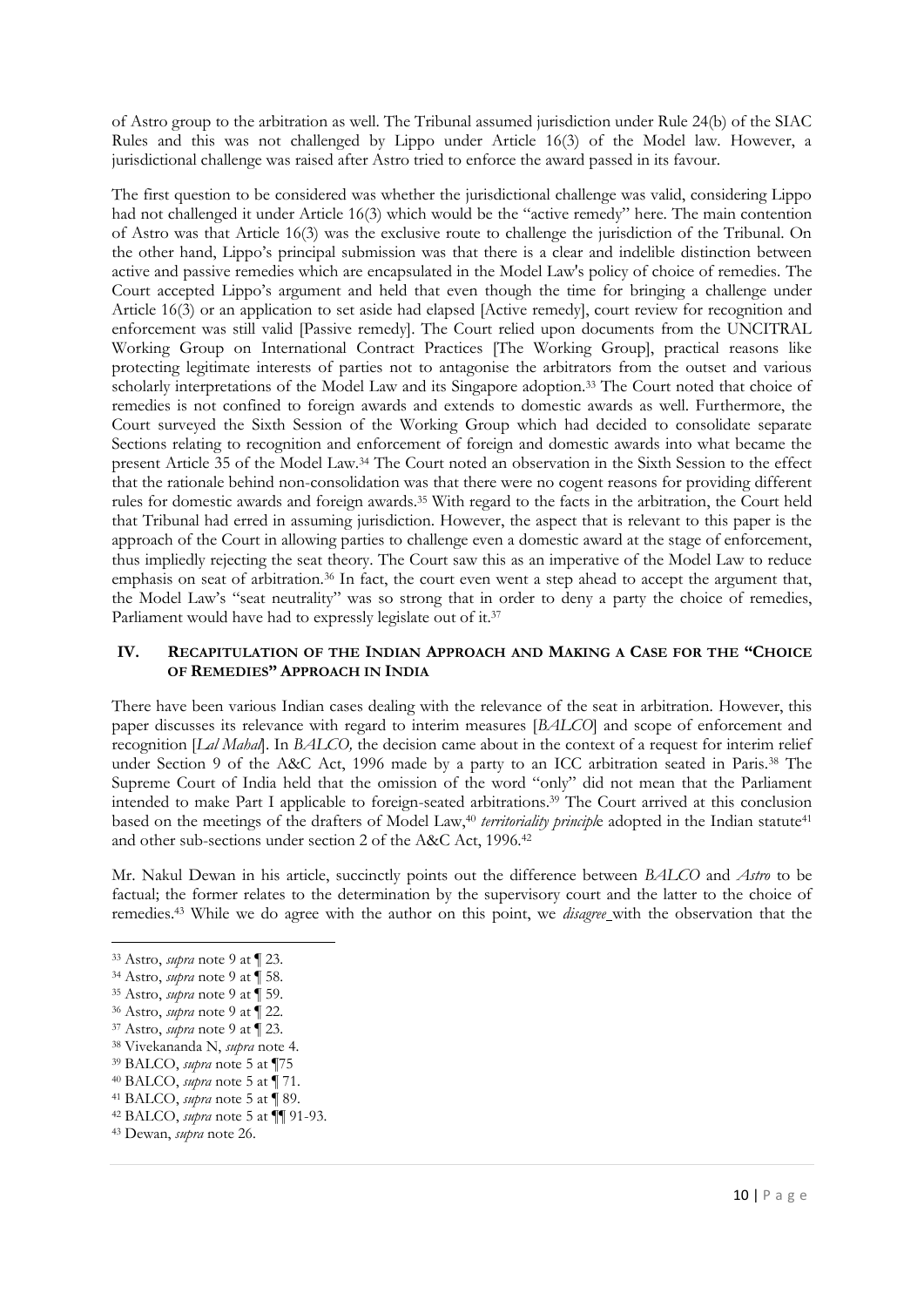of Astro group to the arbitration as well. The Tribunal assumed jurisdiction under Rule 24(b) of the SIAC Rules and this was not challenged by Lippo under Article 16(3) of the Model law. However, a jurisdictional challenge was raised after Astro tried to enforce the award passed in its favour.

The first question to be considered was whether the jurisdictional challenge was valid, considering Lippo had not challenged it under Article 16(3) which would be the "active remedy" here. The main contention of Astro was that Article 16(3) was the exclusive route to challenge the jurisdiction of the Tribunal. On the other hand, Lippo's principal submission was that there is a clear and indelible distinction between active and passive remedies which are encapsulated in the Model Law's policy of choice of remedies. The Court accepted Lippo's argument and held that even though the time for bringing a challenge under Article 16(3) or an application to set aside had elapsed [Active remedy], court review for recognition and enforcement was still valid [Passive remedy]. The Court relied upon documents from the UNCITRAL Working Group on International Contract Practices [The Working Group], practical reasons like protecting legitimate interests of parties not to antagonise the arbitrators from the outset and various scholarly interpretations of the Model Law and its Singapore adoption.[33] The Court noted that choice of remedies is not confined to foreign awards and extends to domestic awards as well. Furthermore, the Court surveyed the Sixth Session of the Working Group which had decided to consolidate separate Sections relating to recognition and enforcement of foreign and domestic awards into what became the present Article 35 of the Model Law.[34] The Court noted an observation in the Sixth Session to the effect that the rationale behind non-consolidation was that there were no cogent reasons for providing different rules for domestic awards and foreign awards.[35] With regard to the facts in the arbitration, the Court held that Tribunal had erred in assuming jurisdiction. However, the aspect that is relevant to this paper is the approach of the Court in allowing parties to challenge even a domestic award at the stage of enforcement, thus impliedly rejecting the seat theory. The Court saw this as an imperative of the Model Law to reduce emphasis on seat of arbitration.[36] In fact, the court even went a step ahead to accept the argument that, the Model Law's "seat neutrality" was so strong that in order to deny a party the choice of remedies, Parliament would have had to expressly legislate out of it.[37]

## IV. RECAPITULATION OF THE INDIAN APPROACH AND MAKING A CASE FOR THE "CHOICE OF REMEDIES" APPROACH IN INDIA

There have been various Indian cases dealing with the relevance of the seat in arbitration. However, this paper discusses its relevance with regard to interim measures [*BALCO*] and scope of enforcement and recognition [*Lal Mahal*]. In *BALCO,* the decision came about in the context of a request for interim relief under Section 9 of the A&C Act, 1996 made by a party to an ICC arbitration seated in Paris.[38] The Supreme Court of India held that the omission of the word "only" did not mean that the Parliament intended to make Part I applicable to foreign-seated arbitrations.[39] The Court arrived at this conclusion based on the meetings of the drafters of Model Law,[40] *territoriality principle* adopted in the Indian statute[41] and other sub-sections under section 2 of the A&C Act, 1996.[42]

Mr. Nakul Dewan in his article, succinctly points out the difference between *BALCO* and *Astro* to be factual; the former relates to the determination by the supervisory court and the latter to the choice of remedies.[43] While we do agree with the author on this point, we *disagree* with the observation that the

---

[33] Astro, *supra* note 9 at ¶ 23.
[34] Astro, *supra* note 9 at ¶ 58.
[35] Astro, *supra* note 9 at ¶ 59.
[36] Astro, *supra* note 9 at ¶ 22.
[37] Astro, *supra* note 9 at ¶ 23.
[38] Vivekananda N, *supra* note 4.
[39] BALCO, *supra* note 5 at ¶75
[40] BALCO, *supra* note 5 at ¶ 71.
[41] BALCO, *supra* note 5 at ¶ 89.
[42] BALCO, *supra* note 5 at ¶¶ 91-93.
[43] Dewan, *supra* note 26.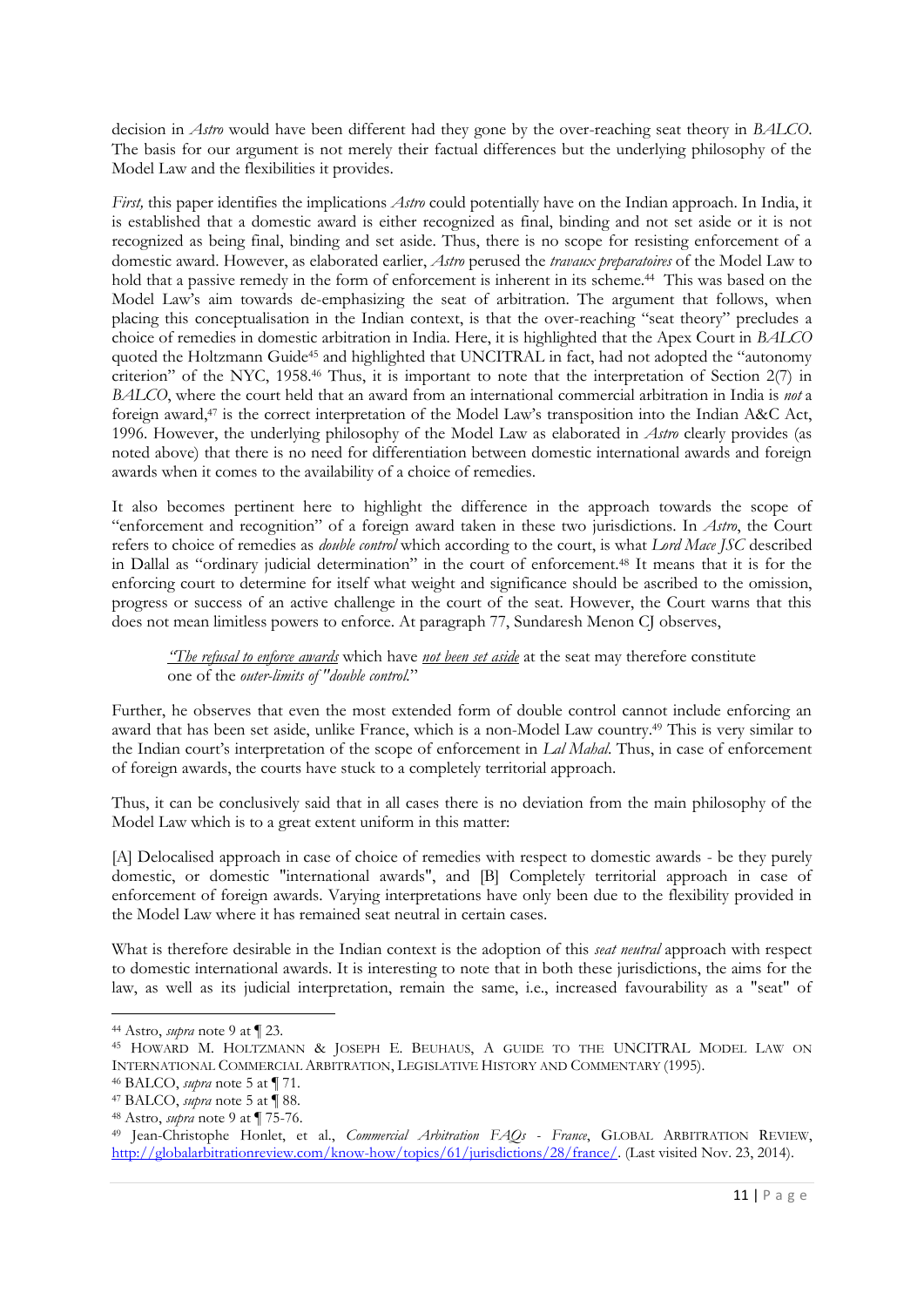decision in *Astro* would have been different had they gone by the over-reaching seat theory in *BALCO*. The basis for our argument is not merely their factual differences but the underlying philosophy of the Model Law and the flexibilities it provides.

*First,* this paper identifies the implications *Astro* could potentially have on the Indian approach. In India, it is established that a domestic award is either recognized as final, binding and not set aside or it is not recognized as being final, binding and set aside. Thus, there is no scope for resisting enforcement of a domestic award. However, as elaborated earlier, *Astro* perused the *travaux preparatoires* of the Model Law to hold that a passive remedy in the form of enforcement is inherent in its scheme.[44] This was based on the Model Law's aim towards de-emphasizing the seat of arbitration. The argument that follows, when placing this conceptualisation in the Indian context, is that the over-reaching "seat theory" precludes a choice of remedies in domestic arbitration in India. Here, it is highlighted that the Apex Court in *BALCO* quoted the Holtzmann Guide[45] and highlighted that UNCITRAL in fact, had not adopted the "autonomy criterion" of the NYC, 1958.[46] Thus, it is important to note that the interpretation of Section 2(7) in *BALCO*, where the court held that an award from an international commercial arbitration in India is *not* a foreign award,[47] is the correct interpretation of the Model Law's transposition into the Indian A&C Act, 1996. However, the underlying philosophy of the Model Law as elaborated in *Astro* clearly provides (as noted above) that there is no need for differentiation between domestic international awards and foreign awards when it comes to the availability of a choice of remedies.

It also becomes pertinent here to highlight the difference in the approach towards the scope of "enforcement and recognition" of a foreign award taken in these two jurisdictions. In *Astro*, the Court refers to choice of remedies as *double control* which according to the court, is what *Lord Mace JSC* described in Dallal as "ordinary judicial determination" in the court of enforcement.[48] It means that it is for the enforcing court to determine for itself what weight and significance should be ascribed to the omission, progress or success of an active challenge in the court of the seat. However, the Court warns that this does not mean limitless powers to enforce. At paragraph 77, Sundaresh Menon CJ observes,

> *"The refusal to enforce awards* which have *not been set aside* at the seat may therefore constitute one of the *outer-limits of "double control*."

Further, he observes that even the most extended form of double control cannot include enforcing an award that has been set aside, unlike France, which is a non-Model Law country.[49] This is very similar to the Indian court's interpretation of the scope of enforcement in *Lal Mahal*. Thus, in case of enforcement of foreign awards, the courts have stuck to a completely territorial approach.

Thus, it can be conclusively said that in all cases there is no deviation from the main philosophy of the Model Law which is to a great extent uniform in this matter:

[A] Delocalised approach in case of choice of remedies with respect to domestic awards - be they purely domestic, or domestic "international awards", and [B] Completely territorial approach in case of enforcement of foreign awards. Varying interpretations have only been due to the flexibility provided in the Model Law where it has remained seat neutral in certain cases.

What is therefore desirable in the Indian context is the adoption of this *seat neutral* approach with respect to domestic international awards. It is interesting to note that in both these jurisdictions, the aims for the law, as well as its judicial interpretation, remain the same, i.e., increased favourability as a "seat" of

---

[44] Astro, *supra* note 9 at ¶ 23.

[45] HOWARD M. HOLTZMANN & JOSEPH E. BEUHAUS, A GUIDE TO THE UNCITRAL MODEL LAW ON INTERNATIONAL COMMERCIAL ARBITRATION, LEGISLATIVE HISTORY AND COMMENTARY (1995).

[46] BALCO, *supra* note 5 at ¶ 71.

[47] BALCO, *supra* note 5 at ¶ 88.

[48] Astro, *supra* note 9 at ¶ 75-76.

[49] Jean-Christophe Honlet, et al., *Commercial Arbitration FAQs - France*, GLOBAL ARBITRATION REVIEW, http://globalarbitrationreview.com/know-how/topics/61/jurisdictions/28/france/. (Last visited Nov. 23, 2014).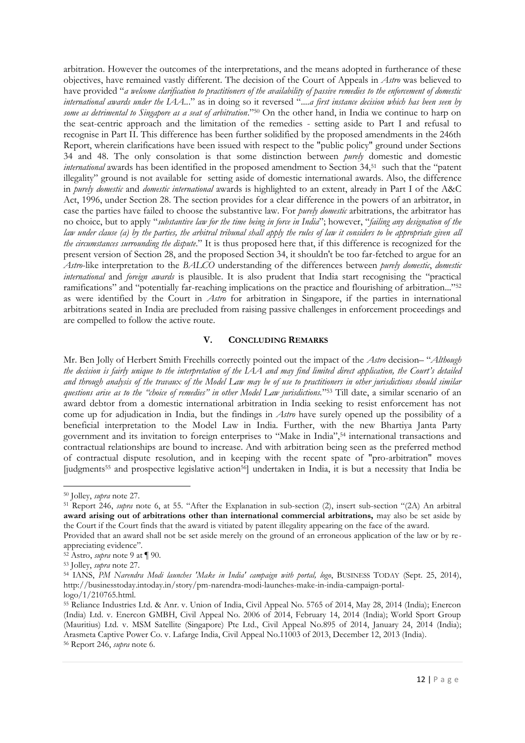arbitration. However the outcomes of the interpretations, and the means adopted in furtherance of these objectives, have remained vastly different. The decision of the Court of Appeals in *Astro* was believed to have provided "*a welcome clarification to practitioners of the availability of passive remedies to the enforcement of domestic international awards under the IAA*..." as in doing so it reversed "....*a first instance decision which has been seen by some as detrimental to Singapore as a seat of arbitration*."[50] On the other hand, in India we continue to harp on the seat-centric approach and the limitation of the remedies - setting aside to Part I and refusal to recognise in Part II. This difference has been further solidified by the proposed amendments in the 246th Report, wherein clarifications have been issued with respect to the "public policy" ground under Sections 34 and 48. The only consolation is that some distinction between *purely* domestic and domestic *international* awards has been identified in the proposed amendment to Section 34,[51] such that the "patent illegality" ground is not available for setting aside of domestic international awards. Also, the difference in *purely domestic* and *domestic international* awards is highlighted to an extent, already in Part I of the A&C Act, 1996, under Section 28. The section provides for a clear difference in the powers of an arbitrator, in case the parties have failed to choose the substantive law. For *purely domestic* arbitrations, the arbitrator has no choice, but to apply "*substantive law for the time being in force in India*"; however, "*failing any designation of the law under clause (a) by the parties, the arbitral tribunal shall apply the rules of law it considers to be appropriate given all the circumstances surrounding the dispute*." It is thus proposed here that, if this difference is recognized for the present version of Section 28, and the proposed Section 34, it shouldn't be too far-fetched to argue for an *Astro*-like interpretation to the *BALCO* understanding of the differences between *purely domestic*, *domestic international* and *foreign awards* is plausible. It is also prudent that India start recognising the "practical ramifications" and "potentially far-reaching implications on the practice and flourishing of arbitration..."[52] as were identified by the Court in *Astro* for arbitration in Singapore, if the parties in international arbitrations seated in India are precluded from raising passive challenges in enforcement proceedings and are compelled to follow the active route.

## V. CONCLUDING REMARKS

Mr. Ben Jolly of Herbert Smith Freehills correctly pointed out the impact of the *Astro* decision– "*Although the decision is fairly unique to the interpretation of the IAA and may find limited direct application, the Court's detailed and through analysis of the travaux of the Model Law may be of use to practitioners in other jurisdictions should similar questions arise as to the "choice of remedies" in other Model Law jurisdictions.*"[53] Till date, a similar scenario of an award debtor from a domestic international arbitration in India seeking to resist enforcement has not come up for adjudication in India, but the findings in *Astro* have surely opened up the possibility of a beneficial interpretation to the Model Law in India. Further, with the new Bhartiya Janta Party government and its invitation to foreign enterprises to "Make in India",[54] international transactions and contractual relationships are bound to increase. And with arbitration being seen as the preferred method of contractual dispute resolution, and in keeping with the recent spate of "pro-arbitration" moves [judgments[55] and prospective legislative action[56]] undertaken in India, it is but a necessity that India be

---

[50] Jolley, *supra* note 27.

[51] Report 246, *supra* note 6, at 55. "After the Explanation in sub-section (2), insert sub-section "(2A) An arbitral **award arising out of arbitrations other than international commercial arbitrations,** may also be set aside by the Court if the Court finds that the award is vitiated by patent illegality appearing on the face of the award.
Provided that an award shall not be set aside merely on the ground of an erroneous application of the law or by re-appreciating evidence".

[52] Astro, *supra* note 9 at ¶ 90.

[53] Jolley, *supra* note 27.

[54] IANS, *PM Narendra Modi launches 'Make in India' campaign with portal, logo*, BUSINESS TODAY (Sept. 25, 2014), http://businesstoday.intoday.in/story/pm-narendra-modi-launches-make-in-india-campaign-portal-logo/1/210765.html.

[55] Reliance Industries Ltd. & Anr. v. Union of India, Civil Appeal No. 5765 of 2014, May 28, 2014 (India); Enercon (India) Ltd. v. Enercon GMBH, Civil Appeal No. 2006 of 2014, February 14, 2014 (India); World Sport Group (Mauritius) Ltd. v. MSM Satellite (Singapore) Pte Ltd., Civil Appeal No.895 of 2014, January 24, 2014 (India); Arasmeta Captive Power Co. v. Lafarge India, Civil Appeal No.11003 of 2013, December 12, 2013 (India).

[56] Report 246, *supra* note 6.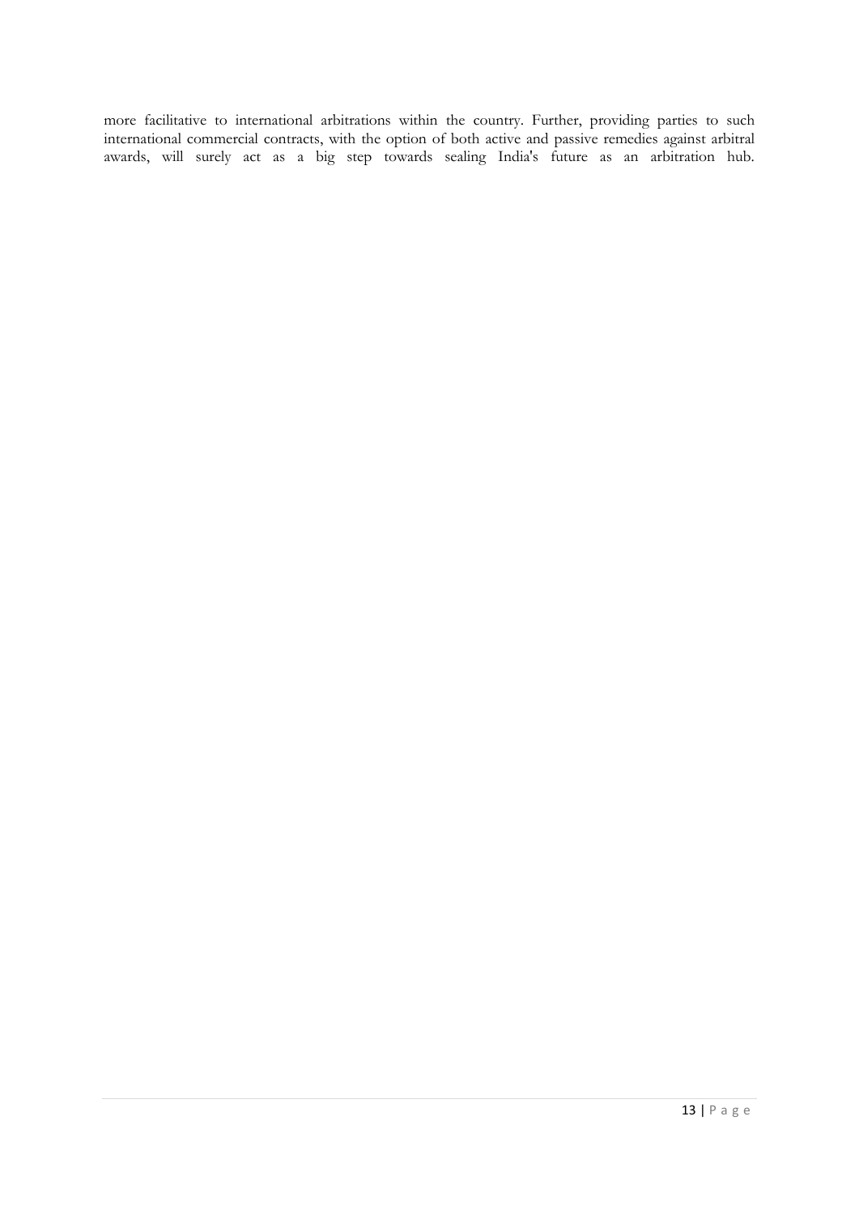more facilitative to international arbitrations within the country. Further, providing parties to such international commercial contracts, with the option of both active and passive remedies against arbitral awards, will surely act as a big step towards sealing India's future as an arbitration hub.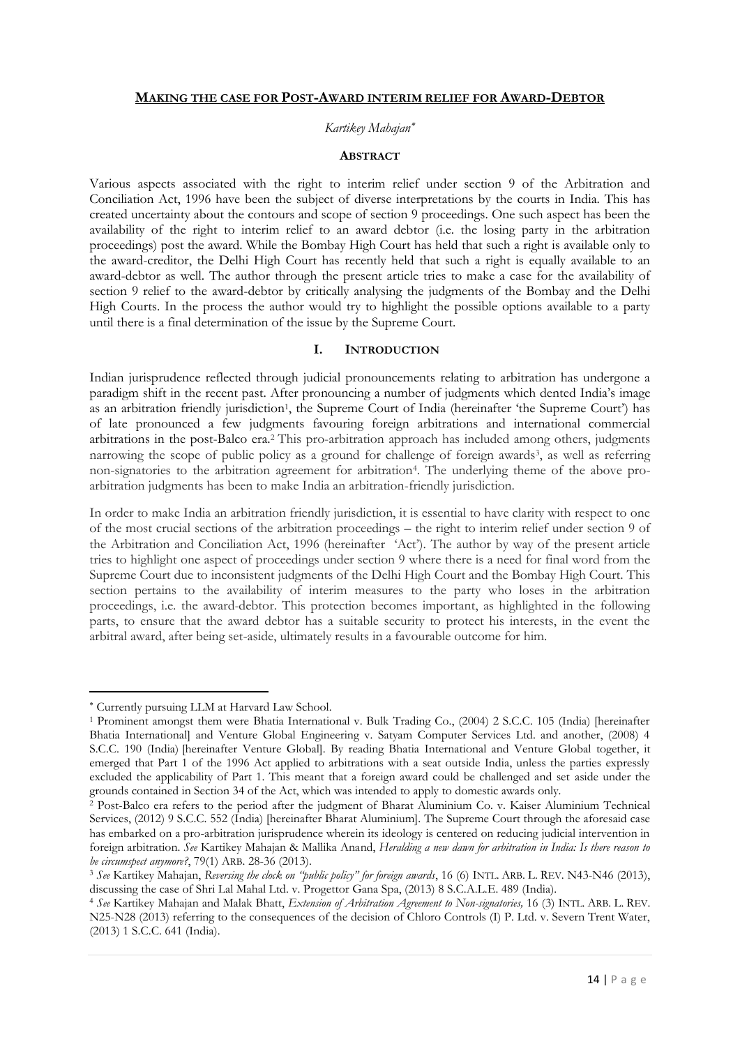# MAKING THE CASE FOR POST-AWARD INTERIM RELIEF FOR AWARD-DEBTOR

*Kartikey Mahajan**

## ABSTRACT

Various aspects associated with the right to interim relief under section 9 of the Arbitration and Conciliation Act, 1996 have been the subject of diverse interpretations by the courts in India. This has created uncertainty about the contours and scope of section 9 proceedings. One such aspect has been the availability of the right to interim relief to an award debtor (i.e. the losing party in the arbitration proceedings) post the award. While the Bombay High Court has held that such a right is available only to the award-creditor, the Delhi High Court has recently held that such a right is equally available to an award-debtor as well. The author through the present article tries to make a case for the availability of section 9 relief to the award-debtor by critically analysing the judgments of the Bombay and the Delhi High Courts. In the process the author would try to highlight the possible options available to a party until there is a final determination of the issue by the Supreme Court.

## I. INTRODUCTION

Indian jurisprudence reflected through judicial pronouncements relating to arbitration has undergone a paradigm shift in the recent past. After pronouncing a number of judgments which dented India's image as an arbitration friendly jurisdiction[1], the Supreme Court of India (hereinafter 'the Supreme Court') has of late pronounced a few judgments favouring foreign arbitrations and international commercial arbitrations in the post-Balco era.[2] This pro-arbitration approach has included among others, judgments narrowing the scope of public policy as a ground for challenge of foreign awards[3], as well as referring non-signatories to the arbitration agreement for arbitration[4]. The underlying theme of the above pro-arbitration judgments has been to make India an arbitration-friendly jurisdiction.

In order to make India an arbitration friendly jurisdiction, it is essential to have clarity with respect to one of the most crucial sections of the arbitration proceedings – the right to interim relief under section 9 of the Arbitration and Conciliation Act, 1996 (hereinafter 'Act'). The author by way of the present article tries to highlight one aspect of proceedings under section 9 where there is a need for final word from the Supreme Court due to inconsistent judgments of the Delhi High Court and the Bombay High Court. This section pertains to the availability of interim measures to the party who loses in the arbitration proceedings, i.e. the award-debtor. This protection becomes important, as highlighted in the following parts, to ensure that the award debtor has a suitable security to protect his interests, in the event the arbitral award, after being set-aside, ultimately results in a favourable outcome for him.

---

* Currently pursuing LLM at Harvard Law School.

[1] Prominent amongst them were Bhatia International v. Bulk Trading Co., (2004) 2 S.C.C. 105 (India) [hereinafter Bhatia International] and Venture Global Engineering v. Satyam Computer Services Ltd. and another, (2008) 4 S.C.C. 190 (India) [hereinafter Venture Global]. By reading Bhatia International and Venture Global together, it emerged that Part 1 of the 1996 Act applied to arbitrations with a seat outside India, unless the parties expressly excluded the applicability of Part 1. This meant that a foreign award could be challenged and set aside under the grounds contained in Section 34 of the Act, which was intended to apply to domestic awards only.

[2] Post-Balco era refers to the period after the judgment of Bharat Aluminium Co. v. Kaiser Aluminium Technical Services, (2012) 9 S.C.C. 552 (India) [hereinafter Bharat Aluminium]. The Supreme Court through the aforesaid case has embarked on a pro-arbitration jurisprudence wherein its ideology is centered on reducing judicial intervention in foreign arbitration. *See* Kartikey Mahajan & Mallika Anand, *Heralding a new dawn for arbitration in India: Is there reason to be circumspect anymore?*, 79(1) ARB. 28-36 (2013).

[3] *See* Kartikey Mahajan, *Reversing the clock on "public policy" for foreign awards*, 16 (6) INTL. ARB. L. REV. N43-N46 (2013), discussing the case of Shri Lal Mahal Ltd. v. Progettor Gana Spa, (2013) 8 S.C.A.L.E. 489 (India).

[4] *See* Kartikey Mahajan and Malak Bhatt, *Extension of Arbitration Agreement to Non-signatories,* 16 (3) INTL. ARB. L. REV. N25-N28 (2013) referring to the consequences of the decision of Chloro Controls (I) P. Ltd. v. Severn Trent Water, (2013) 1 S.C.C. 641 (India).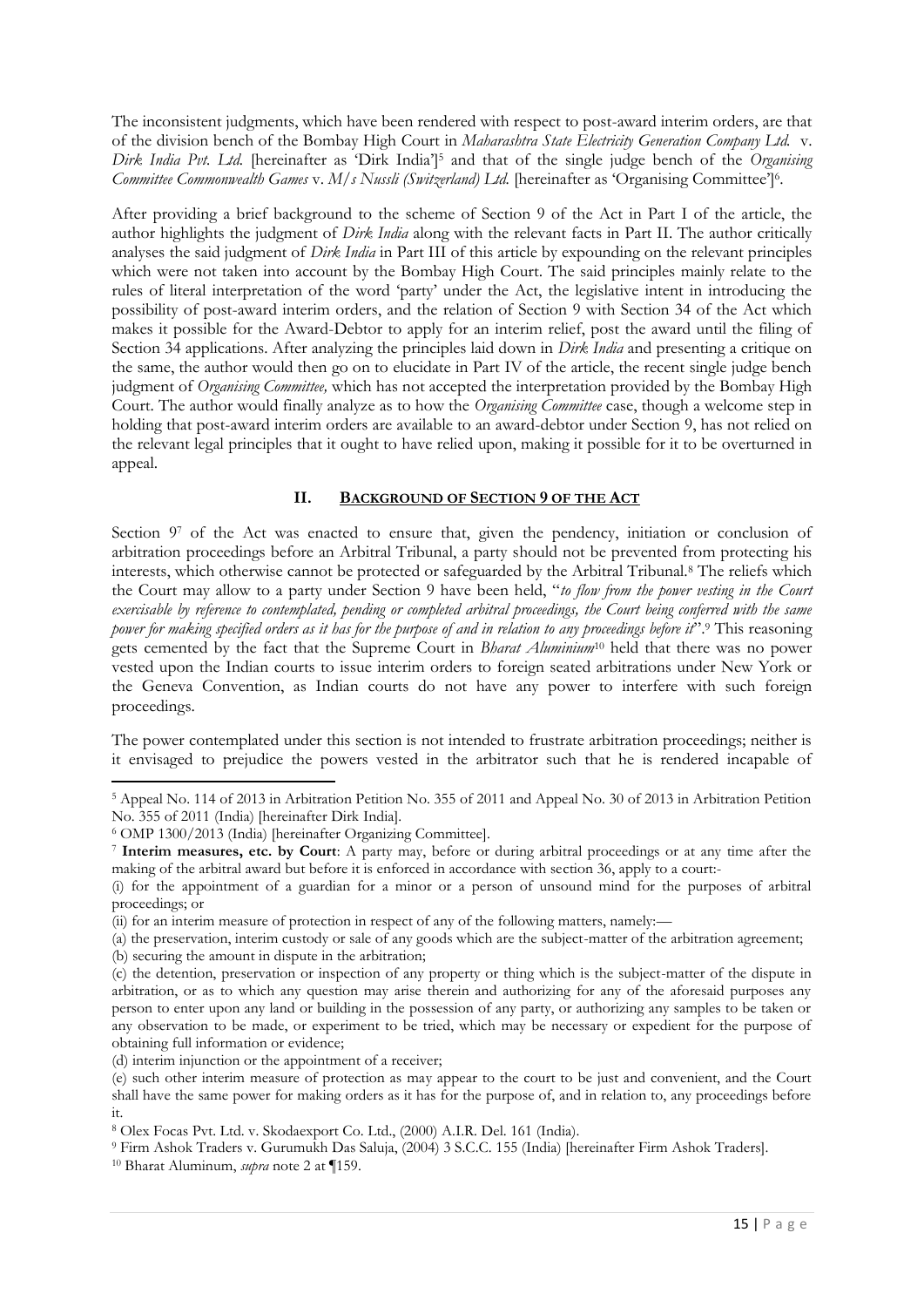The inconsistent judgments, which have been rendered with respect to post-award interim orders, are that of the division bench of the Bombay High Court in *Maharashtra State Electricity Generation Company Ltd.* v. *Dirk India Pvt. Ltd.* [hereinafter as 'Dirk India'][5] and that of the single judge bench of the *Organising Committee Commonwealth Games* v. *M/s Nussli (Switzerland) Ltd.* [hereinafter as 'Organising Committee'][6].

After providing a brief background to the scheme of Section 9 of the Act in Part I of the article, the author highlights the judgment of *Dirk India* along with the relevant facts in Part II. The author critically analyses the said judgment of *Dirk India* in Part III of this article by expounding on the relevant principles which were not taken into account by the Bombay High Court. The said principles mainly relate to the rules of literal interpretation of the word 'party' under the Act, the legislative intent in introducing the possibility of post-award interim orders, and the relation of Section 9 with Section 34 of the Act which makes it possible for the Award-Debtor to apply for an interim relief, post the award until the filing of Section 34 applications. After analyzing the principles laid down in *Dirk India* and presenting a critique on the same, the author would then go on to elucidate in Part IV of the article, the recent single judge bench judgment of *Organising Committee,* which has not accepted the interpretation provided by the Bombay High Court. The author would finally analyze as to how the *Organising Committee* case, though a welcome step in holding that post-award interim orders are available to an award-debtor under Section 9, has not relied on the relevant legal principles that it ought to have relied upon, making it possible for it to be overturned in appeal.

## II. BACKGROUND OF SECTION 9 OF THE ACT

Section 9[7] of the Act was enacted to ensure that, given the pendency, initiation or conclusion of arbitration proceedings before an Arbitral Tribunal, a party should not be prevented from protecting his interests, which otherwise cannot be protected or safeguarded by the Arbitral Tribunal.[8] The reliefs which the Court may allow to a party under Section 9 have been held, "*to flow from the power vesting in the Court exercisable by reference to contemplated, pending or completed arbitral proceedings, the Court being conferred with the same power for making specified orders as it has for the purpose of and in relation to any proceedings before it*".[9] This reasoning gets cemented by the fact that the Supreme Court in *Bharat Aluminium*[10] held that there was no power vested upon the Indian courts to issue interim orders to foreign seated arbitrations under New York or the Geneva Convention, as Indian courts do not have any power to interfere with such foreign proceedings.

The power contemplated under this section is not intended to frustrate arbitration proceedings; neither is it envisaged to prejudice the powers vested in the arbitrator such that he is rendered incapable of

---

[5] Appeal No. 114 of 2013 in Arbitration Petition No. 355 of 2011 and Appeal No. 30 of 2013 in Arbitration Petition No. 355 of 2011 (India) [hereinafter Dirk India].

[6] OMP 1300/2013 (India) [hereinafter Organizing Committee].

[7] **Interim measures, etc. by Court**: A party may, before or during arbitral proceedings or at any time after the making of the arbitral award but before it is enforced in accordance with section 36, apply to a court:-

(i) for the appointment of a guardian for a minor or a person of unsound mind for the purposes of arbitral proceedings; or

(ii) for an interim measure of protection in respect of any of the following matters, namely:—

(a) the preservation, interim custody or sale of any goods which are the subject-matter of the arbitration agreement;

(b) securing the amount in dispute in the arbitration;

(c) the detention, preservation or inspection of any property or thing which is the subject-matter of the dispute in arbitration, or as to which any question may arise therein and authorizing for any of the aforesaid purposes any person to enter upon any land or building in the possession of any party, or authorizing any samples to be taken or any observation to be made, or experiment to be tried, which may be necessary or expedient for the purpose of obtaining full information or evidence;

(d) interim injunction or the appointment of a receiver;

(e) such other interim measure of protection as may appear to the court to be just and convenient, and the Court shall have the same power for making orders as it has for the purpose of, and in relation to, any proceedings before it.

[8] Olex Focas Pvt. Ltd. v. Skodaexport Co. Ltd., (2000) A.I.R. Del. 161 (India).

[9] Firm Ashok Traders v. Gurumukh Das Saluja, (2004) 3 S.C.C. 155 (India) [hereinafter Firm Ashok Traders].

[10] Bharat Aluminum, *supra* note 2 at ¶159.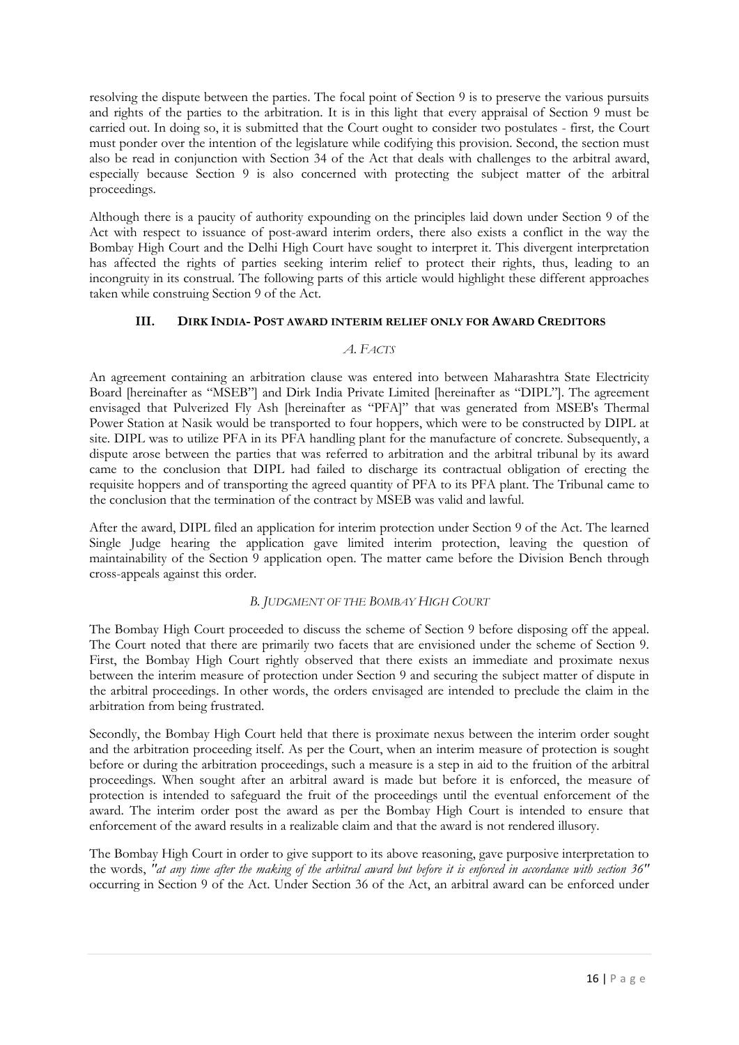resolving the dispute between the parties. The focal point of Section 9 is to preserve the various pursuits and rights of the parties to the arbitration. It is in this light that every appraisal of Section 9 must be carried out. In doing so, it is submitted that the Court ought to consider two postulates - first*,* the Court must ponder over the intention of the legislature while codifying this provision. Second, the section must also be read in conjunction with Section 34 of the Act that deals with challenges to the arbitral award, especially because Section 9 is also concerned with protecting the subject matter of the arbitral proceedings.

Although there is a paucity of authority expounding on the principles laid down under Section 9 of the Act with respect to issuance of post-award interim orders, there also exists a conflict in the way the Bombay High Court and the Delhi High Court have sought to interpret it. This divergent interpretation has affected the rights of parties seeking interim relief to protect their rights, thus, leading to an incongruity in its construal. The following parts of this article would highlight these different approaches taken while construing Section 9 of the Act.

## III. DIRK INDIA- POST AWARD INTERIM RELIEF ONLY FOR AWARD CREDITORS

### *A. FACTS*

An agreement containing an arbitration clause was entered into between Maharashtra State Electricity Board [hereinafter as "MSEB"] and Dirk India Private Limited [hereinafter as "DIPL"]. The agreement envisaged that Pulverized Fly Ash [hereinafter as "PFA]" that was generated from MSEB's Thermal Power Station at Nasik would be transported to four hoppers, which were to be constructed by DIPL at site. DIPL was to utilize PFA in its PFA handling plant for the manufacture of concrete. Subsequently, a dispute arose between the parties that was referred to arbitration and the arbitral tribunal by its award came to the conclusion that DIPL had failed to discharge its contractual obligation of erecting the requisite hoppers and of transporting the agreed quantity of PFA to its PFA plant. The Tribunal came to the conclusion that the termination of the contract by MSEB was valid and lawful.

After the award, DIPL filed an application for interim protection under Section 9 of the Act. The learned Single Judge hearing the application gave limited interim protection, leaving the question of maintainability of the Section 9 application open. The matter came before the Division Bench through cross-appeals against this order.

### *B. JUDGMENT OF THE BOMBAY HIGH COURT*

The Bombay High Court proceeded to discuss the scheme of Section 9 before disposing off the appeal. The Court noted that there are primarily two facets that are envisioned under the scheme of Section 9. First, the Bombay High Court rightly observed that there exists an immediate and proximate nexus between the interim measure of protection under Section 9 and securing the subject matter of dispute in the arbitral proceedings. In other words, the orders envisaged are intended to preclude the claim in the arbitration from being frustrated.

Secondly, the Bombay High Court held that there is proximate nexus between the interim order sought and the arbitration proceeding itself. As per the Court, when an interim measure of protection is sought before or during the arbitration proceedings, such a measure is a step in aid to the fruition of the arbitral proceedings. When sought after an arbitral award is made but before it is enforced, the measure of protection is intended to safeguard the fruit of the proceedings until the eventual enforcement of the award. The interim order post the award as per the Bombay High Court is intended to ensure that enforcement of the award results in a realizable claim and that the award is not rendered illusory.

The Bombay High Court in order to give support to its above reasoning, gave purposive interpretation to the words, *"at any time after the making of the arbitral award but before it is enforced in accordance with section 36"* occurring in Section 9 of the Act. Under Section 36 of the Act, an arbitral award can be enforced under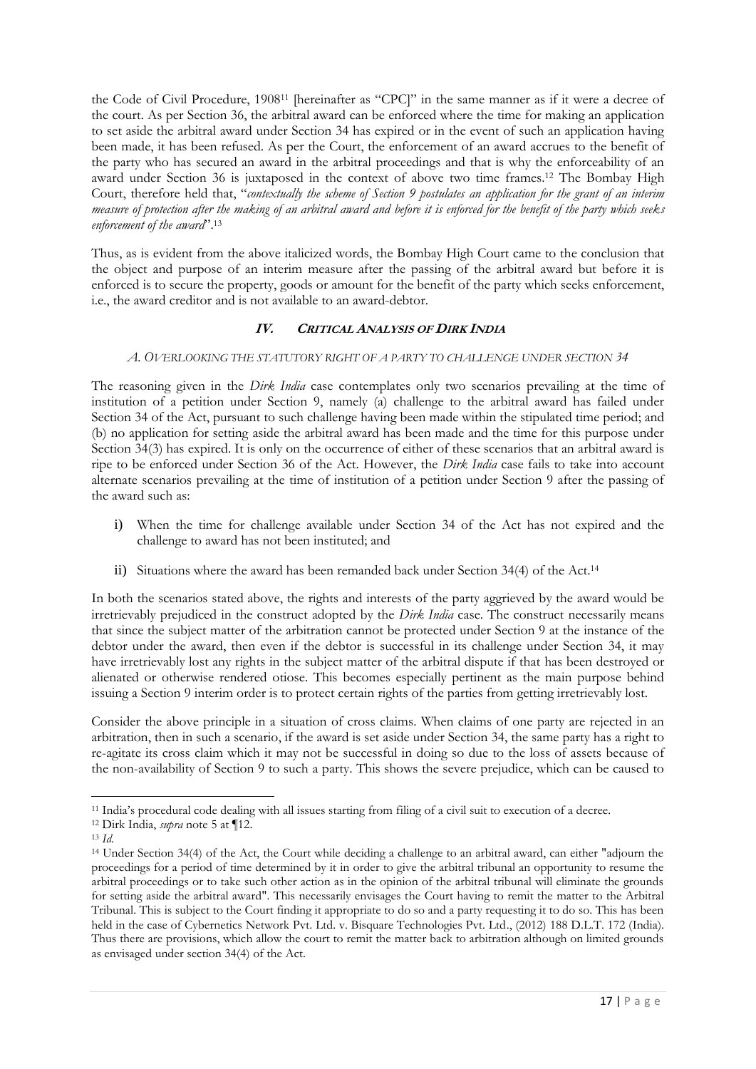the Code of Civil Procedure, 1908[11] [hereinafter as "CPC]" in the same manner as if it were a decree of the court. As per Section 36, the arbitral award can be enforced where the time for making an application to set aside the arbitral award under Section 34 has expired or in the event of such an application having been made, it has been refused. As per the Court, the enforcement of an award accrues to the benefit of the party who has secured an award in the arbitral proceedings and that is why the enforceability of an award under Section 36 is juxtaposed in the context of above two time frames.[12] The Bombay High Court, therefore held that, "*contextually the scheme of Section 9 postulates an application for the grant of an interim measure of protection after the making of an arbitral award and before it is enforced for the benefit of the party which seeks enforcement of the award*".[13]

Thus, as is evident from the above italicized words, the Bombay High Court came to the conclusion that the object and purpose of an interim measure after the passing of the arbitral award but before it is enforced is to secure the property, goods or amount for the benefit of the party which seeks enforcement, i.e., the award creditor and is not available to an award-debtor.

## IV. CRITICAL ANALYSIS OF *DIRK INDIA*

### *A. OVERLOOKING THE STATUTORY RIGHT OF A PARTY TO CHALLENGE UNDER SECTION 34*

The reasoning given in the *Dirk India* case contemplates only two scenarios prevailing at the time of institution of a petition under Section 9, namely (a) challenge to the arbitral award has failed under Section 34 of the Act, pursuant to such challenge having been made within the stipulated time period; and (b) no application for setting aside the arbitral award has been made and the time for this purpose under Section 34(3) has expired. It is only on the occurrence of either of these scenarios that an arbitral award is ripe to be enforced under Section 36 of the Act. However, the *Dirk India* case fails to take into account alternate scenarios prevailing at the time of institution of a petition under Section 9 after the passing of the award such as:

i) When the time for challenge available under Section 34 of the Act has not expired and the challenge to award has not been instituted; and

ii) Situations where the award has been remanded back under Section 34(4) of the Act.[14]

In both the scenarios stated above, the rights and interests of the party aggrieved by the award would be irretrievably prejudiced in the construct adopted by the *Dirk India* case. The construct necessarily means that since the subject matter of the arbitration cannot be protected under Section 9 at the instance of the debtor under the award, then even if the debtor is successful in its challenge under Section 34, it may have irretrievably lost any rights in the subject matter of the arbitral dispute if that has been destroyed or alienated or otherwise rendered otiose. This becomes especially pertinent as the main purpose behind issuing a Section 9 interim order is to protect certain rights of the parties from getting irretrievably lost.

Consider the above principle in a situation of cross claims. When claims of one party are rejected in an arbitration, then in such a scenario, if the award is set aside under Section 34, the same party has a right to re-agitate its cross claim which it may not be successful in doing so due to the loss of assets because of the non-availability of Section 9 to such a party. This shows the severe prejudice, which can be caused to

---

[11] India's procedural code dealing with all issues starting from filing of a civil suit to execution of a decree.

[12] Dirk India, *supra* note 5 at ¶12.

[13] *Id.*

[14] Under Section 34(4) of the Act, the Court while deciding a challenge to an arbitral award, can either "adjourn the proceedings for a period of time determined by it in order to give the arbitral tribunal an opportunity to resume the arbitral proceedings or to take such other action as in the opinion of the arbitral tribunal will eliminate the grounds for setting aside the arbitral award". This necessarily envisages the Court having to remit the matter to the Arbitral Tribunal. This is subject to the Court finding it appropriate to do so and a party requesting it to do so. This has been held in the case of Cybernetics Network Pvt. Ltd. v. Bisquare Technologies Pvt. Ltd., (2012) 188 D.L.T. 172 (India). Thus there are provisions, which allow the court to remit the matter back to arbitration although on limited grounds as envisaged under section 34(4) of the Act.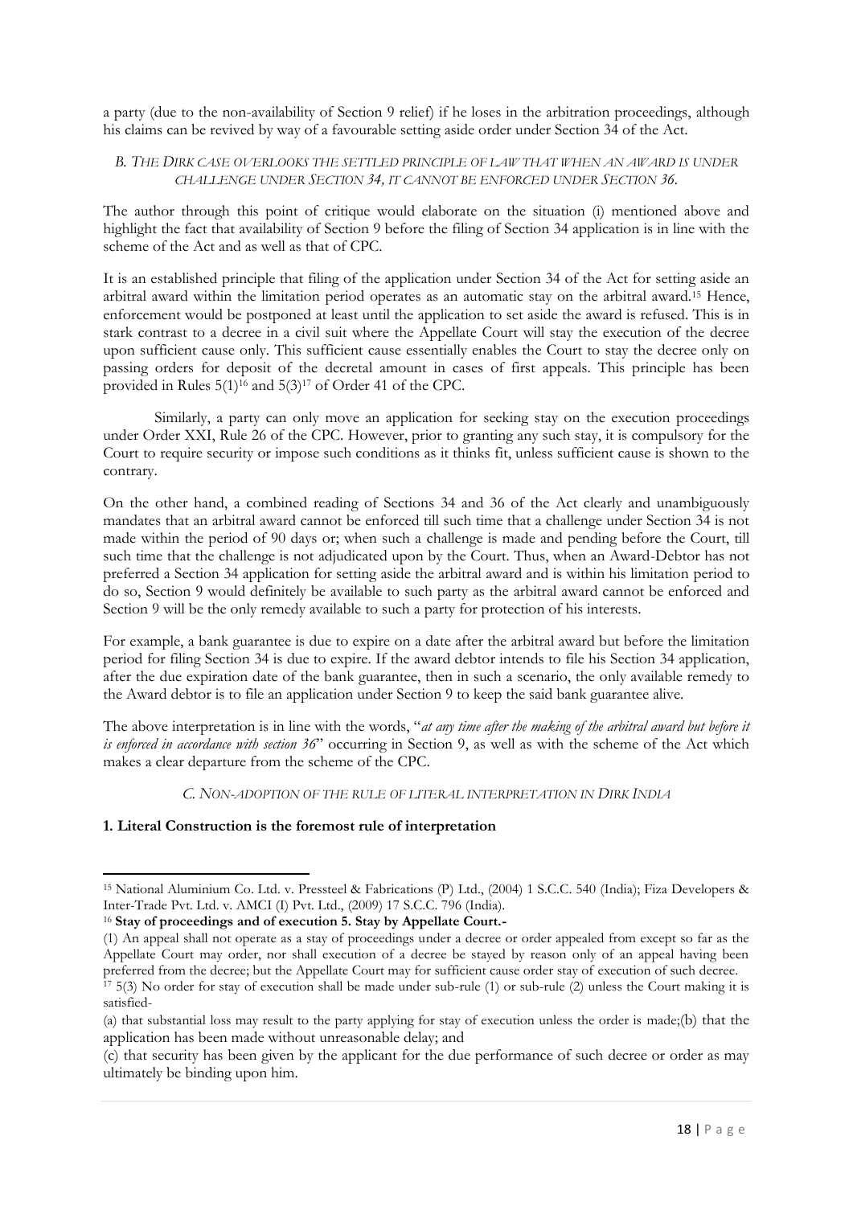a party (due to the non-availability of Section 9 relief) if he loses in the arbitration proceedings, although his claims can be revived by way of a favourable setting aside order under Section 34 of the Act.

### B. *THE DIRK CASE OVERLOOKS THE SETTLED PRINCIPLE OF LAW THAT WHEN AN AWARD IS UNDER CHALLENGE UNDER SECTION 34, IT CANNOT BE ENFORCED UNDER SECTION 36.*

The author through this point of critique would elaborate on the situation (i) mentioned above and highlight the fact that availability of Section 9 before the filing of Section 34 application is in line with the scheme of the Act and as well as that of CPC.

It is an established principle that filing of the application under Section 34 of the Act for setting aside an arbitral award within the limitation period operates as an automatic stay on the arbitral award.[15] Hence, enforcement would be postponed at least until the application to set aside the award is refused. This is in stark contrast to a decree in a civil suit where the Appellate Court will stay the execution of the decree upon sufficient cause only. This sufficient cause essentially enables the Court to stay the decree only on passing orders for deposit of the decretal amount in cases of first appeals. This principle has been provided in Rules 5(1)[16] and 5(3)[17] of Order 41 of the CPC.

Similarly, a party can only move an application for seeking stay on the execution proceedings under Order XXI, Rule 26 of the CPC. However, prior to granting any such stay, it is compulsory for the Court to require security or impose such conditions as it thinks fit, unless sufficient cause is shown to the contrary.

On the other hand, a combined reading of Sections 34 and 36 of the Act clearly and unambiguously mandates that an arbitral award cannot be enforced till such time that a challenge under Section 34 is not made within the period of 90 days or; when such a challenge is made and pending before the Court, till such time that the challenge is not adjudicated upon by the Court. Thus, when an Award-Debtor has not preferred a Section 34 application for setting aside the arbitral award and is within his limitation period to do so, Section 9 would definitely be available to such party as the arbitral award cannot be enforced and Section 9 will be the only remedy available to such a party for protection of his interests.

For example, a bank guarantee is due to expire on a date after the arbitral award but before the limitation period for filing Section 34 is due to expire. If the award debtor intends to file his Section 34 application, after the due expiration date of the bank guarantee, then in such a scenario, the only available remedy to the Award debtor is to file an application under Section 9 to keep the said bank guarantee alive.

The above interpretation is in line with the words, "*at any time after the making of the arbitral award but before it is enforced in accordance with section 36*" occurring in Section 9, as well as with the scheme of the Act which makes a clear departure from the scheme of the CPC.

### C. *NON-ADOPTION OF THE RULE OF LITERAL INTERPRETATION IN DIRK INDIA*

#### 1. Literal Construction is the foremost rule of interpretation

---

[15] National Aluminium Co. Ltd. v. Pressteel & Fabrications (P) Ltd., (2004) 1 S.C.C. 540 (India); Fiza Developers & Inter-Trade Pvt. Ltd. v. AMCI (I) Pvt. Ltd., (2009) 17 S.C.C. 796 (India).

[16] **Stay of proceedings and of execution 5. Stay by Appellate Court.-**

(1) An appeal shall not operate as a stay of proceedings under a decree or order appealed from except so far as the Appellate Court may order, nor shall execution of a decree be stayed by reason only of an appeal having been preferred from the decree; but the Appellate Court may for sufficient cause order stay of execution of such decree.

[17] 5(3) No order for stay of execution shall be made under sub-rule (1) or sub-rule (2) unless the Court making it is satisfied-

(a) that substantial loss may result to the party applying for stay of execution unless the order is made;(b) that the application has been made without unreasonable delay; and

(c) that security has been given by the applicant for the due performance of such decree or order as may ultimately be binding upon him.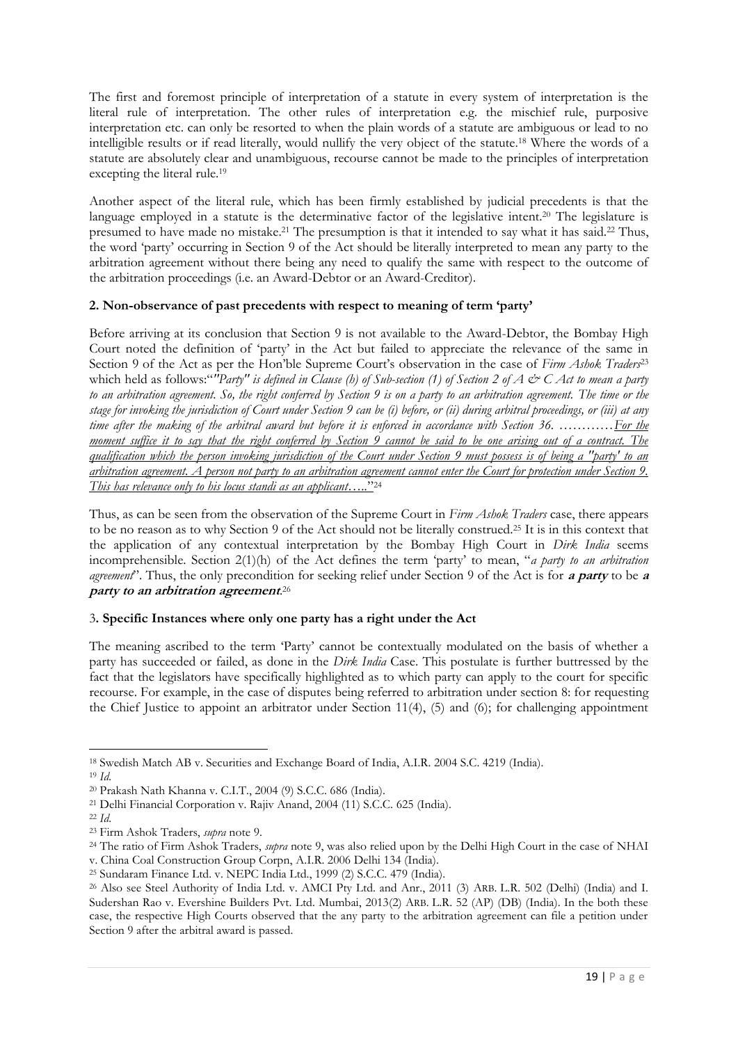The first and foremost principle of interpretation of a statute in every system of interpretation is the literal rule of interpretation. The other rules of interpretation e.g. the mischief rule, purposive interpretation etc. can only be resorted to when the plain words of a statute are ambiguous or lead to no intelligible results or if read literally, would nullify the very object of the statute.[18] Where the words of a statute are absolutely clear and unambiguous, recourse cannot be made to the principles of interpretation excepting the literal rule.[19]

Another aspect of the literal rule, which has been firmly established by judicial precedents is that the language employed in a statute is the determinative factor of the legislative intent.[20] The legislature is presumed to have made no mistake.[21] The presumption is that it intended to say what it has said.[22] Thus, the word 'party' occurring in Section 9 of the Act should be literally interpreted to mean any party to the arbitration agreement without there being any need to qualify the same with respect to the outcome of the arbitration proceedings (i.e. an Award-Debtor or an Award-Creditor).

**2. Non-observance of past precedents with respect to meaning of term 'party'**

Before arriving at its conclusion that Section 9 is not available to the Award-Debtor, the Bombay High Court noted the definition of 'party' in the Act but failed to appreciate the relevance of the same in Section 9 of the Act as per the Hon'ble Supreme Court's observation in the case of *Firm Ashok Traders*[23] which held as follows:"*"Party" is defined in Clause (h) of Sub-section (1) of Section 2 of A & C Act to mean a party to an arbitration agreement. So, the right conferred by Section 9 is on a party to an arbitration agreement. The time or the stage for invoking the jurisdiction of Court under Section 9 can be (i) before, or (ii) during arbitral proceedings, or (iii) at any time after the making of the arbitral award but before it is enforced in accordance with Section 36. …………<u>For the moment suffice it to say that the right conferred by Section 9 cannot be said to be one arising out of a contract. The qualification which the person invoking jurisdiction of the Court under Section 9 must possess is of being a "party" to an arbitration agreement. A person not party to an arbitration agreement cannot enter the Court for protection under Section 9. This has relevance only to his locus standi as an applicant…..</u>*"[24]

Thus, as can be seen from the observation of the Supreme Court in *Firm Ashok Traders* case, there appears to be no reason as to why Section 9 of the Act should not be literally construed.[25] It is in this context that the application of any contextual interpretation by the Bombay High Court in *Dirk India* seems incomprehensible. Section 2(1)(h) of the Act defines the term 'party' to mean, "*a party to an arbitration agreement*". Thus, the only precondition for seeking relief under Section 9 of the Act is for ***a party*** to be ***a party to an arbitration agreement***.[26]

**3. Specific Instances where only one party has a right under the Act**

The meaning ascribed to the term 'Party' cannot be contextually modulated on the basis of whether a party has succeeded or failed, as done in the *Dirk India* Case. This postulate is further buttressed by the fact that the legislators have specifically highlighted as to which party can apply to the court for specific recourse. For example, in the case of disputes being referred to arbitration under section 8: for requesting the Chief Justice to appoint an arbitrator under Section 11(4), (5) and (6); for challenging appointment

---

[18] Swedish Match AB v. Securities and Exchange Board of India, A.I.R. 2004 S.C. 4219 (India).

[19] *Id.*

[20] Prakash Nath Khanna v. C.I.T., 2004 (9) S.C.C. 686 (India).

[21] Delhi Financial Corporation v. Rajiv Anand, 2004 (11) S.C.C. 625 (India).

[22] *Id.*

[23] Firm Ashok Traders, *supra* note 9.

[24] The ratio of Firm Ashok Traders, *supra* note 9, was also relied upon by the Delhi High Court in the case of NHAI v. China Coal Construction Group Corpn, A.I.R. 2006 Delhi 134 (India).

[25] Sundaram Finance Ltd. v. NEPC India Ltd., 1999 (2) S.C.C. 479 (India).

[26] Also see Steel Authority of India Ltd. v. AMCI Pty Ltd. and Anr., 2011 (3) ARB. L.R. 502 (Delhi) (India) and I. Sudershan Rao v. Evershine Builders Pvt. Ltd. Mumbai, 2013(2) ARB. L.R. 52 (AP) (DB) (India). In the both these case, the respective High Courts observed that the any party to the arbitration agreement can file a petition under Section 9 after the arbitral award is passed.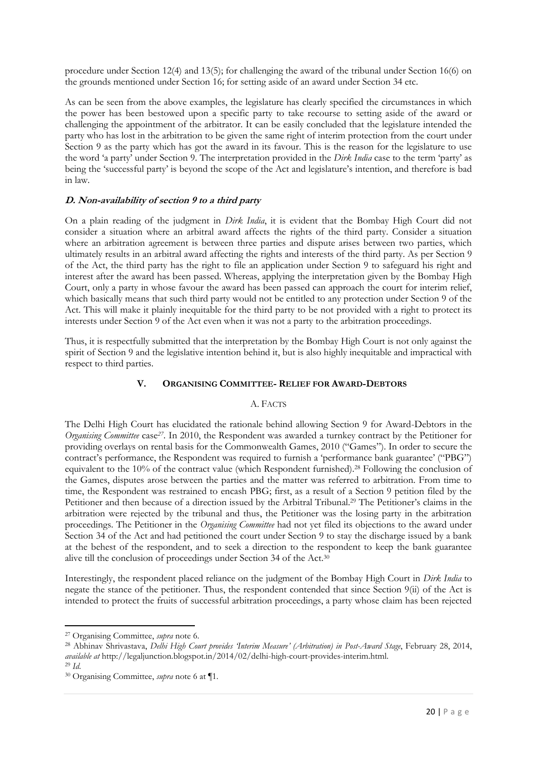procedure under Section 12(4) and 13(5); for challenging the award of the tribunal under Section 16(6) on the grounds mentioned under Section 16; for setting aside of an award under Section 34 etc.

As can be seen from the above examples, the legislature has clearly specified the circumstances in which the power has been bestowed upon a specific party to take recourse to setting aside of the award or challenging the appointment of the arbitrator. It can be easily concluded that the legislature intended the party who has lost in the arbitration to be given the same right of interim protection from the court under Section 9 as the party which has got the award in its favour. This is the reason for the legislature to use the word 'a party' under Section 9. The interpretation provided in the *Dirk India* case to the term 'party' as being the 'successful party' is beyond the scope of the Act and legislature's intention, and therefore is bad in law.

### *D. Non-availability of section 9 to a third party*

On a plain reading of the judgment in *Dirk India*, it is evident that the Bombay High Court did not consider a situation where an arbitral award affects the rights of the third party. Consider a situation where an arbitration agreement is between three parties and dispute arises between two parties, which ultimately results in an arbitral award affecting the rights and interests of the third party. As per Section 9 of the Act, the third party has the right to file an application under Section 9 to safeguard his right and interest after the award has been passed. Whereas, applying the interpretation given by the Bombay High Court, only a party in whose favour the award has been passed can approach the court for interim relief, which basically means that such third party would not be entitled to any protection under Section 9 of the Act. This will make it plainly inequitable for the third party to be not provided with a right to protect its interests under Section 9 of the Act even when it was not a party to the arbitration proceedings.

Thus, it is respectfully submitted that the interpretation by the Bombay High Court is not only against the spirit of Section 9 and the legislative intention behind it, but is also highly inequitable and impractical with respect to third parties.

## V. ORGANISING COMMITTEE- RELIEF FOR AWARD-DEBTORS

### A. FACTS

The Delhi High Court has elucidated the rationale behind allowing Section 9 for Award-Debtors in the *Organising Committee* case[27]. In 2010, the Respondent was awarded a turnkey contract by the Petitioner for providing overlays on rental basis for the Commonwealth Games, 2010 ("Games"). In order to secure the contract's performance, the Respondent was required to furnish a 'performance bank guarantee' ("PBG") equivalent to the 10% of the contract value (which Respondent furnished).[28] Following the conclusion of the Games, disputes arose between the parties and the matter was referred to arbitration. From time to time, the Respondent was restrained to encash PBG; first, as a result of a Section 9 petition filed by the Petitioner and then because of a direction issued by the Arbitral Tribunal.[29] The Petitioner's claims in the arbitration were rejected by the tribunal and thus, the Petitioner was the losing party in the arbitration proceedings. The Petitioner in the *Organising Committee* had not yet filed its objections to the award under Section 34 of the Act and had petitioned the court under Section 9 to stay the discharge issued by a bank at the behest of the respondent, and to seek a direction to the respondent to keep the bank guarantee alive till the conclusion of proceedings under Section 34 of the Act.[30]

Interestingly, the respondent placed reliance on the judgment of the Bombay High Court in *Dirk India* to negate the stance of the petitioner. Thus, the respondent contended that since Section 9(ii) of the Act is intended to protect the fruits of successful arbitration proceedings, a party whose claim has been rejected

---

[27] Organising Committee, *supra* note 6.

[28] Abhinav Shrivastava, *Delhi High Court provides 'Interim Measure' (Arbitration) in Post-Award Stage*, February 28, 2014, *available at* http://legaljunction.blogspot.in/2014/02/delhi-high-court-provides-interim.html.

[29] *Id*.

[30] Organising Committee, *supra* note 6 at ¶1.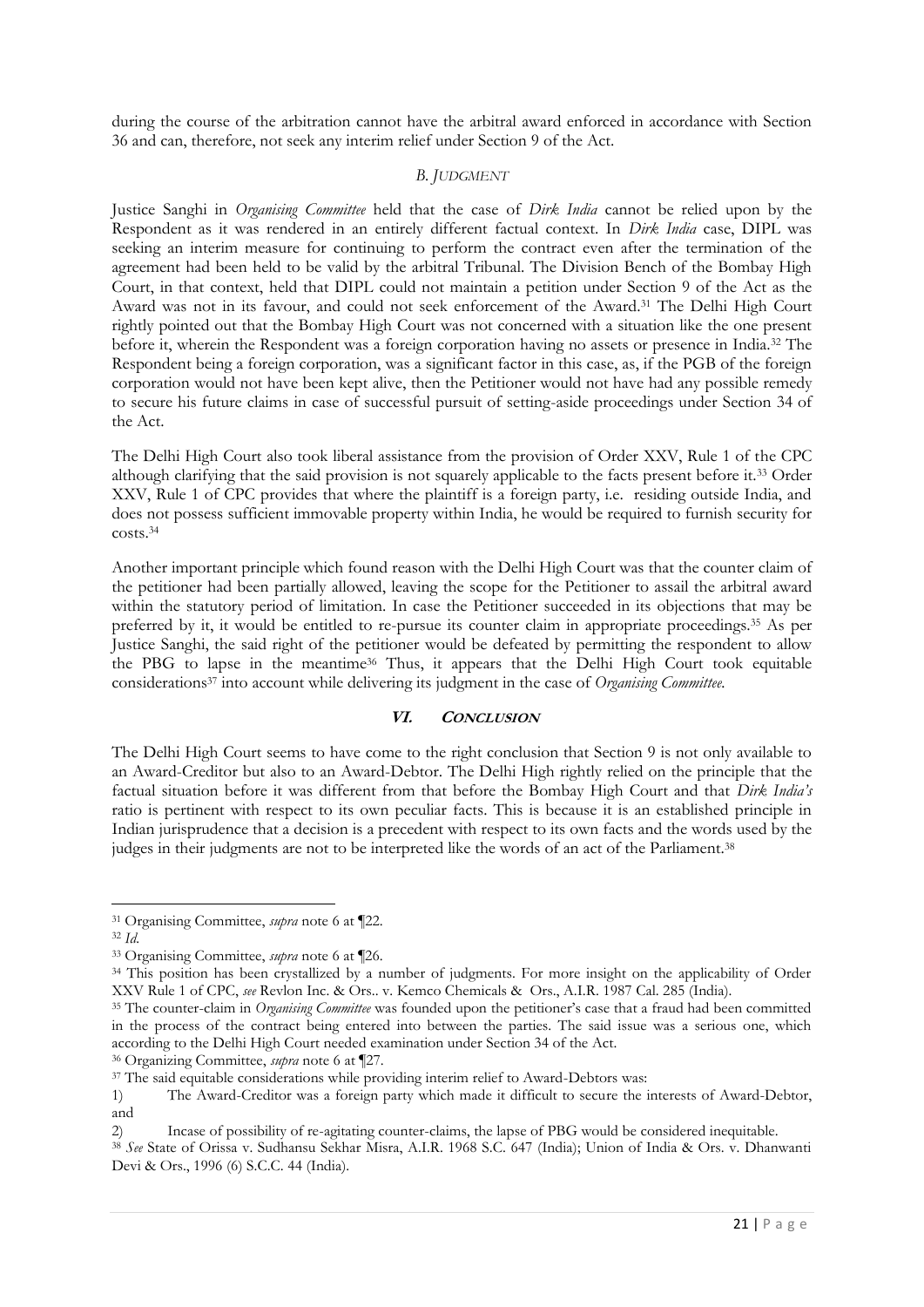during the course of the arbitration cannot have the arbitral award enforced in accordance with Section 36 and can, therefore, not seek any interim relief under Section 9 of the Act.

### *B. JUDGMENT*

Justice Sanghi in *Organising Committee* held that the case of *Dirk India* cannot be relied upon by the Respondent as it was rendered in an entirely different factual context. In *Dirk India* case, DIPL was seeking an interim measure for continuing to perform the contract even after the termination of the agreement had been held to be valid by the arbitral Tribunal. The Division Bench of the Bombay High Court, in that context, held that DIPL could not maintain a petition under Section 9 of the Act as the Award was not in its favour, and could not seek enforcement of the Award.[31] The Delhi High Court rightly pointed out that the Bombay High Court was not concerned with a situation like the one present before it, wherein the Respondent was a foreign corporation having no assets or presence in India.[32] The Respondent being a foreign corporation, was a significant factor in this case, as, if the PGB of the foreign corporation would not have been kept alive, then the Petitioner would not have had any possible remedy to secure his future claims in case of successful pursuit of setting-aside proceedings under Section 34 of the Act.

The Delhi High Court also took liberal assistance from the provision of Order XXV, Rule 1 of the CPC although clarifying that the said provision is not squarely applicable to the facts present before it.[33] Order XXV, Rule 1 of CPC provides that where the plaintiff is a foreign party, i.e. residing outside India, and does not possess sufficient immovable property within India, he would be required to furnish security for costs.[34]

Another important principle which found reason with the Delhi High Court was that the counter claim of the petitioner had been partially allowed, leaving the scope for the Petitioner to assail the arbitral award within the statutory period of limitation. In case the Petitioner succeeded in its objections that may be preferred by it, it would be entitled to re-pursue its counter claim in appropriate proceedings.[35] As per Justice Sanghi, the said right of the petitioner would be defeated by permitting the respondent to allow the PBG to lapse in the meantime[36] Thus, it appears that the Delhi High Court took equitable considerations[37] into account while delivering its judgment in the case of *Organising Committee*.

## VI. CONCLUSION

The Delhi High Court seems to have come to the right conclusion that Section 9 is not only available to an Award-Creditor but also to an Award-Debtor. The Delhi High rightly relied on the principle that the factual situation before it was different from that before the Bombay High Court and that *Dirk India's* ratio is pertinent with respect to its own peculiar facts. This is because it is an established principle in Indian jurisprudence that a decision is a precedent with respect to its own facts and the words used by the judges in their judgments are not to be interpreted like the words of an act of the Parliament.[38]

---

[31] Organising Committee, *supra* note 6 at ¶22.

[32] *Id.*

[33] Organising Committee, *supra* note 6 at ¶26.

[34] This position has been crystallized by a number of judgments. For more insight on the applicability of Order XXV Rule 1 of CPC, *see* Revlon Inc. & Ors.. v. Kemco Chemicals & Ors., A.I.R. 1987 Cal. 285 (India).

[35] The counter-claim in *Organising Committee* was founded upon the petitioner's case that a fraud had been committed in the process of the contract being entered into between the parties. The said issue was a serious one, which according to the Delhi High Court needed examination under Section 34 of the Act.

[36] Organizing Committee, *supra* note 6 at ¶27.

[37] The said equitable considerations while providing interim relief to Award-Debtors was:

1) The Award-Creditor was a foreign party which made it difficult to secure the interests of Award-Debtor, and

2) Incase of possibility of re-agitating counter-claims, the lapse of PBG would be considered inequitable.

[38] *See* State of Orissa v. Sudhansu Sekhar Misra, A.I.R. 1968 S.C. 647 (India); Union of India & Ors. v. Dhanwanti Devi & Ors., 1996 (6) S.C.C. 44 (India).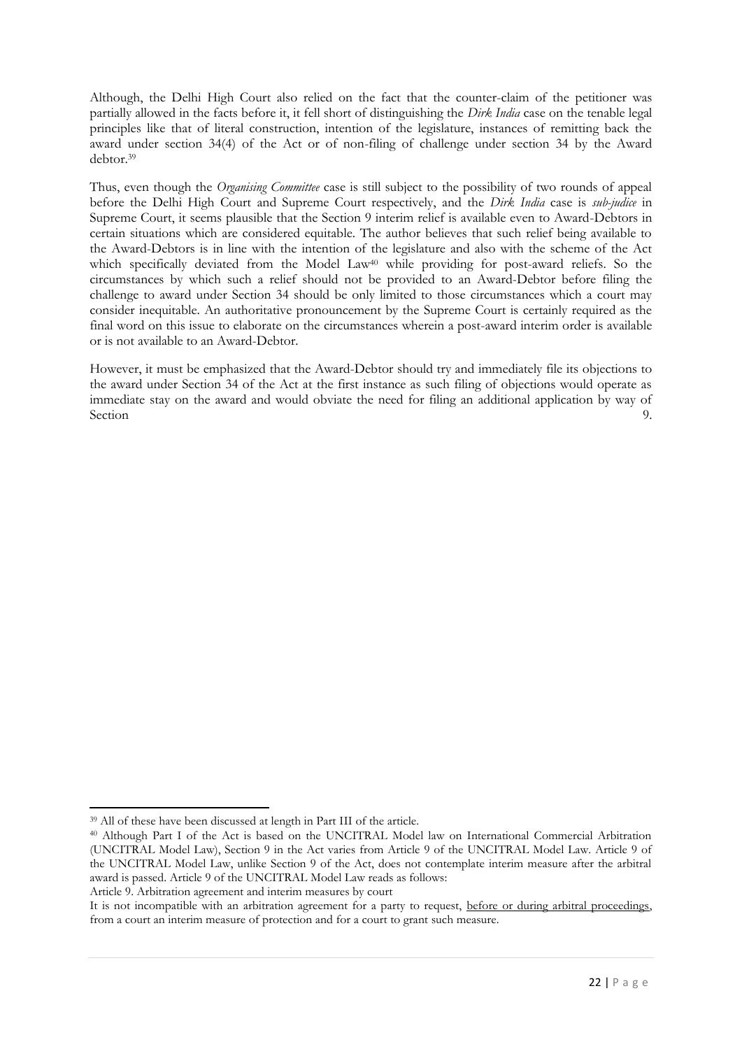Although, the Delhi High Court also relied on the fact that the counter-claim of the petitioner was partially allowed in the facts before it, it fell short of distinguishing the *Dirk India* case on the tenable legal principles like that of literal construction, intention of the legislature, instances of remitting back the award under section 34(4) of the Act or of non-filing of challenge under section 34 by the Award debtor.[39]

Thus, even though the *Organising Committee* case is still subject to the possibility of two rounds of appeal before the Delhi High Court and Supreme Court respectively, and the *Dirk India* case is *sub-judice* in Supreme Court, it seems plausible that the Section 9 interim relief is available even to Award-Debtors in certain situations which are considered equitable. The author believes that such relief being available to the Award-Debtors is in line with the intention of the legislature and also with the scheme of the Act which specifically deviated from the Model Law[40] while providing for post-award reliefs. So the circumstances by which such a relief should not be provided to an Award-Debtor before filing the challenge to award under Section 34 should be only limited to those circumstances which a court may consider inequitable. An authoritative pronouncement by the Supreme Court is certainly required as the final word on this issue to elaborate on the circumstances wherein a post-award interim order is available or is not available to an Award-Debtor.

However, it must be emphasized that the Award-Debtor should try and immediately file its objections to the award under Section 34 of the Act at the first instance as such filing of objections would operate as immediate stay on the award and would obviate the need for filing an additional application by way of Section 9.

---

[39] All of these have been discussed at length in Part III of the article.

[40] Although Part I of the Act is based on the UNCITRAL Model law on International Commercial Arbitration (UNCITRAL Model Law), Section 9 in the Act varies from Article 9 of the UNCITRAL Model Law. Article 9 of the UNCITRAL Model Law, unlike Section 9 of the Act, does not contemplate interim measure after the arbitral award is passed. Article 9 of the UNCITRAL Model Law reads as follows:

Article 9. Arbitration agreement and interim measures by court

It is not incompatible with an arbitration agreement for a party to request, <u>before or during arbitral proceedings</u>, from a court an interim measure of protection and for a court to grant such measure.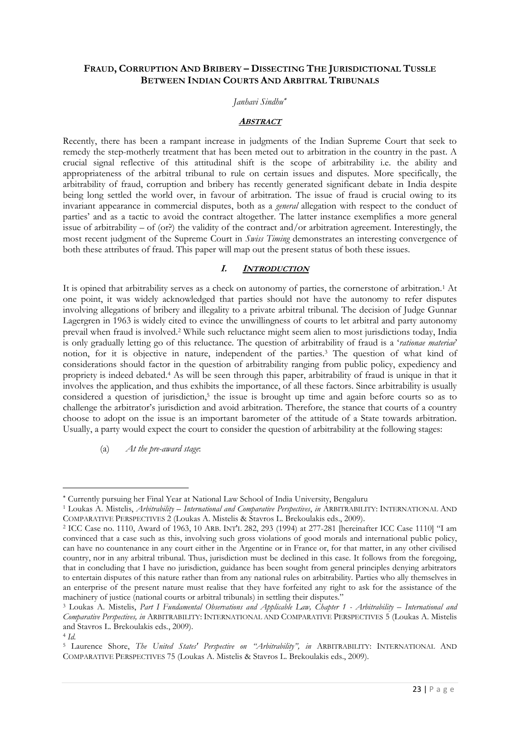## FRAUD, CORRUPTION AND BRIBERY – DISSECTING THE JURISDICTIONAL TUSSLE BETWEEN INDIAN COURTS AND ARBITRAL TRIBUNALS

*Janhavi Sindhu*[*]

### ***ABSTRACT***

Recently, there has been a rampant increase in judgments of the Indian Supreme Court that seek to remedy the step-motherly treatment that has been meted out to arbitration in the country in the past. A crucial signal reflective of this attitudinal shift is the scope of arbitrability i.e. the ability and appropriateness of the arbitral tribunal to rule on certain issues and disputes. More specifically, the arbitrability of fraud, corruption and bribery has recently generated significant debate in India despite being long settled the world over, in favour of arbitration. The issue of fraud is crucial owing to its invariant appearance in commercial disputes, both as a *general* allegation with respect to the conduct of parties' and as a tactic to avoid the contract altogether. The latter instance exemplifies a more general issue of arbitrability – of (or?) the validity of the contract and/or arbitration agreement. Interestingly, the most recent judgment of the Supreme Court in *Swiss Timing* demonstrates an interesting convergence of both these attributes of fraud. This paper will map out the present status of both these issues.

### ***I. INTRODUCTION***

It is opined that arbitrability serves as a check on autonomy of parties, the cornerstone of arbitration.[1] At one point, it was widely acknowledged that parties should not have the autonomy to refer disputes involving allegations of bribery and illegality to a private arbitral tribunal. The decision of Judge Gunnar Lagergren in 1963 is widely cited to evince the unwillingness of courts to let arbitral and party autonomy prevail when fraud is involved.[2] While such reluctance might seem alien to most jurisdictions today, India is only gradually letting go of this reluctance. The question of arbitrability of fraud is a '*rationae materiae*' notion, for it is objective in nature, independent of the parties.[3] The question of what kind of considerations should factor in the question of arbitrability ranging from public policy, expediency and propriety is indeed debated.[4] As will be seen through this paper, arbitrability of fraud is unique in that it involves the application, and thus exhibits the importance, of all these factors. Since arbitrability is usually considered a question of jurisdiction,[5] the issue is brought up time and again before courts so as to challenge the arbitrator's jurisdiction and avoid arbitration. Therefore, the stance that courts of a country choose to adopt on the issue is an important barometer of the attitude of a State towards arbitration. Usually, a party would expect the court to consider the question of arbitrability at the following stages:

(a) *At the pre-award stage*:

---

[*] Currently pursuing her Final Year at National Law School of India University, Bengaluru

[1] Loukas A. Mistelis, *Arbitrability – International and Comparative Perspectives*, *in* ARBITRABILITY: INTERNATIONAL AND COMPARATIVE PERSPECTIVES 2 (Loukas A. Mistelis & Stavros L. Brekoulakis eds., 2009).

[2] ICC Case no. 1110, Award of 1963, 10 ARB. INT'L 282, 293 (1994) at 277-281 [hereinafter ICC Case 1110] "I am convinced that a case such as this, involving such gross violations of good morals and international public policy, can have no countenance in any court either in the Argentine or in France or, for that matter, in any other civilised country, nor in any arbitral tribunal. Thus, jurisdiction must be declined in this case. It follows from the foregoing, that in concluding that I have no jurisdiction, guidance has been sought from general principles denying arbitrators to entertain disputes of this nature rather than from any national rules on arbitrability. Parties who ally themselves in an enterprise of the present nature must realise that they have forfeited any right to ask for the assistance of the machinery of justice (national courts or arbitral tribunals) in settling their disputes."

[3] Loukas A. Mistelis, *Part I Fundamental Observations and Applicable Law, Chapter 1 - Arbitrability – International and Comparative Perspectives, in* ARBITRABILITY: INTERNATIONAL AND COMPARATIVE PERSPECTIVES 5 (Loukas A. Mistelis and Stavros L. Brekoulakis eds., 2009).

[4] *Id.*

[5] Laurence Shore, *The United States' Perspective on "Arbitrability", in* ARBITRABILITY: INTERNATIONAL AND COMPARATIVE PERSPECTIVES 75 (Loukas A. Mistelis & Stavros L. Brekoulakis eds., 2009).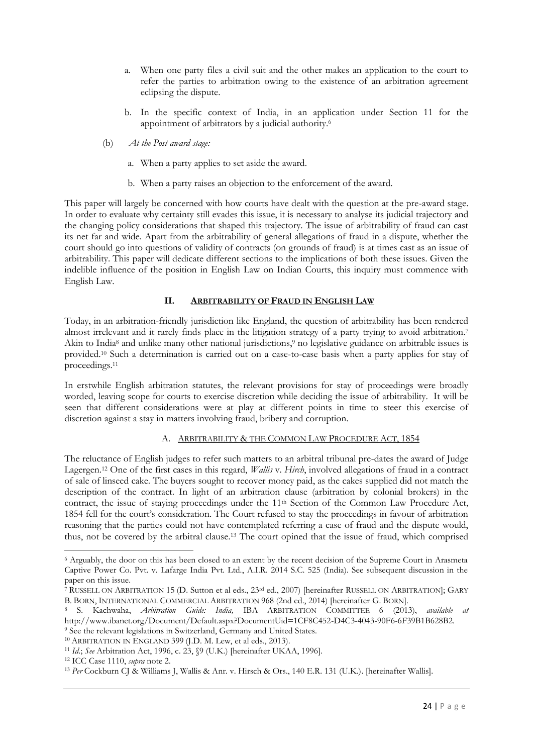a. When one party files a civil suit and the other makes an application to the court to refer the parties to arbitration owing to the existence of an arbitration agreement eclipsing the dispute.

b. In the specific context of India, in an application under Section 11 for the appointment of arbitrators by a judicial authority.[6]

(b) *At the Post award stage:*

a. When a party applies to set aside the award.

b. When a party raises an objection to the enforcement of the award.

This paper will largely be concerned with how courts have dealt with the question at the pre-award stage. In order to evaluate why certainty still evades this issue, it is necessary to analyse its judicial trajectory and the changing policy considerations that shaped this trajectory. The issue of arbitrability of fraud can cast its net far and wide. Apart from the arbitrability of general allegations of fraud in a dispute, whether the court should go into questions of validity of contracts (on grounds of fraud) is at times cast as an issue of arbitrability. This paper will dedicate different sections to the implications of both these issues. Given the indelible influence of the position in English Law on Indian Courts, this inquiry must commence with English Law.

## II. <u>ARBITRABILITY OF FRAUD IN ENGLISH LAW</u>

Today, in an arbitration-friendly jurisdiction like England, the question of arbitrability has been rendered almost irrelevant and it rarely finds place in the litigation strategy of a party trying to avoid arbitration.[7] Akin to India[8] and unlike many other national jurisdictions,[9] no legislative guidance on arbitrable issues is provided.[10] Such a determination is carried out on a case-to-case basis when a party applies for stay of proceedings.[11]

In erstwhile English arbitration statutes, the relevant provisions for stay of proceedings were broadly worded, leaving scope for courts to exercise discretion while deciding the issue of arbitrability. It will be seen that different considerations were at play at different points in time to steer this exercise of discretion against a stay in matters involving fraud, bribery and corruption.

### A. <u>ARBITRABILITY & THE COMMON LAW PROCEDURE ACT, 1854</u>

The reluctance of English judges to refer such matters to an arbitral tribunal pre-dates the award of Judge Lagergen.[12] One of the first cases in this regard, *Wallis* v. *Hirch*, involved allegations of fraud in a contract of sale of linseed cake. The buyers sought to recover money paid, as the cakes supplied did not match the description of the contract. In light of an arbitration clause (arbitration by colonial brokers) in the contract, the issue of staying proceedings under the 11th Section of the Common Law Procedure Act, 1854 fell for the court's consideration. The Court refused to stay the proceedings in favour of arbitration reasoning that the parties could not have contemplated referring a case of fraud and the dispute would, thus, not be covered by the arbitral clause.[13] The court opined that the issue of fraud, which comprised

---

[6] Arguably, the door on this has been closed to an extent by the recent decision of the Supreme Court in Arasmeta Captive Power Co. Pvt. v. Lafarge India Pvt. Ltd., A.I.R. 2014 S.C. 525 (India). See subsequent discussion in the paper on this issue.

[7] RUSSELL ON ARBITRATION 15 (D. Sutton et al eds., 23rd ed., 2007) [hereinafter RUSSELL ON ARBITRATION]; GARY B. BORN, INTERNATIONAL COMMERCIAL ARBITRATION 968 (2nd ed., 2014) [hereinafter G. BORN].

[8] S. Kachwaha, *Arbitration Guide: India,* IBA ARBITRATION COMMITTEE 6 (2013), *available at* http://www.ibanet.org/Document/Default.aspx?DocumentUid=1CF8C452-D4C3-4043-90F6-6F39B1B628B2.

[9] See the relevant legislations in Switzerland, Germany and United States.

[10] ARBITRATION IN ENGLAND 399 (J.D. M. Lew, et al eds., 2013).

[11] *Id.*; *See* Arbitration Act, 1996, c. 23, §9 (U.K.) [hereinafter UKAA, 1996].

[12] ICC Case 1110, *supra* note 2.

[13] *Per* Cockburn CJ & Williams J, Wallis & Anr. v. Hirsch & Ors., 140 E.R. 131 (U.K.). [hereinafter Wallis].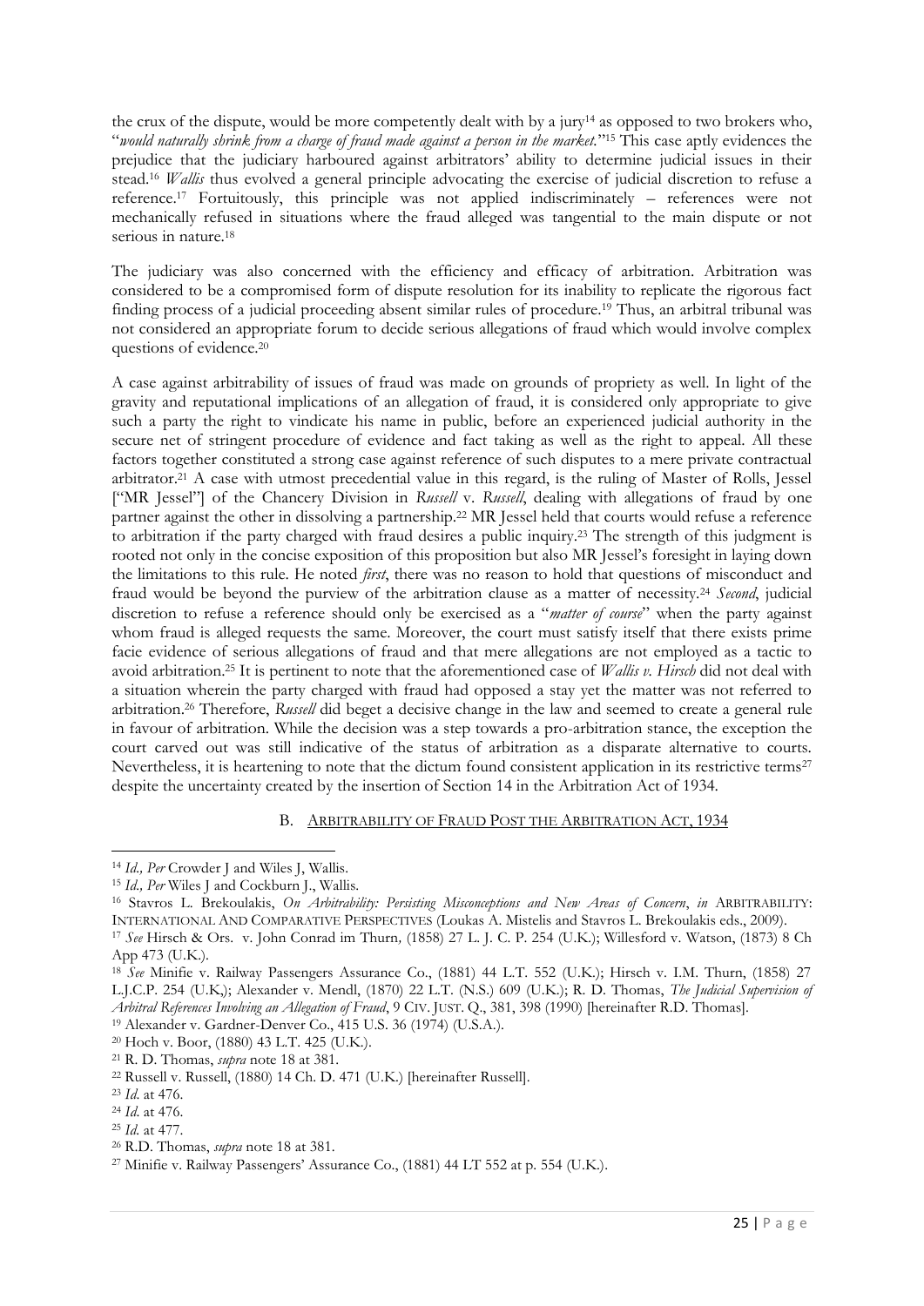the crux of the dispute, would be more competently dealt with by a jury[14] as opposed to two brokers who, "*would naturally shrink from a charge of fraud made against a person in the market*."[15] This case aptly evidences the prejudice that the judiciary harboured against arbitrators' ability to determine judicial issues in their stead.[16] *Wallis* thus evolved a general principle advocating the exercise of judicial discretion to refuse a reference.[17] Fortuitously, this principle was not applied indiscriminately – references were not mechanically refused in situations where the fraud alleged was tangential to the main dispute or not serious in nature.[18]

The judiciary was also concerned with the efficiency and efficacy of arbitration. Arbitration was considered to be a compromised form of dispute resolution for its inability to replicate the rigorous fact finding process of a judicial proceeding absent similar rules of procedure.[19] Thus, an arbitral tribunal was not considered an appropriate forum to decide serious allegations of fraud which would involve complex questions of evidence.[20]

A case against arbitrability of issues of fraud was made on grounds of propriety as well. In light of the gravity and reputational implications of an allegation of fraud, it is considered only appropriate to give such a party the right to vindicate his name in public, before an experienced judicial authority in the secure net of stringent procedure of evidence and fact taking as well as the right to appeal. All these factors together constituted a strong case against reference of such disputes to a mere private contractual arbitrator.[21] A case with utmost precedential value in this regard, is the ruling of Master of Rolls, Jessel ["MR Jessel"] of the Chancery Division in *Russell* v. *Russell*, dealing with allegations of fraud by one partner against the other in dissolving a partnership.[22] MR Jessel held that courts would refuse a reference to arbitration if the party charged with fraud desires a public inquiry.[23] The strength of this judgment is rooted not only in the concise exposition of this proposition but also MR Jessel's foresight in laying down the limitations to this rule. He noted *first*, there was no reason to hold that questions of misconduct and fraud would be beyond the purview of the arbitration clause as a matter of necessity.[24] *Second*, judicial discretion to refuse a reference should only be exercised as a "*matter of course*" when the party against whom fraud is alleged requests the same. Moreover, the court must satisfy itself that there exists prime facie evidence of serious allegations of fraud and that mere allegations are not employed as a tactic to avoid arbitration.[25] It is pertinent to note that the aforementioned case of *Wallis v. Hirsch* did not deal with a situation wherein the party charged with fraud had opposed a stay yet the matter was not referred to arbitration.[26] Therefore, *Russell* did beget a decisive change in the law and seemed to create a general rule in favour of arbitration. While the decision was a step towards a pro-arbitration stance, the exception the court carved out was still indicative of the status of arbitration as a disparate alternative to courts. Nevertheless, it is heartening to note that the dictum found consistent application in its restrictive terms[27] despite the uncertainty created by the insertion of Section 14 in the Arbitration Act of 1934.

### B. Arbitrability of Fraud Post the Arbitration Act, 1934

---

[14] *Id., Per* Crowder J and Wiles J, Wallis.

[15] *Id., Per* Wiles J and Cockburn J., Wallis.

[16] Stavros L. Brekoulakis, *On Arbitrability: Persisting Misconceptions and New Areas of Concern*, *in* ARBITRABILITY: INTERNATIONAL AND COMPARATIVE PERSPECTIVES (Loukas A. Mistelis and Stavros L. Brekoulakis eds., 2009).

[17] *See* Hirsch & Ors. v. John Conrad im Thurn*,* (1858) 27 L. J. C. P. 254 (U.K.); Willesford v. Watson, (1873) 8 Ch App 473 (U.K.).

[18] *See* Minifie v. Railway Passengers Assurance Co., (1881) 44 L.T. 552 (U.K.); Hirsch v. I.M. Thurn, (1858) 27 L.J.C.P. 254 (U.K,); Alexander v. Mendl, (1870) 22 L.T. (N.S.) 609 (U.K.); R. D. Thomas, *The Judicial Supervision of Arbitral References Involving an Allegation of Fraud*, 9 CIV. JUST. Q., 381, 398 (1990) [hereinafter R.D. Thomas].

[19] Alexander v. Gardner-Denver Co., 415 U.S. 36 (1974) (U.S.A.).

[20] Hoch v. Boor, (1880) 43 L.T. 425 (U.K.).

[21] R. D. Thomas, *supra* note 18 at 381.

[22] Russell v. Russell, (1880) 14 Ch. D. 471 (U.K.) [hereinafter Russell].

[23] *Id.* at 476.

[24] *Id.* at 476.

[25] *Id.* at 477.

[26] R.D. Thomas, *supra* note 18 at 381.

[27] Minifie v. Railway Passengers' Assurance Co., (1881) 44 LT 552 at p. 554 (U.K.).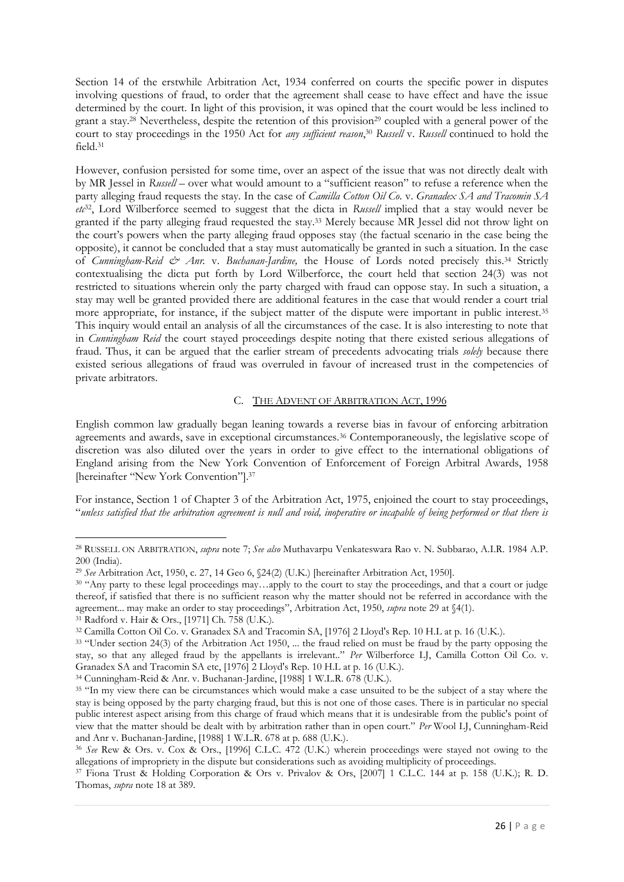Section 14 of the erstwhile Arbitration Act, 1934 conferred on courts the specific power in disputes involving questions of fraud, to order that the agreement shall cease to have effect and have the issue determined by the court. In light of this provision, it was opined that the court would be less inclined to grant a stay.[28] Nevertheless, despite the retention of this provision[29] coupled with a general power of the court to stay proceedings in the 1950 Act for *any sufficient reason*,[30] *Russell* v. *Russell* continued to hold the field.[31]

However, confusion persisted for some time, over an aspect of the issue that was not directly dealt with by MR Jessel in *Russell* – over what would amount to a "sufficient reason" to refuse a reference when the party alleging fraud requests the stay. In the case of *Camilla Cotton Oil Co.* v. *Granadex SA and Tracomin SA etc*[32], Lord Wilberforce seemed to suggest that the dicta in *Russell* implied that a stay would never be granted if the party alleging fraud requested the stay.[33] Merely because MR Jessel did not throw light on the court's powers when the party alleging fraud opposes stay (the factual scenario in the case being the opposite), it cannot be concluded that a stay must automatically be granted in such a situation. In the case of *Cunningham-Reid & Anr.* v. *Buchanan-Jardine,* the House of Lords noted precisely this.[34] Strictly contextualising the dicta put forth by Lord Wilberforce, the court held that section 24(3) was not restricted to situations wherein only the party charged with fraud can oppose stay. In such a situation, a stay may well be granted provided there are additional features in the case that would render a court trial more appropriate, for instance, if the subject matter of the dispute were important in public interest.[35] This inquiry would entail an analysis of all the circumstances of the case. It is also interesting to note that in *Cunningham Reid* the court stayed proceedings despite noting that there existed serious allegations of fraud. Thus, it can be argued that the earlier stream of precedents advocating trials *solely* because there existed serious allegations of fraud was overruled in favour of increased trust in the competencies of private arbitrators.

### C. THE ADVENT OF ARBITRATION ACT, 1996

English common law gradually began leaning towards a reverse bias in favour of enforcing arbitration agreements and awards, save in exceptional circumstances.[36] Contemporaneously, the legislative scope of discretion was also diluted over the years in order to give effect to the international obligations of England arising from the New York Convention of Enforcement of Foreign Arbitral Awards, 1958 [hereinafter "New York Convention"].[37]

For instance, Section 1 of Chapter 3 of the Arbitration Act, 1975, enjoined the court to stay proceedings, "*unless satisfied that the arbitration agreement is null and void, inoperative or incapable of being performed or that there is*

---

[28] RUSSELL ON ARBITRATION, *supra* note 7; *See also* Muthavarpu Venkateswara Rao v. N. Subbarao, A.I.R. 1984 A.P. 200 (India).

[29] *See* Arbitration Act, 1950, c. 27, 14 Geo 6, §24(2) (U.K.) [hereinafter Arbitration Act, 1950].

[30] "Any party to these legal proceedings may…apply to the court to stay the proceedings, and that a court or judge thereof, if satisfied that there is no sufficient reason why the matter should not be referred in accordance with the agreement... may make an order to stay proceedings", Arbitration Act, 1950, *supra* note 29 at §4(1).

[31] Radford v. Hair & Ors., [1971] Ch. 758 (U.K.).

[32] Camilla Cotton Oil Co. v. Granadex SA and Tracomin SA, [1976] 2 Lloyd's Rep. 10 H.L at p. 16 (U.K.).

[33] "Under section 24(3) of the Arbitration Act 1950, ... the fraud relied on must be fraud by the party opposing the stay, so that any alleged fraud by the appellants is irrelevant.." *Per* Wilberforce LJ, Camilla Cotton Oil Co. v. Granadex SA and Tracomin SA etc, [1976] 2 Lloyd's Rep. 10 H.L at p. 16 (U.K.).

[34] Cunningham-Reid & Anr. v. Buchanan-Jardine, [1988] 1 W.L.R. 678 (U.K.).

[35] "In my view there can be circumstances which would make a case unsuited to be the subject of a stay where the stay is being opposed by the party charging fraud, but this is not one of those cases. There is in particular no special public interest aspect arising from this charge of fraud which means that it is undesirable from the public's point of view that the matter should be dealt with by arbitration rather than in open court." *Per* Wool LJ, Cunningham-Reid and Anr v. Buchanan-Jardine, [1988] 1 W.L.R. 678 at p. 688 (U.K.).

[36] *See* Rew & Ors. v. Cox & Ors., [1996] C.L.C. 472 (U.K.) wherein proceedings were stayed not owing to the allegations of impropriety in the dispute but considerations such as avoiding multiplicity of proceedings.

[37] Fiona Trust & Holding Corporation & Ors v. Privalov & Ors, [2007] 1 C.L.C. 144 at p. 158 (U.K.); R. D. Thomas, *supra* note 18 at 389.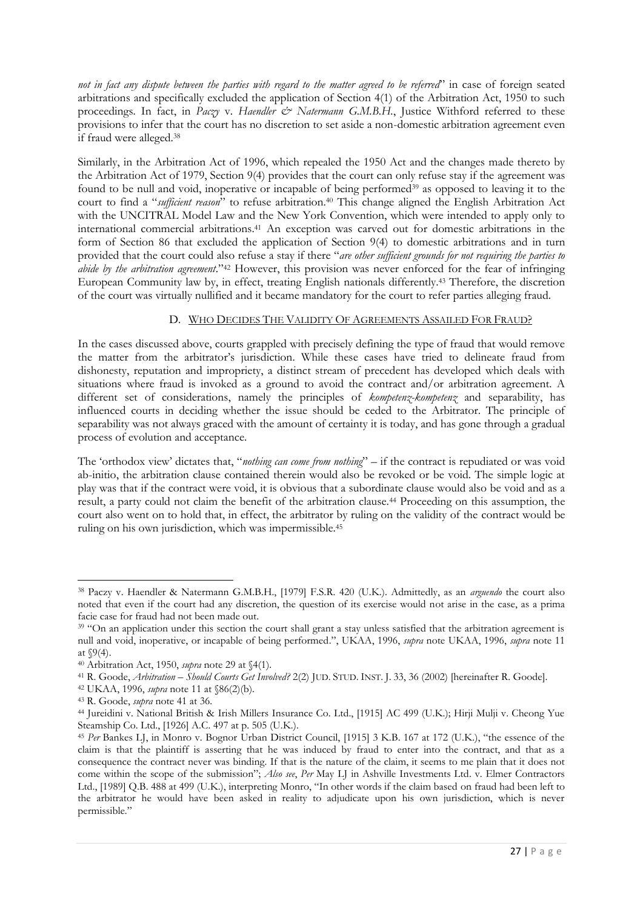*not in fact any dispute between the parties with regard to the matter agreed to be referred*" in case of foreign seated arbitrations and specifically excluded the application of Section 4(1) of the Arbitration Act, 1950 to such proceedings. In fact, in *Paczy* v. *Haendler & Natermann G.M.B.H.*, Justice Withford referred to these provisions to infer that the court has no discretion to set aside a non-domestic arbitration agreement even if fraud were alleged.[38]

Similarly, in the Arbitration Act of 1996, which repealed the 1950 Act and the changes made thereto by the Arbitration Act of 1979, Section 9(4) provides that the court can only refuse stay if the agreement was found to be null and void, inoperative or incapable of being performed[39] as opposed to leaving it to the court to find a "*sufficient reason*" to refuse arbitration.[40] This change aligned the English Arbitration Act with the UNCITRAL Model Law and the New York Convention, which were intended to apply only to international commercial arbitrations.[41] An exception was carved out for domestic arbitrations in the form of Section 86 that excluded the application of Section 9(4) to domestic arbitrations and in turn provided that the court could also refuse a stay if there "*are other sufficient grounds for not requiring the parties to abide by the arbitration agreement*."[42] However, this provision was never enforced for the fear of infringing European Community law by, in effect, treating English nationals differently.[43] Therefore, the discretion of the court was virtually nullified and it became mandatory for the court to refer parties alleging fraud.

### D. <u>Who Decides The Validity Of Agreements Assailed For Fraud?</u>

In the cases discussed above, courts grappled with precisely defining the type of fraud that would remove the matter from the arbitrator's jurisdiction. While these cases have tried to delineate fraud from dishonesty, reputation and impropriety, a distinct stream of precedent has developed which deals with situations where fraud is invoked as a ground to avoid the contract and/or arbitration agreement. A different set of considerations, namely the principles of *kompetenz-kompetenz* and separability, has influenced courts in deciding whether the issue should be ceded to the Arbitrator. The principle of separability was not always graced with the amount of certainty it is today, and has gone through a gradual process of evolution and acceptance.

The 'orthodox view' dictates that, "*nothing can come from nothing*" – if the contract is repudiated or was void ab-initio, the arbitration clause contained therein would also be revoked or be void. The simple logic at play was that if the contract were void, it is obvious that a subordinate clause would also be void and as a result, a party could not claim the benefit of the arbitration clause.[44] Proceeding on this assumption, the court also went on to hold that, in effect, the arbitrator by ruling on the validity of the contract would be ruling on his own jurisdiction, which was impermissible.[45]

---

[38] Paczy v. Haendler & Natermann G.M.B.H., [1979] F.S.R. 420 (U.K.). Admittedly, as an *arguendo* the court also noted that even if the court had any discretion, the question of its exercise would not arise in the case, as a prima facie case for fraud had not been made out.

[39] "On an application under this section the court shall grant a stay unless satisfied that the arbitration agreement is null and void, inoperative, or incapable of being performed.", UKAA, 1996, *supra* note UKAA, 1996, *supra* note 11 at §9(4).

[40] Arbitration Act, 1950, *supra* note 29 at §4(1).

[41] R. Goode, *Arbitration – Should Courts Get Involved?* 2(2) JUD. STUD. INST. J. 33, 36 (2002) [hereinafter R. Goode].

[42] UKAA, 1996, *supra* note 11 at §86(2)(b).

[43] R. Goode, *supra* note 41 at 36.

[44] Jureidini v. National British & Irish Millers Insurance Co. Ltd., [1915] AC 499 (U.K.); Hirji Mulji v. Cheong Yue Steamship Co. Ltd., [1926] A.C. 497 at p. 505 (U.K.).

[45] *Per* Bankes LJ, in Monro v. Bognor Urban District Council, [1915] 3 K.B. 167 at 172 (U.K.), "the essence of the claim is that the plaintiff is asserting that he was induced by fraud to enter into the contract, and that as a consequence the contract never was binding. If that is the nature of the claim, it seems to me plain that it does not come within the scope of the submission"; *Also see*, *Per* May LJ in Ashville Investments Ltd. v. Elmer Contractors Ltd., [1989] Q.B. 488 at 499 (U.K.), interpreting Monro, "In other words if the claim based on fraud had been left to the arbitrator he would have been asked in reality to adjudicate upon his own jurisdiction, which is never permissible."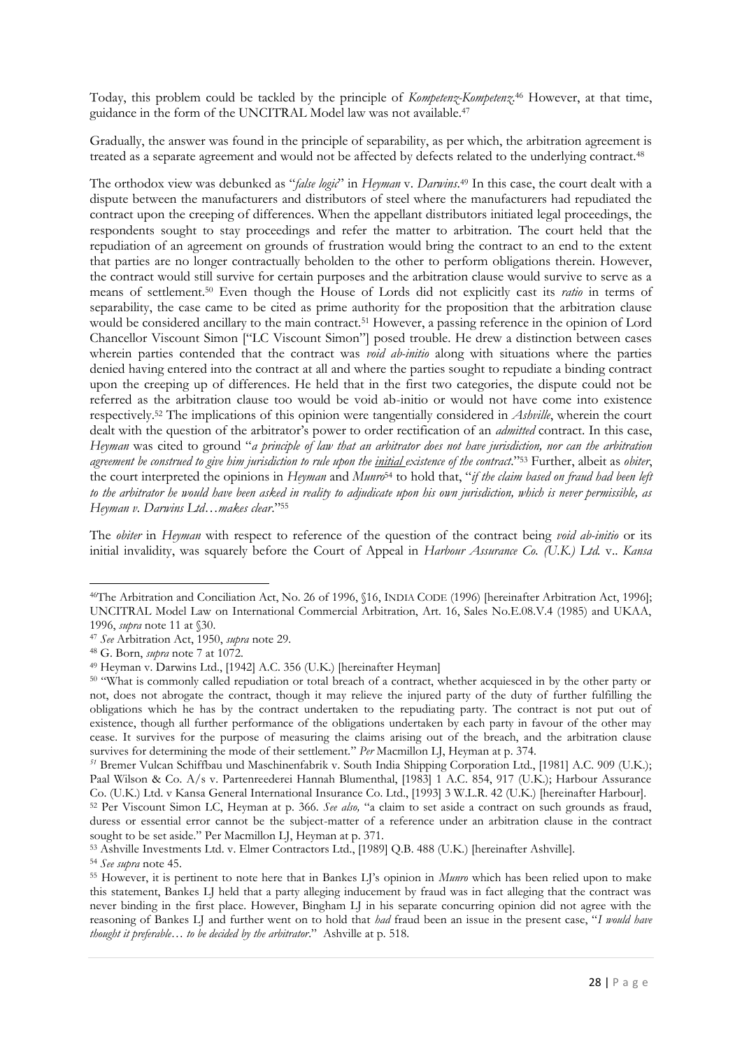Today, this problem could be tackled by the principle of *Kompetenz-Kompetenz*.[46] However, at that time, guidance in the form of the UNCITRAL Model law was not available.[47]

Gradually, the answer was found in the principle of separability, as per which, the arbitration agreement is treated as a separate agreement and would not be affected by defects related to the underlying contract.[48]

The orthodox view was debunked as "*false logic*" in *Heyman* v. *Darwins*.[49] In this case, the court dealt with a dispute between the manufacturers and distributors of steel where the manufacturers had repudiated the contract upon the creeping of differences. When the appellant distributors initiated legal proceedings, the respondents sought to stay proceedings and refer the matter to arbitration. The court held that the repudiation of an agreement on grounds of frustration would bring the contract to an end to the extent that parties are no longer contractually beholden to the other to perform obligations therein. However, the contract would still survive for certain purposes and the arbitration clause would survive to serve as a means of settlement.[50] Even though the House of Lords did not explicitly cast its *ratio* in terms of separability, the case came to be cited as prime authority for the proposition that the arbitration clause would be considered ancillary to the main contract.[51] However, a passing reference in the opinion of Lord Chancellor Viscount Simon ["LC Viscount Simon"] posed trouble. He drew a distinction between cases wherein parties contended that the contract was *void ab-initio* along with situations where the parties denied having entered into the contract at all and where the parties sought to repudiate a binding contract upon the creeping up of differences. He held that in the first two categories, the dispute could not be referred as the arbitration clause too would be void ab-initio or would not have come into existence respectively.[52] The implications of this opinion were tangentially considered in *Ashville*, wherein the court dealt with the question of the arbitrator's power to order rectification of an *admitted* contract. In this case, *Heyman* was cited to ground "*a principle of law that an arbitrator does not have jurisdiction, nor can the arbitration agreement be construed to give him jurisdiction to rule upon the <u>initial</u> existence of the contract*."[53] Further, albeit as *obiter*, the court interpreted the opinions in *Heyman* and *Munro*[54] to hold that, "*if the claim based on fraud had been left to the arbitrator he would have been asked in reality to adjudicate upon his own jurisdiction, which is never permissible, as Heyman v. Darwins Ltd…makes clear*."[55]

The *obiter* in *Heyman* with respect to reference of the question of the contract being *void ab-initio* or its initial invalidity, was squarely before the Court of Appeal in *Harbour Assurance Co. (U.K.) Ltd.* v.. *Kansa*

---

[46] The Arbitration and Conciliation Act, No. 26 of 1996, §16, INDIA CODE (1996) [hereinafter Arbitration Act, 1996]; UNCITRAL Model Law on International Commercial Arbitration, Art. 16, Sales No.E.08.V.4 (1985) and UKAA, 1996, *supra* note 11 at §30.

[47] *See* Arbitration Act, 1950, *supra* note 29.

[48] G. Born, *supra* note 7 at 1072.

[49] Heyman v. Darwins Ltd., [1942] A.C. 356 (U.K.) [hereinafter Heyman]

[50] "What is commonly called repudiation or total breach of a contract, whether acquiesced in by the other party or not, does not abrogate the contract, though it may relieve the injured party of the duty of further fulfilling the obligations which he has by the contract undertaken to the repudiating party. The contract is not put out of existence, though all further performance of the obligations undertaken by each party in favour of the other may cease. It survives for the purpose of measuring the claims arising out of the breach, and the arbitration clause survives for determining the mode of their settlement." *Per* Macmillon LJ, Heyman at p. 374.

[51] Bremer Vulcan Schiffbau und Maschinenfabrik v. South India Shipping Corporation Ltd., [1981] A.C. 909 (U.K.); Paal Wilson & Co. A/s v. Partenreederei Hannah Blumenthal, [1983] 1 A.C. 854, 917 (U.K.); Harbour Assurance Co. (U.K.) Ltd. v Kansa General International Insurance Co. Ltd., [1993] 3 W.L.R. 42 (U.K.) [hereinafter Harbour].

[52] Per Viscount Simon LC, Heyman at p. 366. *See also,* "a claim to set aside a contract on such grounds as fraud, duress or essential error cannot be the subject-matter of a reference under an arbitration clause in the contract sought to be set aside." Per Macmillon LJ, Heyman at p. 371.

[53] Ashville Investments Ltd. v. Elmer Contractors Ltd., [1989] Q.B. 488 (U.K.) [hereinafter Ashville].

[54] *See supra* note 45.

[55] However, it is pertinent to note here that in Bankes LJ's opinion in *Munro* which has been relied upon to make this statement, Bankes LJ held that a party alleging inducement by fraud was in fact alleging that the contract was never binding in the first place. However, Bingham LJ in his separate concurring opinion did not agree with the reasoning of Bankes LJ and further went on to hold that *had* fraud been an issue in the present case, "*I would have thought it preferable… to be decided by the arbitrator*." Ashville at p. 518.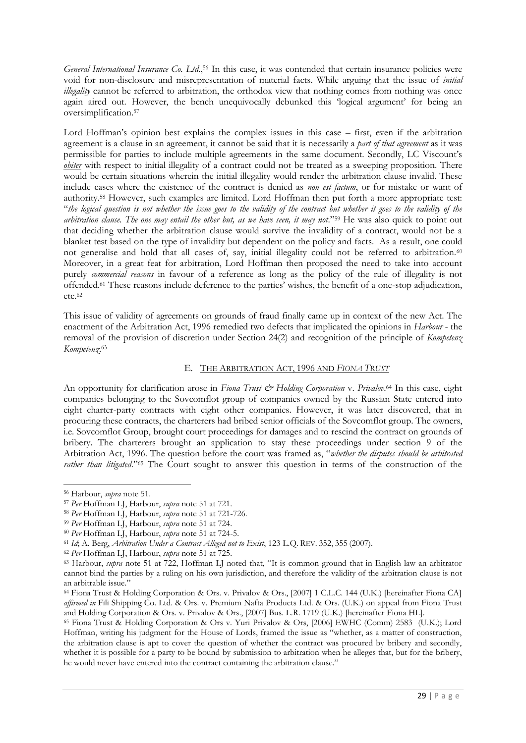*General International Insurance Co. Ltd.*,[56] In this case, it was contended that certain insurance policies were void for non-disclosure and misrepresentation of material facts. While arguing that the issue of *initial illegality* cannot be referred to arbitration, the orthodox view that nothing comes from nothing was once again aired out. However, the bench unequivocally debunked this 'logical argument' for being an oversimplification.[57]

Lord Hoffman's opinion best explains the complex issues in this case – first, even if the arbitration agreement is a clause in an agreement, it cannot be said that it is necessarily a *part of that agreement* as it was permissible for parties to include multiple agreements in the same document. Secondly, LC Viscount's ***obiter*** with respect to initial illegality of a contract could not be treated as a sweeping proposition. There would be certain situations wherein the initial illegality would render the arbitration clause invalid. These include cases where the existence of the contract is denied as *non est factum*, or for mistake or want of authority.[58] However, such examples are limited. Lord Hoffman then put forth a more appropriate test: "*the logical question is not whether the issue goes to the validity of the contract but whether it goes to the validity of the arbitration clause. The one may entail the other but, as we have seen, it may not.*"[59] He was also quick to point out that deciding whether the arbitration clause would survive the invalidity of a contract, would not be a blanket test based on the type of invalidity but dependent on the policy and facts. As a result, one could not generalise and hold that all cases of, say, initial illegality could not be referred to arbitration.[60] Moreover, in a great feat for arbitration, Lord Hoffman then proposed the need to take into account purely *commercial reasons* in favour of a reference as long as the policy of the rule of illegality is not offended.[61] These reasons include deference to the parties' wishes, the benefit of a one-stop adjudication, etc.[62]

This issue of validity of agreements on grounds of fraud finally came up in context of the new Act. The enactment of the Arbitration Act, 1996 remedied two defects that implicated the opinions in *Harbour* - the removal of the provision of discretion under Section 24(2) and recognition of the principle of *Kompetenz Kompetenz*.[63]

### E. THE ARBITRATION ACT, 1996 AND *FIONA TRUST*

An opportunity for clarification arose in *Fiona Trust & Holding Corporation* v. *Privalov*.[64] In this case, eight companies belonging to the Sovcomflot group of companies owned by the Russian State entered into eight charter-party contracts with eight other companies. However, it was later discovered, that in procuring these contracts, the charterers had bribed senior officials of the Sovcomflot group. The owners, i.e. Sovcomflot Group, brought court proceedings for damages and to rescind the contract on grounds of bribery. The charterers brought an application to stay these proceedings under section 9 of the Arbitration Act, 1996. The question before the court was framed as, "*whether the disputes should be arbitrated rather than litigated*."[65] The Court sought to answer this question in terms of the construction of the

---

[56] Harbour, *supra* note 51.

[57] *Per* Hoffman LJ, Harbour, *supra* note 51 at 721.

[58] *Per* Hoffman LJ, Harbour, *supra* note 51 at 721-726.

[59] *Per* Hoffman LJ, Harbour, *supra* note 51 at 724.

[60] *Per* Hoffman LJ, Harbour, *supra* note 51 at 724-5.

[61] *Id*; A. Berg, *Arbitration Under a Contract Alleged not to Exist*, 123 L.Q. REV. 352, 355 (2007).

[62] *Per* Hoffman LJ, Harbour, *supra* note 51 at 725.

[63] Harbour, *supra* note 51 at 722, Hoffman LJ noted that, "It is common ground that in English law an arbitrator cannot bind the parties by a ruling on his own jurisdiction, and therefore the validity of the arbitration clause is not an arbitrable issue."

[64] Fiona Trust & Holding Corporation & Ors. v. Privalov & Ors., [2007] 1 C.L.C. 144 (U.K.) [hereinafter Fiona CA] *affirmed in* Fili Shipping Co. Ltd. & Ors. v. Premium Nafta Products Ltd. & Ors. (U.K.) on appeal from Fiona Trust and Holding Corporation & Ors. v. Privalov & Ors., [2007] Bus. L.R. 1719 (U.K.) [hereinafter Fiona HL].

[65] Fiona Trust & Holding Corporation & Ors v. Yuri Privalov & Ors, [2006] EWHC (Comm) 2583 (U.K.); Lord Hoffman, writing his judgment for the House of Lords, framed the issue as "whether, as a matter of construction, the arbitration clause is apt to cover the question of whether the contract was procured by bribery and secondly, whether it is possible for a party to be bound by submission to arbitration when he alleges that, but for the bribery, he would never have entered into the contract containing the arbitration clause."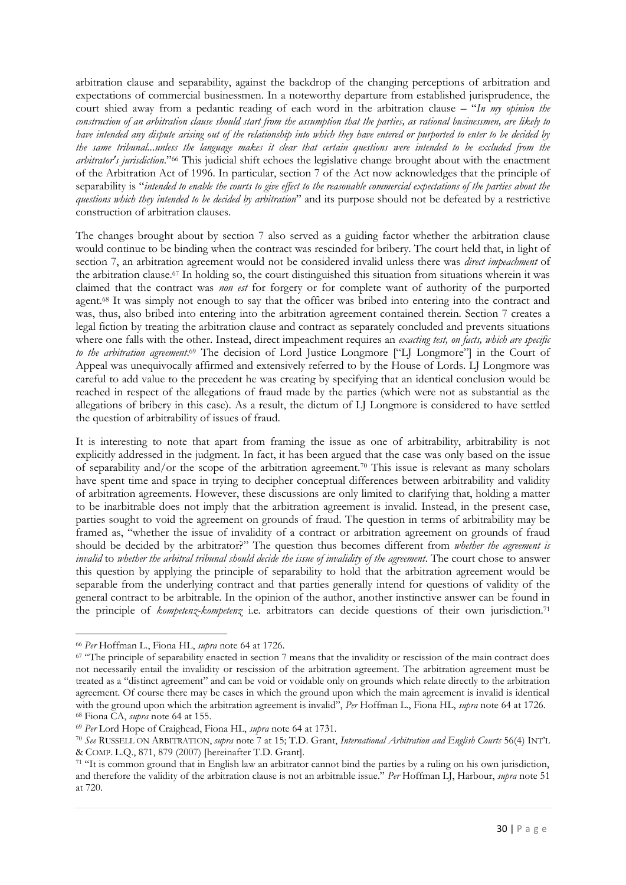arbitration clause and separability, against the backdrop of the changing perceptions of arbitration and expectations of commercial businessmen. In a noteworthy departure from established jurisprudence, the court shied away from a pedantic reading of each word in the arbitration clause – "*In my opinion the construction of an arbitration clause should start from the assumption that the parties, as rational businessmen, are likely to have intended any dispute arising out of the relationship into which they have entered or purported to enter to be decided by the same tribunal...unless the language makes it clear that certain questions were intended to be excluded from the arbitrator's jurisdiction*."[66] This judicial shift echoes the legislative change brought about with the enactment of the Arbitration Act of 1996. In particular, section 7 of the Act now acknowledges that the principle of separability is "*intended to enable the courts to give effect to the reasonable commercial expectations of the parties about the questions which they intended to be decided by arbitration*" and its purpose should not be defeated by a restrictive construction of arbitration clauses.

The changes brought about by section 7 also served as a guiding factor whether the arbitration clause would continue to be binding when the contract was rescinded for bribery. The court held that, in light of section 7, an arbitration agreement would not be considered invalid unless there was *direct impeachment* of the arbitration clause.[67] In holding so, the court distinguished this situation from situations wherein it was claimed that the contract was *non est* for forgery or for complete want of authority of the purported agent.[68] It was simply not enough to say that the officer was bribed into entering into the contract and was, thus, also bribed into entering into the arbitration agreement contained therein. Section 7 creates a legal fiction by treating the arbitration clause and contract as separately concluded and prevents situations where one falls with the other. Instead, direct impeachment requires an *exacting test, on facts, which are specific to the arbitration agreement*.[69] The decision of Lord Justice Longmore ["LJ Longmore"] in the Court of Appeal was unequivocally affirmed and extensively referred to by the House of Lords. LJ Longmore was careful to add value to the precedent he was creating by specifying that an identical conclusion would be reached in respect of the allegations of fraud made by the parties (which were not as substantial as the allegations of bribery in this case). As a result, the dictum of LJ Longmore is considered to have settled the question of arbitrability of issues of fraud.

It is interesting to note that apart from framing the issue as one of arbitrability, arbitrability is not explicitly addressed in the judgment. In fact, it has been argued that the case was only based on the issue of separability and/or the scope of the arbitration agreement.[70] This issue is relevant as many scholars have spent time and space in trying to decipher conceptual differences between arbitrability and validity of arbitration agreements. However, these discussions are only limited to clarifying that, holding a matter to be inarbitrable does not imply that the arbitration agreement is invalid. Instead, in the present case, parties sought to void the agreement on grounds of fraud. The question in terms of arbitrability may be framed as, "whether the issue of invalidity of a contract or arbitration agreement on grounds of fraud should be decided by the arbitrator?" The question thus becomes different from *whether the agreement is invalid* to *whether the arbitral tribunal should decide the issue of invalidity of the agreement*. The court chose to answer this question by applying the principle of separability to hold that the arbitration agreement would be separable from the underlying contract and that parties generally intend for questions of validity of the general contract to be arbitrable. In the opinion of the author, another instinctive answer can be found in the principle of *kompetenz-kompetenz* i.e. arbitrators can decide questions of their own jurisdiction.[71]

---

[66] *Per* Hoffman L., Fiona HL, *supra* note 64 at 1726.

[67] "The principle of separability enacted in section 7 means that the invalidity or rescission of the main contract does not necessarily entail the invalidity or rescission of the arbitration agreement. The arbitration agreement must be treated as a "distinct agreement" and can be void or voidable only on grounds which relate directly to the arbitration agreement. Of course there may be cases in which the ground upon which the main agreement is invalid is identical with the ground upon which the arbitration agreement is invalid", *Per* Hoffman L., Fiona HL, *supra* note 64 at 1726.

[68] Fiona CA, *supra* note 64 at 155.

[69] *Per* Lord Hope of Craighead, Fiona HL, *supra* note 64 at 1731.

[70] *See* RUSSELL ON ARBITRATION, *supra* note 7 at 15; T.D. Grant, *International Arbitration and English Courts* 56(4) INT'L & COMP. L.Q., 871, 879 (2007) [hereinafter T.D. Grant].

[71] "It is common ground that in English law an arbitrator cannot bind the parties by a ruling on his own jurisdiction, and therefore the validity of the arbitration clause is not an arbitrable issue." *Per* Hoffman LJ, Harbour, *supra* note 51 at 720.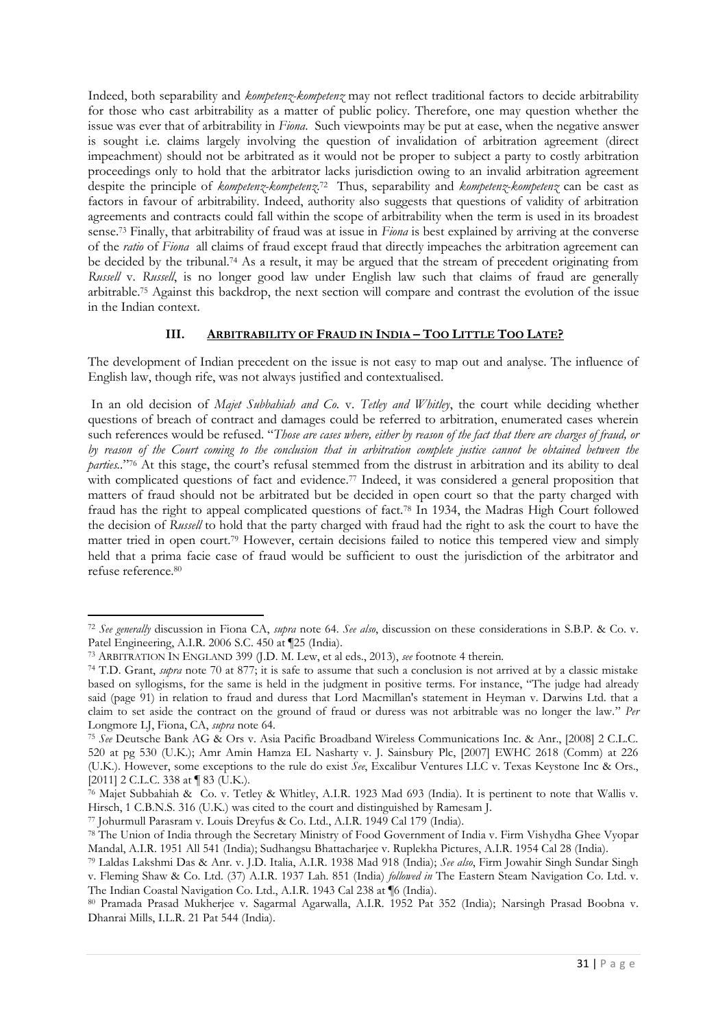Indeed, both separability and *kompetenz-kompetenz* may not reflect traditional factors to decide arbitrability for those who cast arbitrability as a matter of public policy. Therefore, one may question whether the issue was ever that of arbitrability in *Fiona*. Such viewpoints may be put at ease, when the negative answer is sought i.e. claims largely involving the question of invalidation of arbitration agreement (direct impeachment) should not be arbitrated as it would not be proper to subject a party to costly arbitration proceedings only to hold that the arbitrator lacks jurisdiction owing to an invalid arbitration agreement despite the principle of *kompetenz-kompetenz*.[72] Thus, separability and *kompetenz-kompetenz* can be cast as factors in favour of arbitrability. Indeed, authority also suggests that questions of validity of arbitration agreements and contracts could fall within the scope of arbitrability when the term is used in its broadest sense.[73] Finally, that arbitrability of fraud was at issue in *Fiona* is best explained by arriving at the converse of the *ratio* of *Fiona* all claims of fraud except fraud that directly impeaches the arbitration agreement can be decided by the tribunal.[74] As a result, it may be argued that the stream of precedent originating from *Russell* v. *Russell*, is no longer good law under English law such that claims of fraud are generally arbitrable.[75] Against this backdrop, the next section will compare and contrast the evolution of the issue in the Indian context.

### III. ARBITRABILITY OF FRAUD IN INDIA – TOO LITTLE TOO LATE?

The development of Indian precedent on the issue is not easy to map out and analyse. The influence of English law, though rife, was not always justified and contextualised.

In an old decision of *Majet Subbahiah and Co.* v. *Tetley and Whitley*, the court while deciding whether questions of breach of contract and damages could be referred to arbitration, enumerated cases wherein such references would be refused. "*Those are cases where, either by reason of the fact that there are charges of fraud, or by reason of the Court coming to the conclusion that in arbitration complete justice cannot be obtained between the parties.*."[76] At this stage, the court's refusal stemmed from the distrust in arbitration and its ability to deal with complicated questions of fact and evidence.[77] Indeed, it was considered a general proposition that matters of fraud should not be arbitrated but be decided in open court so that the party charged with fraud has the right to appeal complicated questions of fact.[78] In 1934, the Madras High Court followed the decision of *Russell* to hold that the party charged with fraud had the right to ask the court to have the matter tried in open court.[79] However, certain decisions failed to notice this tempered view and simply held that a prima facie case of fraud would be sufficient to oust the jurisdiction of the arbitrator and refuse reference.[80]

---

[72] *See generally* discussion in Fiona CA, *supra* note 64. *See also*, discussion on these considerations in S.B.P. & Co. v. Patel Engineering, A.I.R. 2006 S.C. 450 at ¶25 (India).

[73] ARBITRATION IN ENGLAND 399 (J.D. M. Lew, et al eds., 2013), *see* footnote 4 therein.

[74] T.D. Grant, *supra* note 70 at 877; it is safe to assume that such a conclusion is not arrived at by a classic mistake based on syllogisms, for the same is held in the judgment in positive terms. For instance, "The judge had already said (page 91) in relation to fraud and duress that Lord Macmillan's statement in Heyman v. Darwins Ltd. that a claim to set aside the contract on the ground of fraud or duress was not arbitrable was no longer the law." *Per* Longmore LJ, Fiona, CA, *supra* note 64.

[75] *See* Deutsche Bank AG & Ors v. Asia Pacific Broadband Wireless Communications Inc. & Anr., [2008] 2 C.L.C. 520 at pg 530 (U.K.); Amr Amin Hamza EL Nasharty v. J. Sainsbury Plc, [2007] EWHC 2618 (Comm) at 226 (U.K.). However, some exceptions to the rule do exist *See*, Excalibur Ventures LLC v. Texas Keystone Inc & Ors., [2011] 2 C.L.C. 338 at ¶ 83 (U.K.).

[76] Majet Subbahiah & Co. v. Tetley & Whitley, A.I.R. 1923 Mad 693 (India). It is pertinent to note that Wallis v. Hirsch, 1 C.B.N.S. 316 (U.K.) was cited to the court and distinguished by Ramesam J.

[77] Johurmull Parasram v. Louis Dreyfus & Co. Ltd., A.I.R. 1949 Cal 179 (India).

[78] The Union of India through the Secretary Ministry of Food Government of India v. Firm Vishydha Ghee Vyopar Mandal, A.I.R. 1951 All 541 (India); Sudhangsu Bhattacharjee v. Ruplekha Pictures, A.I.R. 1954 Cal 28 (India).

[79] Laldas Lakshmi Das & Anr. v. J.D. Italia, A.I.R. 1938 Mad 918 (India); *See also*, Firm Jowahir Singh Sundar Singh v. Fleming Shaw & Co. Ltd. (37) A.I.R. 1937 Lah. 851 (India) *followed in* The Eastern Steam Navigation Co. Ltd. v. The Indian Coastal Navigation Co. Ltd., A.I.R. 1943 Cal 238 at ¶6 (India).

[80] Pramada Prasad Mukherjee v. Sagarmal Agarwalla, A.I.R. 1952 Pat 352 (India); Narsingh Prasad Boobna v. Dhanrai Mills, I.L.R. 21 Pat 544 (India).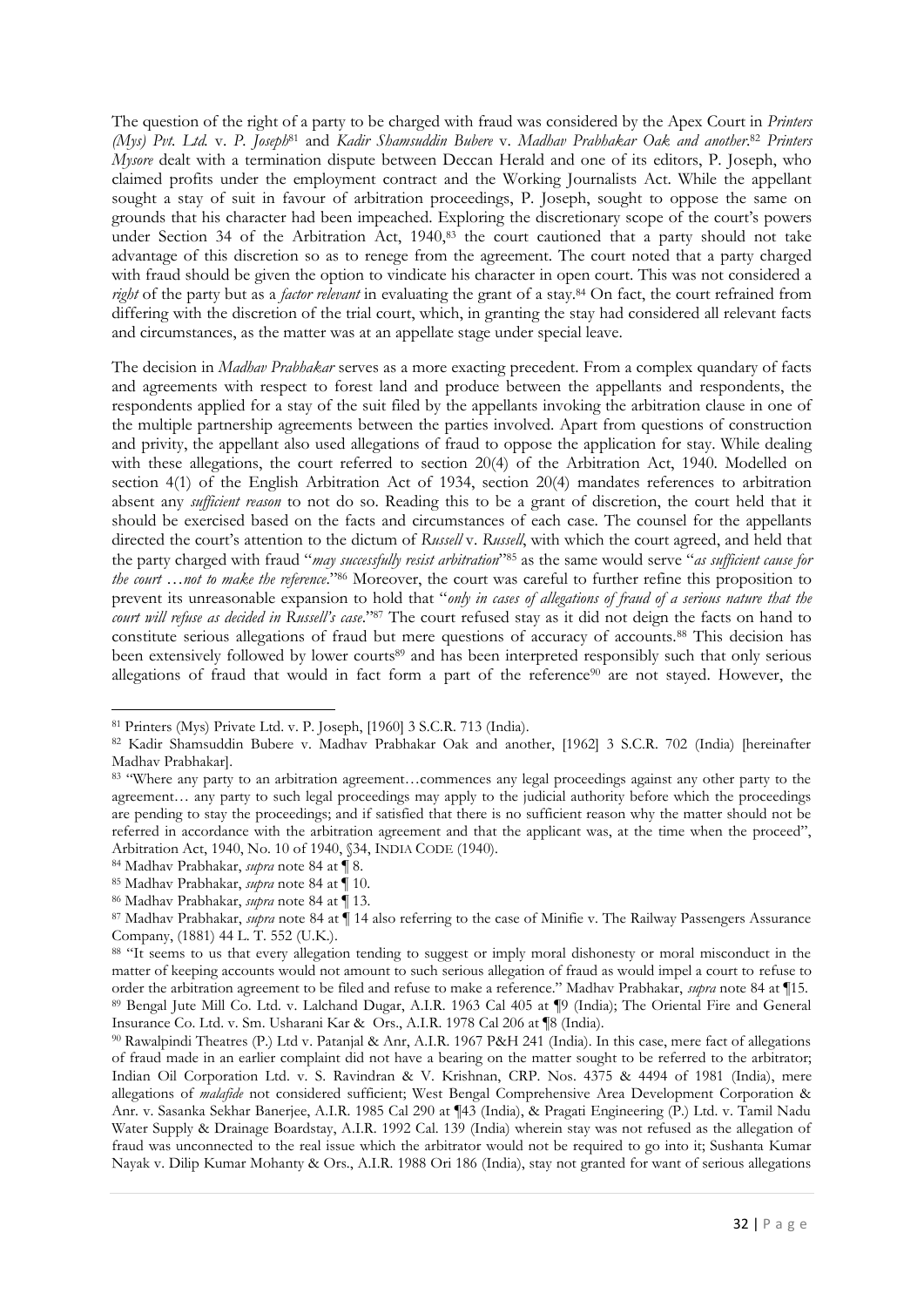The question of the right of a party to be charged with fraud was considered by the Apex Court in *Printers (Mys) Pvt. Ltd.* v. *P. Joseph*[81] and *Kadir Shamsuddin Bubere* v. *Madhav Prabhakar Oak and another*.[82] *Printers Mysore* dealt with a termination dispute between Deccan Herald and one of its editors, P. Joseph, who claimed profits under the employment contract and the Working Journalists Act. While the appellant sought a stay of suit in favour of arbitration proceedings, P. Joseph, sought to oppose the same on grounds that his character had been impeached. Exploring the discretionary scope of the court's powers under Section 34 of the Arbitration Act, 1940,[83] the court cautioned that a party should not take advantage of this discretion so as to renege from the agreement. The court noted that a party charged with fraud should be given the option to vindicate his character in open court. This was not considered a *right* of the party but as a *factor relevant* in evaluating the grant of a stay.[84] On fact, the court refrained from differing with the discretion of the trial court, which, in granting the stay had considered all relevant facts and circumstances, as the matter was at an appellate stage under special leave.

The decision in *Madhav Prabhakar* serves as a more exacting precedent. From a complex quandary of facts and agreements with respect to forest land and produce between the appellants and respondents, the respondents applied for a stay of the suit filed by the appellants invoking the arbitration clause in one of the multiple partnership agreements between the parties involved. Apart from questions of construction and privity, the appellant also used allegations of fraud to oppose the application for stay. While dealing with these allegations, the court referred to section 20(4) of the Arbitration Act, 1940. Modelled on section 4(1) of the English Arbitration Act of 1934, section 20(4) mandates references to arbitration absent any *sufficient reason* to not do so. Reading this to be a grant of discretion, the court held that it should be exercised based on the facts and circumstances of each case. The counsel for the appellants directed the court's attention to the dictum of *Russell* v. *Russell*, with which the court agreed, and held that the party charged with fraud "*may successfully resist arbitration*"[85] as the same would serve "*as sufficient cause for the court …not to make the reference*."[86] Moreover, the court was careful to further refine this proposition to prevent its unreasonable expansion to hold that "*only in cases of allegations of fraud of a serious nature that the court will refuse as decided in Russell's case*."[87] The court refused stay as it did not deign the facts on hand to constitute serious allegations of fraud but mere questions of accuracy of accounts.[88] This decision has been extensively followed by lower courts[89] and has been interpreted responsibly such that only serious allegations of fraud that would in fact form a part of the reference[90] are not stayed. However, the

---

[81] Printers (Mys) Private Ltd. v. P. Joseph, [1960] 3 S.C.R. 713 (India).

[82] Kadir Shamsuddin Bubere v. Madhav Prabhakar Oak and another, [1962] 3 S.C.R. 702 (India) [hereinafter Madhav Prabhakar].

[83] "Where any party to an arbitration agreement…commences any legal proceedings against any other party to the agreement… any party to such legal proceedings may apply to the judicial authority before which the proceedings are pending to stay the proceedings; and if satisfied that there is no sufficient reason why the matter should not be referred in accordance with the arbitration agreement and that the applicant was, at the time when the proceed", Arbitration Act, 1940, No. 10 of 1940, §34, INDIA CODE (1940).

[84] Madhav Prabhakar, *supra* note 84 at ¶ 8.

[85] Madhav Prabhakar, *supra* note 84 at ¶ 10.

[86] Madhav Prabhakar, *supra* note 84 at ¶ 13.

[87] Madhav Prabhakar, *supra* note 84 at ¶ 14 also referring to the case of Minifie v. The Railway Passengers Assurance Company, (1881) 44 L. T. 552 (U.K.).

[88] "It seems to us that every allegation tending to suggest or imply moral dishonesty or moral misconduct in the matter of keeping accounts would not amount to such serious allegation of fraud as would impel a court to refuse to order the arbitration agreement to be filed and refuse to make a reference." Madhav Prabhakar, *supra* note 84 at ¶15.

[89] Bengal Jute Mill Co. Ltd. v. Lalchand Dugar, A.I.R. 1963 Cal 405 at ¶9 (India); The Oriental Fire and General Insurance Co. Ltd. v. Sm. Usharani Kar & Ors., A.I.R. 1978 Cal 206 at ¶8 (India).

[90] Rawalpindi Theatres (P.) Ltd v. Patanjal & Anr, A.I.R. 1967 P&H 241 (India). In this case, mere fact of allegations of fraud made in an earlier complaint did not have a bearing on the matter sought to be referred to the arbitrator; Indian Oil Corporation Ltd. v. S. Ravindran & V. Krishnan, CRP. Nos. 4375 & 4494 of 1981 (India), mere allegations of *malafide* not considered sufficient; West Bengal Comprehensive Area Development Corporation & Anr. v. Sasanka Sekhar Banerjee, A.I.R. 1985 Cal 290 at ¶43 (India), & Pragati Engineering (P.) Ltd. v. Tamil Nadu Water Supply & Drainage Boardstay, A.I.R. 1992 Cal. 139 (India) wherein stay was not refused as the allegation of fraud was unconnected to the real issue which the arbitrator would not be required to go into it; Sushanta Kumar Nayak v. Dilip Kumar Mohanty & Ors., A.I.R. 1988 Ori 186 (India), stay not granted for want of serious allegations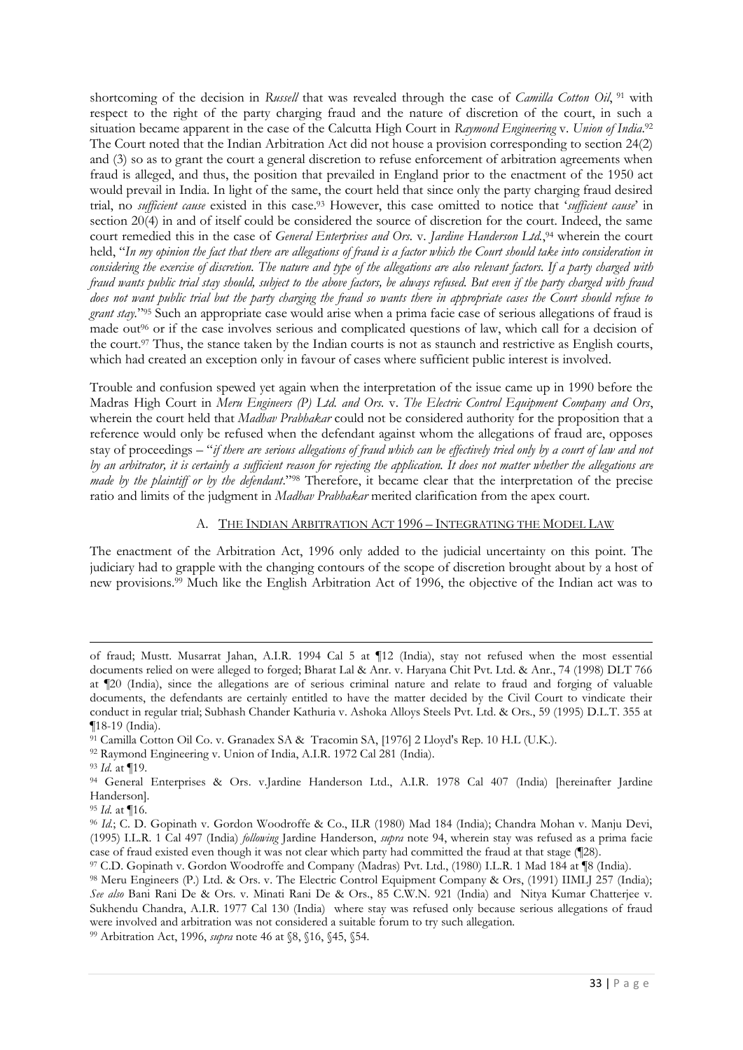shortcoming of the decision in *Russell* that was revealed through the case of *Camilla Cotton Oil*, [91] with respect to the right of the party charging fraud and the nature of discretion of the court, in such a situation became apparent in the case of the Calcutta High Court in *Raymond Engineering* v. *Union of India*.[92] The Court noted that the Indian Arbitration Act did not house a provision corresponding to section 24(2) and (3) so as to grant the court a general discretion to refuse enforcement of arbitration agreements when fraud is alleged, and thus, the position that prevailed in England prior to the enactment of the 1950 act would prevail in India. In light of the same, the court held that since only the party charging fraud desired trial, no *sufficient cause* existed in this case.[93] However, this case omitted to notice that '*sufficient cause*' in section 20(4) in and of itself could be considered the source of discretion for the court. Indeed, the same court remedied this in the case of *General Enterprises and Ors.* v. *Jardine Handerson Ltd.*,[94] wherein the court held, "*In my opinion the fact that there are allegations of fraud is a factor which the Court should take into consideration in considering the exercise of discretion. The nature and type of the allegations are also relevant factors. If a party charged with fraud wants public trial stay should, subject to the above factors, be always refused. But even if the party charged with fraud does not want public trial but the party charging the fraud so wants there in appropriate cases the Court should refuse to grant stay.*"[95] Such an appropriate case would arise when a prima facie case of serious allegations of fraud is made out[96] or if the case involves serious and complicated questions of law, which call for a decision of the court.[97] Thus, the stance taken by the Indian courts is not as staunch and restrictive as English courts, which had created an exception only in favour of cases where sufficient public interest is involved.

Trouble and confusion spewed yet again when the interpretation of the issue came up in 1990 before the Madras High Court in *Meru Engineers (P) Ltd. and Ors.* v. *The Electric Control Equipment Company and Ors*, wherein the court held that *Madhav Prabhakar* could not be considered authority for the proposition that a reference would only be refused when the defendant against whom the allegations of fraud are, opposes stay of proceedings – "*if there are serious allegations of fraud which can be effectively tried only by a court of law and not by an arbitrator, it is certainly a sufficient reason for rejecting the application. It does not matter whether the allegations are made by the plaintiff or by the defendant.*"[98] Therefore, it became clear that the interpretation of the precise ratio and limits of the judgment in *Madhav Prabhakar* merited clarification from the apex court.

### A. THE INDIAN ARBITRATION ACT 1996 – INTEGRATING THE MODEL LAW

The enactment of the Arbitration Act, 1996 only added to the judicial uncertainty on this point. The judiciary had to grapple with the changing contours of the scope of discretion brought about by a host of new provisions.[99] Much like the English Arbitration Act of 1996, the objective of the Indian act was to

---

of fraud; Mustt. Musarrat Jahan, A.I.R. 1994 Cal 5 at ¶12 (India), stay not refused when the most essential documents relied on were alleged to forged; Bharat Lal & Anr. v. Haryana Chit Pvt. Ltd. & Anr., 74 (1998) DLT 766 at ¶20 (India), since the allegations are of serious criminal nature and relate to fraud and forging of valuable documents, the defendants are certainly entitled to have the matter decided by the Civil Court to vindicate their conduct in regular trial; Subhash Chander Kathuria v. Ashoka Alloys Steels Pvt. Ltd. & Ors., 59 (1995) D.L.T. 355 at ¶18-19 (India).

[91] Camilla Cotton Oil Co. v. Granadex SA & Tracomin SA, [1976] 2 Lloyd's Rep. 10 H.L (U.K.).

[92] Raymond Engineering v. Union of India, A.I.R. 1972 Cal 281 (India).

[93] *Id.* at ¶19.

[94] General Enterprises & Ors. v.Jardine Handerson Ltd., A.I.R. 1978 Cal 407 (India) [hereinafter Jardine Handerson].

[95] *Id.* at ¶16.

[96] *Id.*; C. D. Gopinath v. Gordon Woodroffe & Co., ILR (1980) Mad 184 (India); Chandra Mohan v. Manju Devi, (1995) I.L.R. 1 Cal 497 (India) *following* Jardine Handerson, *supra* note 94, wherein stay was refused as a prima facie case of fraud existed even though it was not clear which party had committed the fraud at that stage (¶28).

[97] C.D. Gopinath v. Gordon Woodroffe and Company (Madras) Pvt. Ltd., (1980) I.L.R. 1 Mad 184 at ¶8 (India).

[98] Meru Engineers (P.) Ltd. & Ors. v. The Electric Control Equipment Company & Ors, (1991) IIMLJ 257 (India); *See also* Bani Rani De & Ors. v. Minati Rani De & Ors., 85 C.W.N. 921 (India) and Nitya Kumar Chatterjee v. Sukhendu Chandra, A.I.R. 1977 Cal 130 (India) where stay was refused only because serious allegations of fraud were involved and arbitration was not considered a suitable forum to try such allegation.

[99] Arbitration Act, 1996, *supra* note 46 at §8, §16, §45, §54.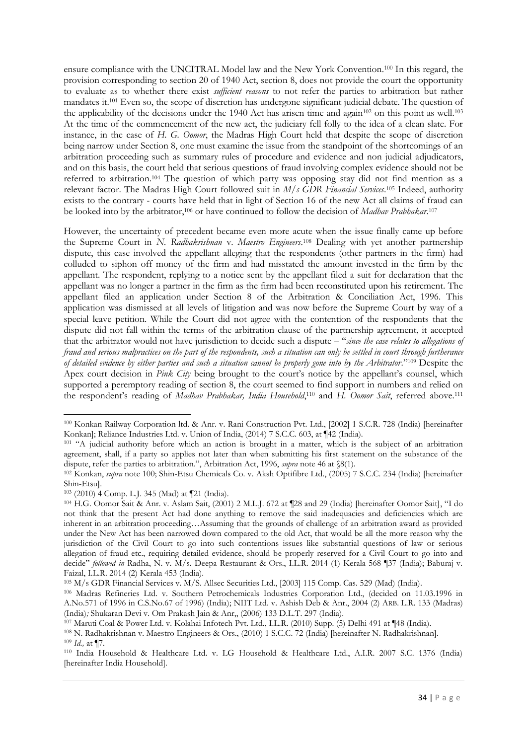ensure compliance with the UNCITRAL Model law and the New York Convention.[100] In this regard, the provision corresponding to section 20 of 1940 Act, section 8, does not provide the court the opportunity to evaluate as to whether there exist *sufficient reasons* to not refer the parties to arbitration but rather mandates it.[101] Even so, the scope of discretion has undergone significant judicial debate. The question of the applicability of the decisions under the 1940 Act has arisen time and again[102] on this point as well.[103] At the time of the commencement of the new act, the judiciary fell folly to the idea of a clean slate. For instance, in the case of *H. G. Oomor*, the Madras High Court held that despite the scope of discretion being narrow under Section 8, one must examine the issue from the standpoint of the shortcomings of an arbitration proceeding such as summary rules of procedure and evidence and non judicial adjudicators, and on this basis, the court held that serious questions of fraud involving complex evidence should not be referred to arbitration.[104] The question of which party was opposing stay did not find mention as a relevant factor. The Madras High Court followed suit in *M/s GDR Financial Services*.[105] Indeed, authority exists to the contrary - courts have held that in light of Section 16 of the new Act all claims of fraud can be looked into by the arbitrator,[106] or have continued to follow the decision of *Madhav Prabhakar*.[107]

However, the uncertainty of precedent became even more acute when the issue finally came up before the Supreme Court in *N. Radhakrishnan* v. *Maestro Engineers*.[108] Dealing with yet another partnership dispute, this case involved the appellant alleging that the respondents (other partners in the firm) had colluded to siphon off money of the firm and had misstated the amount invested in the firm by the appellant. The respondent, replying to a notice sent by the appellant filed a suit for declaration that the appellant was no longer a partner in the firm as the firm had been reconstituted upon his retirement. The appellant filed an application under Section 8 of the Arbitration & Conciliation Act, 1996. This application was dismissed at all levels of litigation and was now before the Supreme Court by way of a special leave petition. While the Court did not agree with the contention of the respondents that the dispute did not fall within the terms of the arbitration clause of the partnership agreement, it accepted that the arbitrator would not have jurisdiction to decide such a dispute – "*since the case relates to allegations of fraud and serious malpractices on the part of the respondents, such a situation can only be settled in court through furtherance of detailed evidence by either parties and such a situation cannot be properly gone into by the Arbitrator*."[109] Despite the Apex court decision in *Pink City* being brought to the court's notice by the appellant's counsel, which supported a peremptory reading of section 8, the court seemed to find support in numbers and relied on the respondent's reading of *Madhav Prabhakar, India Household*,[110] and *H. Oomor Sait*, referred above.[111]

---

[100] Konkan Railway Corporation ltd. & Anr. v. Rani Construction Pvt. Ltd., [2002] 1 S.C.R. 728 (India) [hereinafter Konkan]; Reliance Industries Ltd. v. Union of India, (2014) 7 S.C.C. 603, at ¶42 (India).

[101] "A judicial authority before which an action is brought in a matter, which is the subject of an arbitration agreement, shall, if a party so applies not later than when submitting his first statement on the substance of the dispute, refer the parties to arbitration.", Arbitration Act, 1996, *supra* note 46 at §8(1).

[102] Konkan, *supra* note 100; Shin-Etsu Chemicals Co. v. Aksh Optifibre Ltd., (2005) 7 S.C.C. 234 (India) [hereinafter Shin-Etsu].

[103] (2010) 4 Comp. L.J. 345 (Mad) at ¶21 (India).

[104] H.G. Oomor Sait & Anr. v. Aslam Sait, (2001) 2 M.L.J. 672 at ¶28 and 29 (India) [hereinafter Oomor Sait], "I do not think that the present Act had done anything to remove the said inadequacies and deficiencies which are inherent in an arbitration proceeding…Assuming that the grounds of challenge of an arbitration award as provided under the New Act has been narrowed down compared to the old Act, that would be all the more reason why the jurisdiction of the Civil Court to go into such contentions issues like substantial questions of law or serious allegation of fraud etc., requiring detailed evidence, should be properly reserved for a Civil Court to go into and decide" *followed in* Radha, N. v. M/s. Deepa Restaurant & Ors., I.L.R. 2014 (1) Kerala 568 ¶37 (India); Baburaj v. Faizal, I.L.R. 2014 (2) Kerala 453 (India).

[105] M/s GDR Financial Services v. M/S. Allsec Securities Ltd., [2003] 115 Comp. Cas. 529 (Mad) (India).

[106] Madras Refineries Ltd. v. Southern Petrochemicals Industries Corporation Ltd., (decided on 11.03.1996 in A.No.571 of 1996 in C.S.No.67 of 1996) (India); NIIT Ltd. v. Ashish Deb & Anr., 2004 (2) ARB. L.R. 133 (Madras) (India); Shukaran Devi v. Om Prakash Jain & Anr,, (2006) 133 D.L.T. 297 (India).

[107] Maruti Coal & Power Ltd. v. Kolahai Infotech Pvt. Ltd., I.L.R. (2010) Supp. (5) Delhi 491 at ¶48 (India).

[108] N. Radhakrishnan v. Maestro Engineers & Ors., (2010) 1 S.C.C. 72 (India) [hereinafter N. Radhakrishnan].

[109] *Id.,* at ¶7.

[110] India Household & Healthcare Ltd. v. LG Household & Healthcare Ltd., A.I.R. 2007 S.C. 1376 (India) [hereinafter India Household].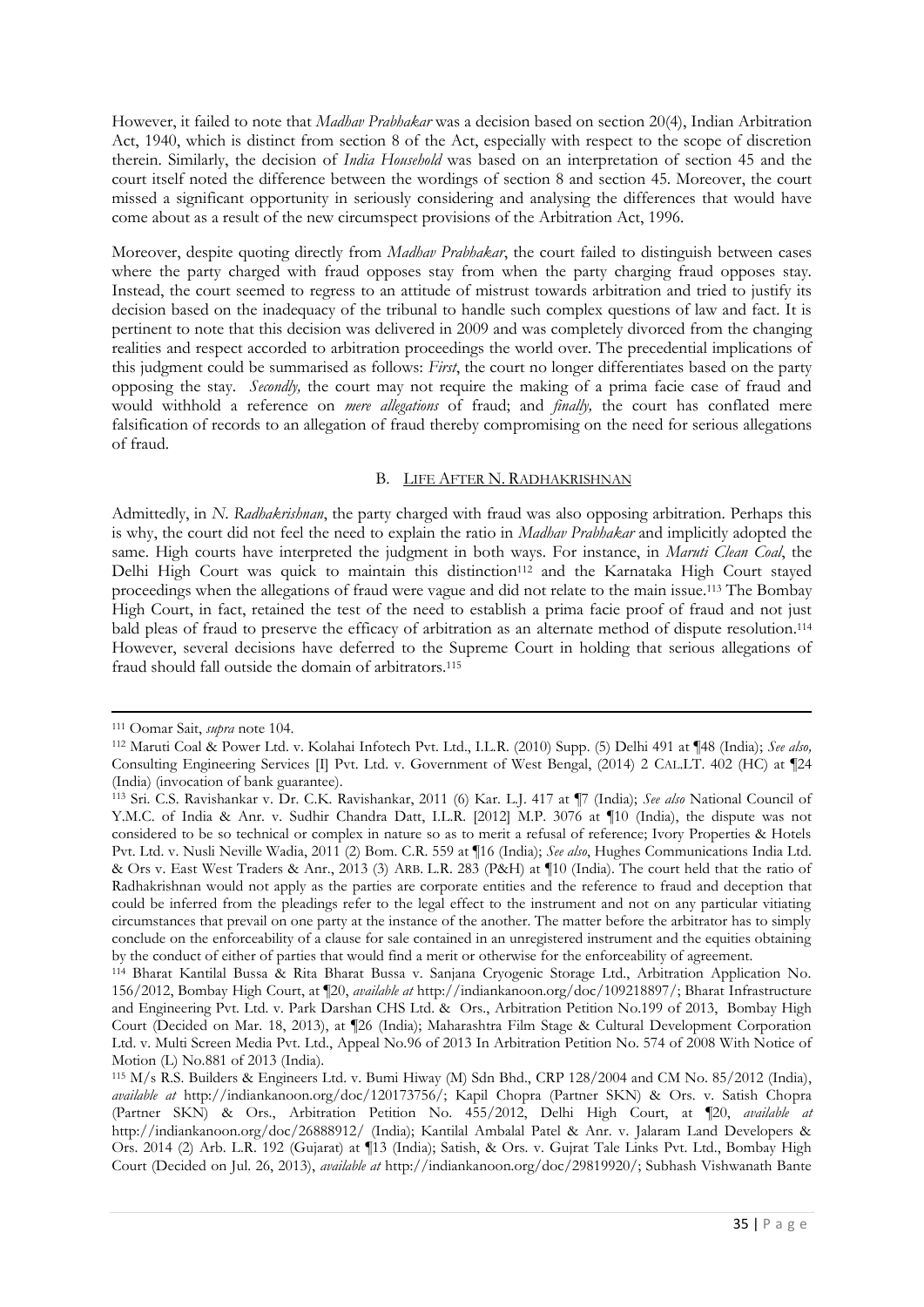However, it failed to note that *Madhav Prabhakar* was a decision based on section 20(4), Indian Arbitration Act, 1940, which is distinct from section 8 of the Act, especially with respect to the scope of discretion therein. Similarly, the decision of *India Household* was based on an interpretation of section 45 and the court itself noted the difference between the wordings of section 8 and section 45. Moreover, the court missed a significant opportunity in seriously considering and analysing the differences that would have come about as a result of the new circumspect provisions of the Arbitration Act, 1996.

Moreover, despite quoting directly from *Madhav Prabhakar*, the court failed to distinguish between cases where the party charged with fraud opposes stay from when the party charging fraud opposes stay. Instead, the court seemed to regress to an attitude of mistrust towards arbitration and tried to justify its decision based on the inadequacy of the tribunal to handle such complex questions of law and fact. It is pertinent to note that this decision was delivered in 2009 and was completely divorced from the changing realities and respect accorded to arbitration proceedings the world over. The precedential implications of this judgment could be summarised as follows: *First*, the court no longer differentiates based on the party opposing the stay. *Secondly,* the court may not require the making of a prima facie case of fraud and would withhold a reference on *mere allegations* of fraud; and *finally,* the court has conflated mere falsification of records to an allegation of fraud thereby compromising on the need for serious allegations of fraud.

### B. LIFE AFTER N. RADHAKRISHNAN

Admittedly, in *N. Radhakrishnan*, the party charged with fraud was also opposing arbitration. Perhaps this is why, the court did not feel the need to explain the ratio in *Madhav Prabhakar* and implicitly adopted the same. High courts have interpreted the judgment in both ways. For instance, in *Maruti Clean Coal*, the Delhi High Court was quick to maintain this distinction[112] and the Karnataka High Court stayed proceedings when the allegations of fraud were vague and did not relate to the main issue.[113] The Bombay High Court, in fact, retained the test of the need to establish a prima facie proof of fraud and not just bald pleas of fraud to preserve the efficacy of arbitration as an alternate method of dispute resolution.[114] However, several decisions have deferred to the Supreme Court in holding that serious allegations of fraud should fall outside the domain of arbitrators.[115]

---

[111] Oomar Sait, *supra* note 104.

[112] Maruti Coal & Power Ltd. v. Kolahai Infotech Pvt. Ltd., I.L.R. (2010) Supp. (5) Delhi 491 at ¶48 (India); *See also,* Consulting Engineering Services [I] Pvt. Ltd. v. Government of West Bengal, (2014) 2 CAL.LT. 402 (HC) at ¶24 (India) (invocation of bank guarantee).

[113] Sri. C.S. Ravishankar v. Dr. C.K. Ravishankar, 2011 (6) Kar. L.J. 417 at ¶7 (India); *See also* National Council of Y.M.C. of India & Anr. v. Sudhir Chandra Datt, I.L.R. [2012] M.P. 3076 at ¶10 (India), the dispute was not considered to be so technical or complex in nature so as to merit a refusal of reference; Ivory Properties & Hotels Pvt. Ltd. v. Nusli Neville Wadia, 2011 (2) Bom. C.R. 559 at ¶16 (India); *See also*, Hughes Communications India Ltd. & Ors v. East West Traders & Anr., 2013 (3) ARB. L.R. 283 (P&H) at ¶10 (India). The court held that the ratio of Radhakrishnan would not apply as the parties are corporate entities and the reference to fraud and deception that could be inferred from the pleadings refer to the legal effect to the instrument and not on any particular vitiating circumstances that prevail on one party at the instance of the another. The matter before the arbitrator has to simply conclude on the enforceability of a clause for sale contained in an unregistered instrument and the equities obtaining by the conduct of either of parties that would find a merit or otherwise for the enforceability of agreement.

[114] Bharat Kantilal Bussa & Rita Bharat Bussa v. Sanjana Cryogenic Storage Ltd., Arbitration Application No. 156/2012, Bombay High Court, at ¶20, *available at* http://indiankanoon.org/doc/109218897/; Bharat Infrastructure and Engineering Pvt. Ltd. v. Park Darshan CHS Ltd. & Ors., Arbitration Petition No.199 of 2013, Bombay High Court (Decided on Mar. 18, 2013), at ¶26 (India); Maharashtra Film Stage & Cultural Development Corporation Ltd. v. Multi Screen Media Pvt. Ltd., Appeal No.96 of 2013 In Arbitration Petition No. 574 of 2008 With Notice of Motion (L) No.881 of 2013 (India).

[115] M/s R.S. Builders & Engineers Ltd. v. Bumi Hiway (M) Sdn Bhd., CRP 128/2004 and CM No. 85/2012 (India), *available at* http://indiankanoon.org/doc/120173756/; Kapil Chopra (Partner SKN) & Ors. v. Satish Chopra (Partner SKN) & Ors., Arbitration Petition No. 455/2012, Delhi High Court, at ¶20, *available at* http://indiankanoon.org/doc/26888912/ (India); Kantilal Ambalal Patel & Anr. v. Jalaram Land Developers & Ors. 2014 (2) Arb. L.R. 192 (Gujarat) at ¶13 (India); Satish, & Ors. v. Gujrat Tale Links Pvt. Ltd., Bombay High Court (Decided on Jul. 26, 2013), *available at* http://indiankanoon.org/doc/29819920/; Subhash Vishwanath Bante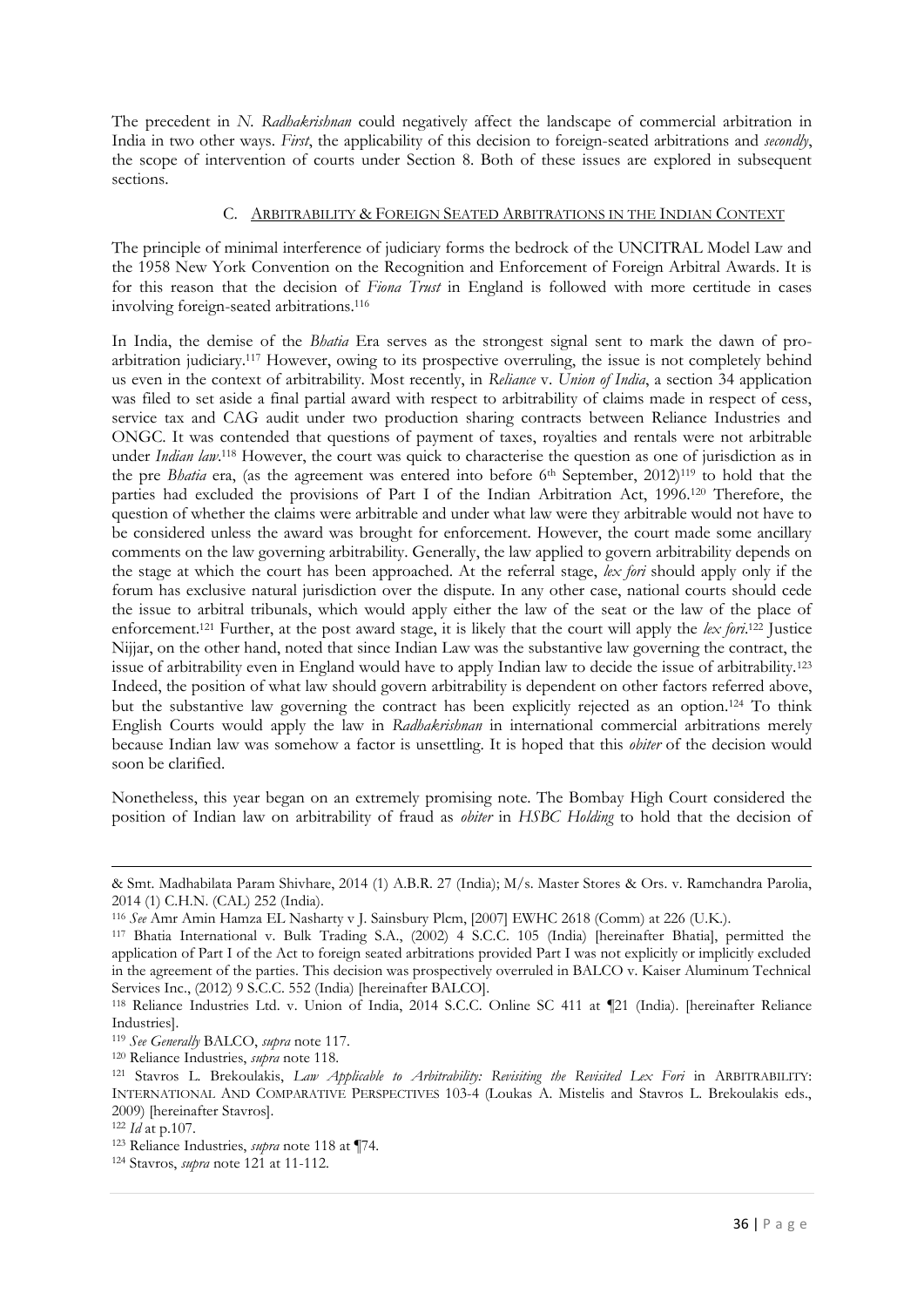The precedent in *N. Radhakrishnan* could negatively affect the landscape of commercial arbitration in India in two other ways. *First*, the applicability of this decision to foreign-seated arbitrations and *secondly*, the scope of intervention of courts under Section 8. Both of these issues are explored in subsequent sections.

### C. ARBITRABILITY & FOREIGN SEATED ARBITRATIONS IN THE INDIAN CONTEXT

The principle of minimal interference of judiciary forms the bedrock of the UNCITRAL Model Law and the 1958 New York Convention on the Recognition and Enforcement of Foreign Arbitral Awards. It is for this reason that the decision of *Fiona Trust* in England is followed with more certitude in cases involving foreign-seated arbitrations.[116]

In India, the demise of the *Bhatia* Era serves as the strongest signal sent to mark the dawn of pro-arbitration judiciary.[117] However, owing to its prospective overruling, the issue is not completely behind us even in the context of arbitrability. Most recently, in *Reliance* v. *Union of India*, a section 34 application was filed to set aside a final partial award with respect to arbitrability of claims made in respect of cess, service tax and CAG audit under two production sharing contracts between Reliance Industries and ONGC. It was contended that questions of payment of taxes, royalties and rentals were not arbitrable under *Indian law*.[118] However, the court was quick to characterise the question as one of jurisdiction as in the pre *Bhatia* era, (as the agreement was entered into before 6th September, 2012)[119] to hold that the parties had excluded the provisions of Part I of the Indian Arbitration Act, 1996.[120] Therefore, the question of whether the claims were arbitrable and under what law were they arbitrable would not have to be considered unless the award was brought for enforcement. However, the court made some ancillary comments on the law governing arbitrability. Generally, the law applied to govern arbitrability depends on the stage at which the court has been approached. At the referral stage, *lex fori* should apply only if the forum has exclusive natural jurisdiction over the dispute. In any other case, national courts should cede the issue to arbitral tribunals, which would apply either the law of the seat or the law of the place of enforcement.[121] Further, at the post award stage, it is likely that the court will apply the *lex fori*.[122] Justice Nijjar, on the other hand, noted that since Indian Law was the substantive law governing the contract, the issue of arbitrability even in England would have to apply Indian law to decide the issue of arbitrability.[123] Indeed, the position of what law should govern arbitrability is dependent on other factors referred above, but the substantive law governing the contract has been explicitly rejected as an option.[124] To think English Courts would apply the law in *Radhakrishnan* in international commercial arbitrations merely because Indian law was somehow a factor is unsettling. It is hoped that this *obiter* of the decision would soon be clarified.

Nonetheless, this year began on an extremely promising note. The Bombay High Court considered the position of Indian law on arbitrability of fraud as *obiter* in *HSBC Holding* to hold that the decision of

---

& Smt. Madhabilata Param Shivhare, 2014 (1) A.B.R. 27 (India); M/s. Master Stores & Ors. v. Ramchandra Parolia, 2014 (1) C.H.N. (CAL) 252 (India).

[116] *See* Amr Amin Hamza EL Nasharty v J. Sainsbury Plcm, [2007] EWHC 2618 (Comm) at 226 (U.K.).

[117] Bhatia International v. Bulk Trading S.A., (2002) 4 S.C.C. 105 (India) [hereinafter Bhatia], permitted the application of Part I of the Act to foreign seated arbitrations provided Part I was not explicitly or implicitly excluded in the agreement of the parties. This decision was prospectively overruled in BALCO v. Kaiser Aluminum Technical Services Inc., (2012) 9 S.C.C. 552 (India) [hereinafter BALCO].

[118] Reliance Industries Ltd. v. Union of India, 2014 S.C.C. Online SC 411 at ¶21 (India). [hereinafter Reliance Industries].

[119] *See Generally* BALCO, *supra* note 117.

[120] Reliance Industries, *supra* note 118.

[121] Stavros L. Brekoulakis, *Law Applicable to Arbitrability: Revisiting the Revisited Lex Fori* in ARBITRABILITY: INTERNATIONAL AND COMPARATIVE PERSPECTIVES 103-4 (Loukas A. Mistelis and Stavros L. Brekoulakis eds., 2009) [hereinafter Stavros].

[122] *Id* at p.107.

[123] Reliance Industries, *supra* note 118 at ¶74.

[124] Stavros, *supra* note 121 at 11-112.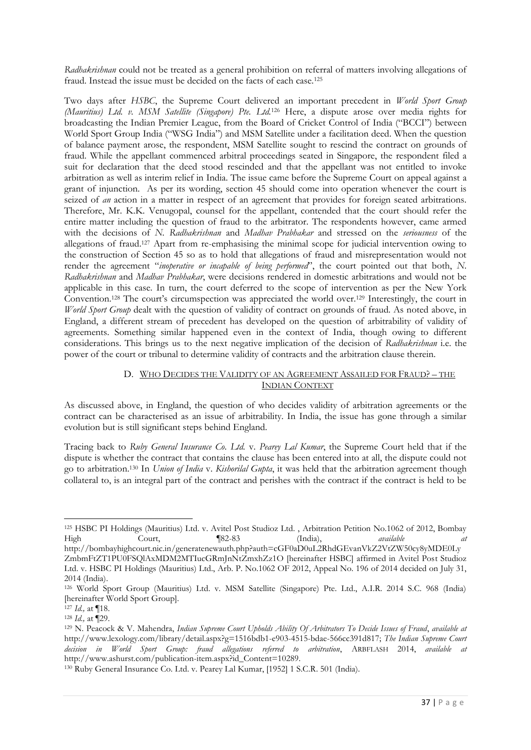*Radhakrishnan* could not be treated as a general prohibition on referral of matters involving allegations of fraud. Instead the issue must be decided on the facts of each case.[125]

Two days after *HSBC*, the Supreme Court delivered an important precedent in *World Sport Group (Mauritius) Ltd. v. MSM Satellite (Singapore) Pte. Ltd.*[126] Here, a dispute arose over media rights for broadcasting the Indian Premier League, from the Board of Cricket Control of India ("BCCI") between World Sport Group India ("WSG India") and MSM Satellite under a facilitation deed. When the question of balance payment arose, the respondent, MSM Satellite sought to rescind the contract on grounds of fraud. While the appellant commenced arbitral proceedings seated in Singapore, the respondent filed a suit for declaration that the deed stood rescinded and that the appellant was not entitled to invoke arbitration as well as interim relief in India. The issue came before the Supreme Court on appeal against a grant of injunction. As per its wording, section 45 should come into operation whenever the court is seized of *an* action in a matter in respect of an agreement that provides for foreign seated arbitrations. Therefore, Mr. K.K. Venugopal, counsel for the appellant, contended that the court should refer the entire matter including the question of fraud to the arbitrator. The respondents however, came armed with the decisions of *N. Radhakrishnan* and *Madhav Prabhakar* and stressed on the *seriousness* of the allegations of fraud.[127] Apart from re-emphasising the minimal scope for judicial intervention owing to the construction of Section 45 so as to hold that allegations of fraud and misrepresentation would not render the agreement "*inoperative or incapable of being performed*", the court pointed out that both, *N. Radhakrishnan* and *Madhav Prabhakar*, were decisions rendered in domestic arbitrations and would not be applicable in this case. In turn, the court deferred to the scope of intervention as per the New York Convention.[128] The court's circumspection was appreciated the world over.[129] Interestingly, the court in *World Sport Group* dealt with the question of validity of contract on grounds of fraud. As noted above, in England, a different stream of precedent has developed on the question of arbitrability of validity of agreements. Something similar happened even in the context of India, though owing to different considerations. This brings us to the next negative implication of the decision of *Radhakrishnan* i.e. the power of the court or tribunal to determine validity of contracts and the arbitration clause therein.

### D. <u>Who Decides the Validity of an Agreement Assailed for Fraud? – The Indian Context</u>

As discussed above, in England, the question of who decides validity of arbitration agreements or the contract can be characterised as an issue of arbitrability. In India, the issue has gone through a similar evolution but is still significant steps behind England.

Tracing back to *Ruby General Insurance Co. Ltd.* v. *Pearey Lal Kumar*, the Supreme Court held that if the dispute is whether the contract that contains the clause has been entered into at all, the dispute could not go to arbitration.[130] In *Union of India* v. *Kishorilal Gupta*, it was held that the arbitration agreement though collateral to, is an integral part of the contract and perishes with the contract if the contract is held to be

---

[125] HSBC PI Holdings (Mauritius) Ltd. v. Avitel Post Studioz Ltd. , Arbitration Petition No.1062 of 2012, Bombay High Court, ¶82-83 (India), *available at* http://bombayhighcourt.nic.in/generatenewauth.php?auth=cGF0aD0uL2RhdGEvanVkZ2VtZW50cy8yMDE0Ly ZmbmFtZT1PU0FSQlAxMDM2MTIucGRmJnNtZmxhZz1O [hereinafter HSBC] affirmed in Avitel Post Studioz Ltd. v. HSBC PI Holdings (Mauritius) Ltd., Arb. P. No.1062 OF 2012, Appeal No. 196 of 2014 decided on July 31, 2014 (India).

[126] World Sport Group (Mauritius) Ltd. v. MSM Satellite (Singapore) Pte. Ltd., A.I.R. 2014 S.C. 968 (India) [hereinafter World Sport Group].

[127] *Id.,* at ¶18.

[128] *Id.,* at ¶29.

[129] N. Peacock & V. Mahendra, *Indian Supreme Court Upholds Ability Of Arbitrators To Decide Issues of Fraud*, *available at* http://www.lexology.com/library/detail.aspx?g=1516bdb1-e903-4515-bdae-566cc391d817; *The Indian Supreme Court decision in World Sport Group: fraud allegations referred to arbitration*, ARBFLASH 2014, *available at* http://www.ashurst.com/publication-item.aspx?id_Content=10289.

[130] Ruby General Insurance Co. Ltd. v. Pearey Lal Kumar, [1952] 1 S.C.R. 501 (India).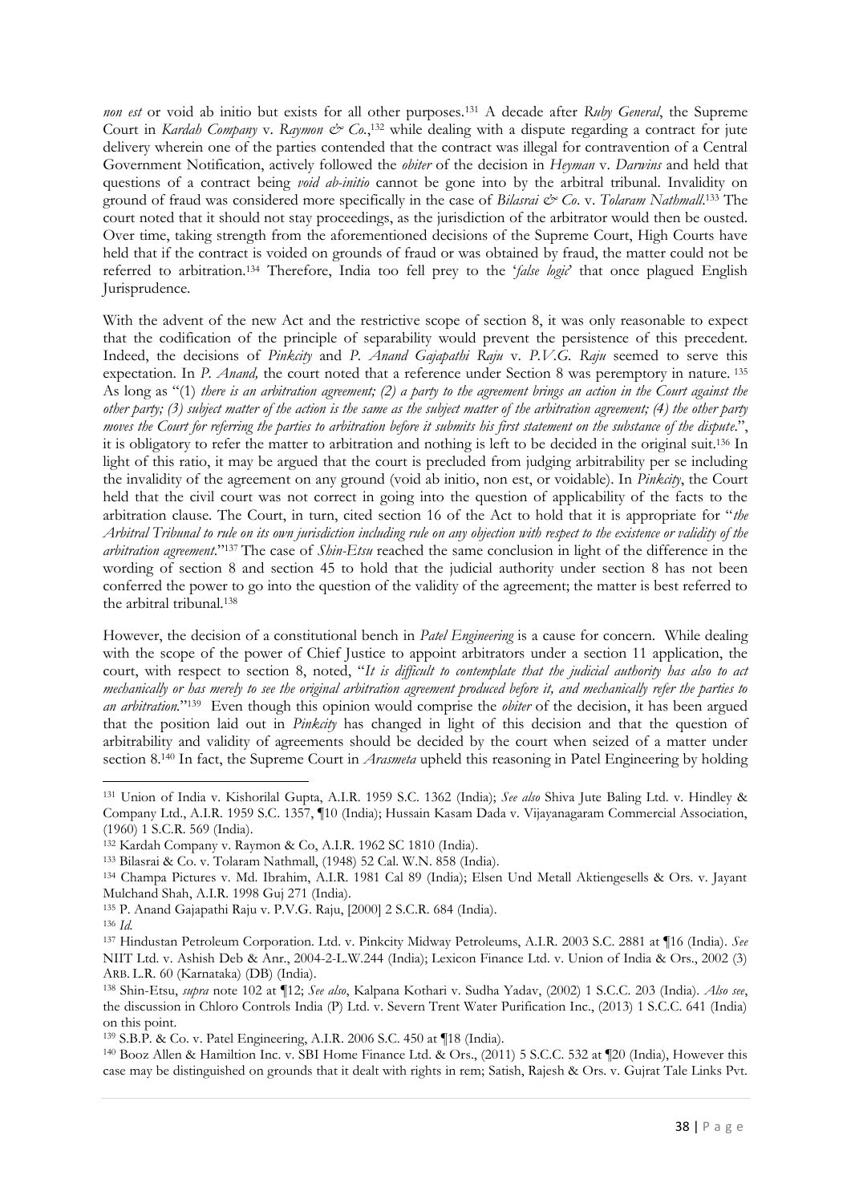*non est* or void ab initio but exists for all other purposes.[131] A decade after *Ruby General*, the Supreme Court in *Kardah Company* v. *Raymon & Co.*,[132] while dealing with a dispute regarding a contract for jute delivery wherein one of the parties contended that the contract was illegal for contravention of a Central Government Notification, actively followed the *obiter* of the decision in *Heyman* v. *Darwins* and held that questions of a contract being *void ab-initio* cannot be gone into by the arbitral tribunal. Invalidity on ground of fraud was considered more specifically in the case of *Bilasrai & Co.* v. *Tolaram Nathmall*.[133] The court noted that it should not stay proceedings, as the jurisdiction of the arbitrator would then be ousted. Over time, taking strength from the aforementioned decisions of the Supreme Court, High Courts have held that if the contract is voided on grounds of fraud or was obtained by fraud, the matter could not be referred to arbitration.[134] Therefore, India too fell prey to the '*false logic*' that once plagued English Jurisprudence.

With the advent of the new Act and the restrictive scope of section 8, it was only reasonable to expect that the codification of the principle of separability would prevent the persistence of this precedent. Indeed, the decisions of *Pinkcity* and *P. Anand Gajapathi Raju* v. *P.V.G. Raju* seemed to serve this expectation. In *P. Anand,* the court noted that a reference under Section 8 was peremptory in nature. [135] As long as "(1) *there is an arbitration agreement; (2) a party to the agreement brings an action in the Court against the other party; (3) subject matter of the action is the same as the subject matter of the arbitration agreement; (4) the other party moves the Court for referring the parties to arbitration before it submits his first statement on the substance of the dispute*.", it is obligatory to refer the matter to arbitration and nothing is left to be decided in the original suit.[136] In light of this ratio, it may be argued that the court is precluded from judging arbitrability per se including the invalidity of the agreement on any ground (void ab initio, non est, or voidable). In *Pinkcity*, the Court held that the civil court was not correct in going into the question of applicability of the facts to the arbitration clause. The Court, in turn, cited section 16 of the Act to hold that it is appropriate for "*the Arbitral Tribunal to rule on its own jurisdiction including rule on any objection with respect to the existence or validity of the arbitration agreement*."[137] The case of *Shin-Etsu* reached the same conclusion in light of the difference in the wording of section 8 and section 45 to hold that the judicial authority under section 8 has not been conferred the power to go into the question of the validity of the agreement; the matter is best referred to the arbitral tribunal.[138]

However, the decision of a constitutional bench in *Patel Engineering* is a cause for concern. While dealing with the scope of the power of Chief Justice to appoint arbitrators under a section 11 application, the court, with respect to section 8, noted, "*It is difficult to contemplate that the judicial authority has also to act mechanically or has merely to see the original arbitration agreement produced before it, and mechanically refer the parties to an arbitration.*"[139] Even though this opinion would comprise the *obiter* of the decision, it has been argued that the position laid out in *Pinkcity* has changed in light of this decision and that the question of arbitrability and validity of agreements should be decided by the court when seized of a matter under section 8.[140] In fact, the Supreme Court in *Arasmeta* upheld this reasoning in Patel Engineering by holding

---

[131] Union of India v. Kishorilal Gupta, A.I.R. 1959 S.C. 1362 (India); *See also* Shiva Jute Baling Ltd. v. Hindley & Company Ltd., A.I.R. 1959 S.C. 1357, ¶10 (India); Hussain Kasam Dada v. Vijayanagaram Commercial Association, (1960) 1 S.C.R. 569 (India).

[132] Kardah Company v. Raymon & Co, A.I.R. 1962 SC 1810 (India).

[133] Bilasrai & Co. v. Tolaram Nathmall, (1948) 52 Cal. W.N. 858 (India).

[134] Champa Pictures v. Md. Ibrahim, A.I.R. 1981 Cal 89 (India); Elsen Und Metall Aktiengesells & Ors. v. Jayant Mulchand Shah, A.I.R. 1998 Guj 271 (India).

[135] P. Anand Gajapathi Raju v. P.V.G. Raju, [2000] 2 S.C.R. 684 (India).

[136] *Id.*

[137] Hindustan Petroleum Corporation. Ltd. v. Pinkcity Midway Petroleums, A.I.R. 2003 S.C. 2881 at ¶16 (India). *See* NIIT Ltd. v. Ashish Deb & Anr., 2004-2-L.W.244 (India); Lexicon Finance Ltd. v. Union of India & Ors., 2002 (3) ARB. L.R. 60 (Karnataka) (DB) (India).

[138] Shin-Etsu, *supra* note 102 at ¶12; *See also*, Kalpana Kothari v. Sudha Yadav, (2002) 1 S.C.C. 203 (India). *Also see*, the discussion in Chloro Controls India (P) Ltd. v. Severn Trent Water Purification Inc., (2013) 1 S.C.C. 641 (India) on this point.

[139] S.B.P. & Co. v. Patel Engineering, A.I.R. 2006 S.C. 450 at ¶18 (India).

[140] Booz Allen & Hamiltion Inc. v. SBI Home Finance Ltd. & Ors., (2011) 5 S.C.C. 532 at ¶20 (India), However this case may be distinguished on grounds that it dealt with rights in rem; Satish, Rajesh & Ors. v. Gujrat Tale Links Pvt.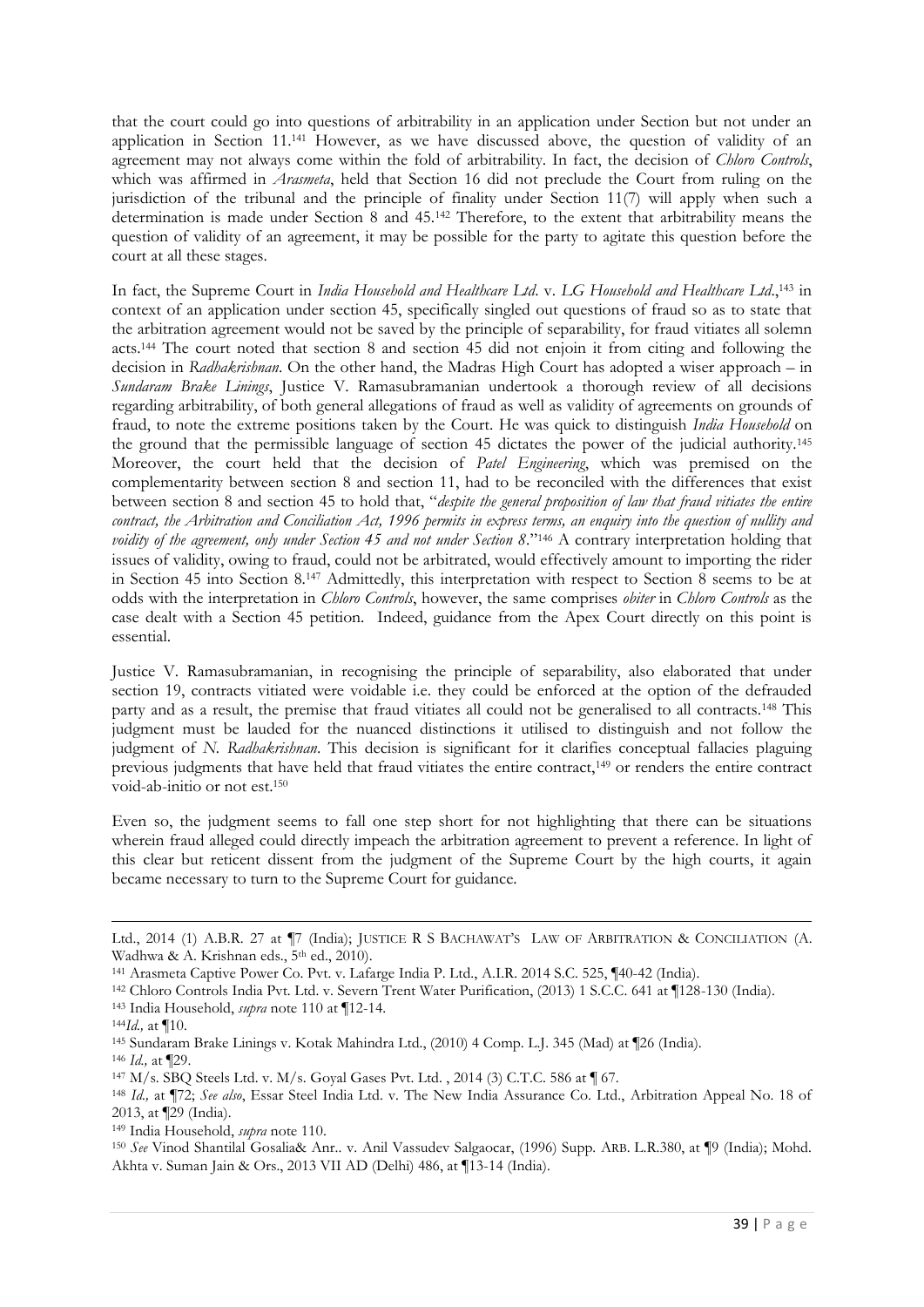that the court could go into questions of arbitrability in an application under Section but not under an application in Section 11.[141] However, as we have discussed above, the question of validity of an agreement may not always come within the fold of arbitrability. In fact, the decision of *Chloro Controls*, which was affirmed in *Arasmeta*, held that Section 16 did not preclude the Court from ruling on the jurisdiction of the tribunal and the principle of finality under Section 11(7) will apply when such a determination is made under Section 8 and 45.[142] Therefore, to the extent that arbitrability means the question of validity of an agreement, it may be possible for the party to agitate this question before the court at all these stages.

In fact, the Supreme Court in *India Household and Healthcare Ltd.* v. *LG Household and Healthcare Ltd*.,[143] in context of an application under section 45, specifically singled out questions of fraud so as to state that the arbitration agreement would not be saved by the principle of separability, for fraud vitiates all solemn acts.[144] The court noted that section 8 and section 45 did not enjoin it from citing and following the decision in *Radhakrishnan*. On the other hand, the Madras High Court has adopted a wiser approach – in *Sundaram Brake Linings*, Justice V. Ramasubramanian undertook a thorough review of all decisions regarding arbitrability, of both general allegations of fraud as well as validity of agreements on grounds of fraud, to note the extreme positions taken by the Court. He was quick to distinguish *India Household* on the ground that the permissible language of section 45 dictates the power of the judicial authority.[145] Moreover, the court held that the decision of *Patel Engineering*, which was premised on the complementarity between section 8 and section 11, had to be reconciled with the differences that exist between section 8 and section 45 to hold that, "*despite the general proposition of law that fraud vitiates the entire contract, the Arbitration and Conciliation Act, 1996 permits in express terms, an enquiry into the question of nullity and voidity of the agreement, only under Section 45 and not under Section 8*."[146] A contrary interpretation holding that issues of validity, owing to fraud, could not be arbitrated, would effectively amount to importing the rider in Section 45 into Section 8.[147] Admittedly, this interpretation with respect to Section 8 seems to be at odds with the interpretation in *Chloro Controls*, however, the same comprises *obiter* in *Chloro Controls* as the case dealt with a Section 45 petition. Indeed, guidance from the Apex Court directly on this point is essential.

Justice V. Ramasubramanian, in recognising the principle of separability, also elaborated that under section 19, contracts vitiated were voidable i.e. they could be enforced at the option of the defrauded party and as a result, the premise that fraud vitiates all could not be generalised to all contracts.[148] This judgment must be lauded for the nuanced distinctions it utilised to distinguish and not follow the judgment of *N. Radhakrishnan*. This decision is significant for it clarifies conceptual fallacies plaguing previous judgments that have held that fraud vitiates the entire contract,[149] or renders the entire contract void-ab-initio or not est.[150]

Even so, the judgment seems to fall one step short for not highlighting that there can be situations wherein fraud alleged could directly impeach the arbitration agreement to prevent a reference. In light of this clear but reticent dissent from the judgment of the Supreme Court by the high courts, it again became necessary to turn to the Supreme Court for guidance.

---

Ltd., 2014 (1) A.B.R. 27 at ¶7 (India); JUSTICE R S BACHAWAT'S LAW OF ARBITRATION & CONCILIATION (A. Wadhwa & A. Krishnan eds., 5th ed., 2010).

[141] Arasmeta Captive Power Co. Pvt. v. Lafarge India P. Ltd., A.I.R. 2014 S.C. 525, ¶40-42 (India).

[142] Chloro Controls India Pvt. Ltd. v. Severn Trent Water Purification, (2013) 1 S.C.C. 641 at ¶128-130 (India).

[143] India Household, *supra* note 110 at ¶12-14.

[144] *Id.,* at ¶10.

[145] Sundaram Brake Linings v. Kotak Mahindra Ltd., (2010) 4 Comp. L.J. 345 (Mad) at ¶26 (India).

[146] *Id.,* at ¶29.

[147] M/s. SBQ Steels Ltd. v. M/s. Goyal Gases Pvt. Ltd. , 2014 (3) C.T.C. 586 at ¶ 67.

[148] *Id.,* at ¶72; *See also*, Essar Steel India Ltd. v. The New India Assurance Co. Ltd., Arbitration Appeal No. 18 of 2013, at ¶29 (India).

[149] India Household, *supra* note 110.

[150] *See* Vinod Shantilal Gosalia& Anr.. v. Anil Vassudev Salgaocar, (1996) Supp. ARB. L.R.380, at ¶9 (India); Mohd. Akhta v. Suman Jain & Ors., 2013 VII AD (Delhi) 486, at ¶13-14 (India).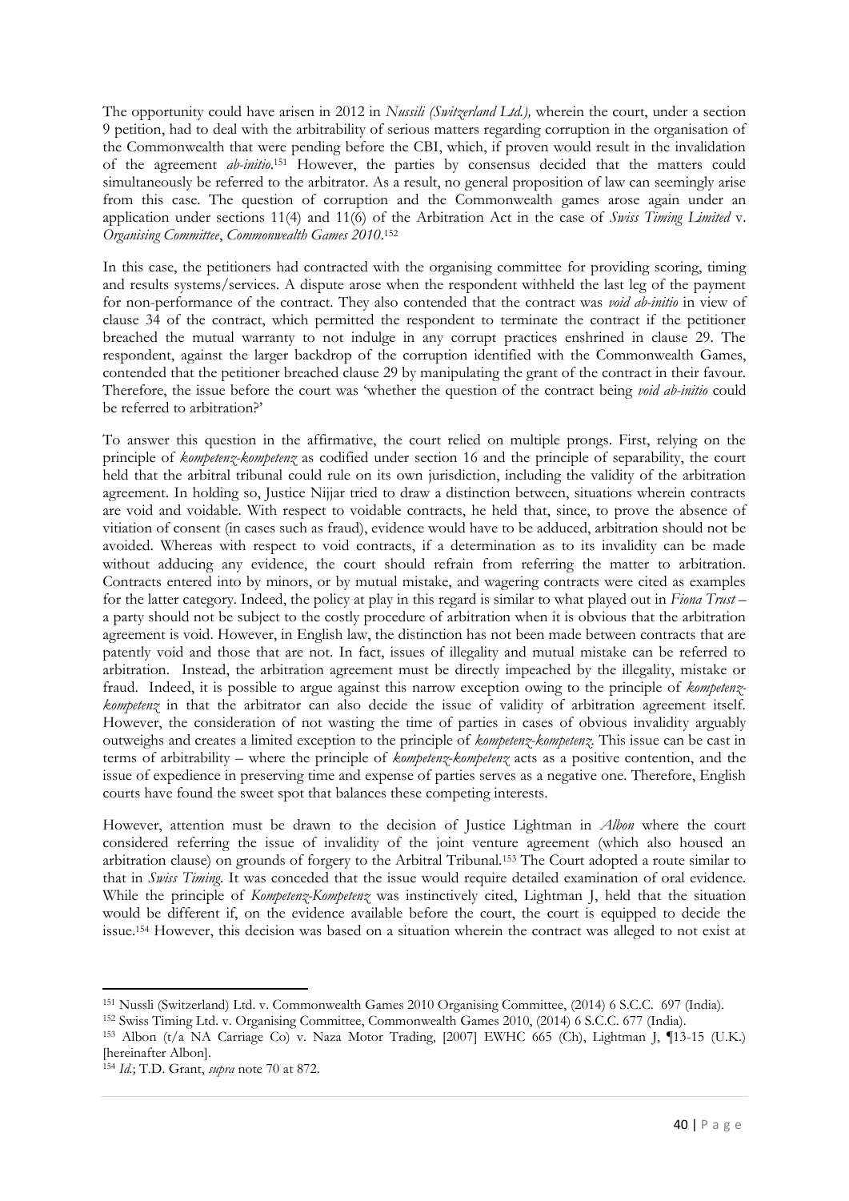The opportunity could have arisen in 2012 in *Nussili (Switzerland Ltd.),* wherein the court, under a section 9 petition, had to deal with the arbitrability of serious matters regarding corruption in the organisation of the Commonwealth that were pending before the CBI, which, if proven would result in the invalidation of the agreement *ab-initio*.[151] However, the parties by consensus decided that the matters could simultaneously be referred to the arbitrator. As a result, no general proposition of law can seemingly arise from this case. The question of corruption and the Commonwealth games arose again under an application under sections 11(4) and 11(6) of the Arbitration Act in the case of *Swiss Timing Limited* v. *Organising Committee*, *Commonwealth Games 2010*.[152]

In this case, the petitioners had contracted with the organising committee for providing scoring, timing and results systems/services. A dispute arose when the respondent withheld the last leg of the payment for non-performance of the contract. They also contended that the contract was *void ab-initio* in view of clause 34 of the contract, which permitted the respondent to terminate the contract if the petitioner breached the mutual warranty to not indulge in any corrupt practices enshrined in clause 29. The respondent, against the larger backdrop of the corruption identified with the Commonwealth Games, contended that the petitioner breached clause 29 by manipulating the grant of the contract in their favour. Therefore, the issue before the court was 'whether the question of the contract being *void ab-initio* could be referred to arbitration?'

To answer this question in the affirmative, the court relied on multiple prongs. First, relying on the principle of *kompetenz-kompetenz* as codified under section 16 and the principle of separability, the court held that the arbitral tribunal could rule on its own jurisdiction, including the validity of the arbitration agreement. In holding so, Justice Nijjar tried to draw a distinction between, situations wherein contracts are void and voidable. With respect to voidable contracts, he held that, since, to prove the absence of vitiation of consent (in cases such as fraud), evidence would have to be adduced, arbitration should not be avoided. Whereas with respect to void contracts, if a determination as to its invalidity can be made without adducing any evidence, the court should refrain from referring the matter to arbitration. Contracts entered into by minors, or by mutual mistake, and wagering contracts were cited as examples for the latter category. Indeed, the policy at play in this regard is similar to what played out in *Fiona Trust* – a party should not be subject to the costly procedure of arbitration when it is obvious that the arbitration agreement is void. However, in English law, the distinction has not been made between contracts that are patently void and those that are not. In fact, issues of illegality and mutual mistake can be referred to arbitration. Instead, the arbitration agreement must be directly impeached by the illegality, mistake or fraud. Indeed, it is possible to argue against this narrow exception owing to the principle of *kompetenz-kompetenz* in that the arbitrator can also decide the issue of validity of arbitration agreement itself. However, the consideration of not wasting the time of parties in cases of obvious invalidity arguably outweighs and creates a limited exception to the principle of *kompetenz-kompetenz*. This issue can be cast in terms of arbitrability – where the principle of *kompetenz-kompetenz* acts as a positive contention, and the issue of expedience in preserving time and expense of parties serves as a negative one. Therefore, English courts have found the sweet spot that balances these competing interests.

However, attention must be drawn to the decision of Justice Lightman in *Albon* where the court considered referring the issue of invalidity of the joint venture agreement (which also housed an arbitration clause) on grounds of forgery to the Arbitral Tribunal.[153] The Court adopted a route similar to that in *Swiss Timing*. It was conceded that the issue would require detailed examination of oral evidence. While the principle of *Kompetenz-Kompetenz* was instinctively cited, Lightman J, held that the situation would be different if, on the evidence available before the court, the court is equipped to decide the issue.[154] However, this decision was based on a situation wherein the contract was alleged to not exist at

---

[151] Nussli (Switzerland) Ltd. v. Commonwealth Games 2010 Organising Committee, (2014) 6 S.C.C. 697 (India).

[152] Swiss Timing Ltd. v. Organising Committee, Commonwealth Games 2010, (2014) 6 S.C.C. 677 (India).

[153] Albon (t/a NA Carriage Co) v. Naza Motor Trading, [2007] EWHC 665 (Ch), Lightman J, ¶13-15 (U.K.) [hereinafter Albon].

[154] *Id.*; T.D. Grant, *supra* note 70 at 872.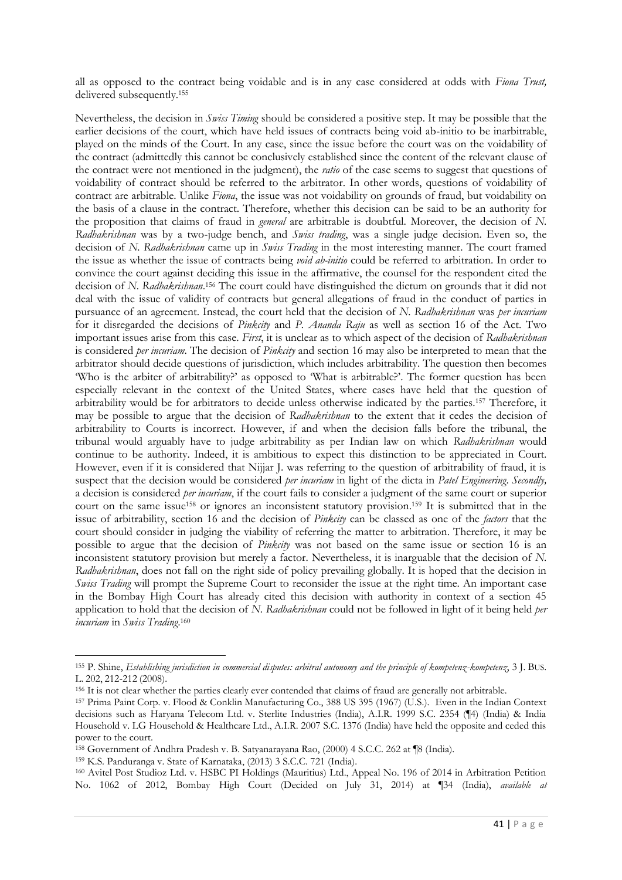all as opposed to the contract being voidable and is in any case considered at odds with *Fiona Trust,* delivered subsequently.[155]

Nevertheless, the decision in *Swiss Timing* should be considered a positive step. It may be possible that the earlier decisions of the court, which have held issues of contracts being void ab-initio to be inarbitrable, played on the minds of the Court. In any case, since the issue before the court was on the voidability of the contract (admittedly this cannot be conclusively established since the content of the relevant clause of the contract were not mentioned in the judgment), the *ratio* of the case seems to suggest that questions of voidability of contract should be referred to the arbitrator. In other words, questions of voidability of contract are arbitrable. Unlike *Fiona*, the issue was not voidability on grounds of fraud, but voidability on the basis of a clause in the contract. Therefore, whether this decision can be said to be an authority for the proposition that claims of fraud in *general* are arbitrable is doubtful. Moreover, the decision of *N. Radhakrishnan* was by a two-judge bench, and *Swiss trading*, was a single judge decision. Even so, the decision of *N. Radhakrishnan* came up in *Swiss Trading* in the most interesting manner. The court framed the issue as whether the issue of contracts being *void ab-initio* could be referred to arbitration. In order to convince the court against deciding this issue in the affirmative, the counsel for the respondent cited the decision of *N. Radhakrishnan*.[156] The court could have distinguished the dictum on grounds that it did not deal with the issue of validity of contracts but general allegations of fraud in the conduct of parties in pursuance of an agreement. Instead, the court held that the decision of *N. Radhakrishnan* was *per incuriam* for it disregarded the decisions of *Pinkcity* and *P. Ananda Raju* as well as section 16 of the Act. Two important issues arise from this case. *First*, it is unclear as to which aspect of the decision of *Radhakrishnan* is considered *per incuriam*. The decision of *Pinkcity* and section 16 may also be interpreted to mean that the arbitrator should decide questions of jurisdiction, which includes arbitrability. The question then becomes 'Who is the arbiter of arbitrability?' as opposed to 'What is arbitrable?'. The former question has been especially relevant in the context of the United States, where cases have held that the question of arbitrability would be for arbitrators to decide unless otherwise indicated by the parties.[157] Therefore, it may be possible to argue that the decision of *Radhakrishnan* to the extent that it cedes the decision of arbitrability to Courts is incorrect. However, if and when the decision falls before the tribunal, the tribunal would arguably have to judge arbitrability as per Indian law on which *Radhakrishnan* would continue to be authority. Indeed, it is ambitious to expect this distinction to be appreciated in Court. However, even if it is considered that Nijjar J. was referring to the question of arbitrability of fraud, it is suspect that the decision would be considered *per incuriam* in light of the dicta in *Patel Engineering*. *Secondly,* a decision is considered *per incuriam*, if the court fails to consider a judgment of the same court or superior court on the same issue[158] or ignores an inconsistent statutory provision.[159] It is submitted that in the issue of arbitrability, section 16 and the decision of *Pinkcity* can be classed as one of the *factors* that the court should consider in judging the viability of referring the matter to arbitration. Therefore, it may be possible to argue that the decision of *Pinkcity* was not based on the same issue or section 16 is an inconsistent statutory provision but merely a factor. Nevertheless, it is inarguable that the decision of *N. Radhakrishnan*, does not fall on the right side of policy prevailing globally. It is hoped that the decision in *Swiss Trading* will prompt the Supreme Court to reconsider the issue at the right time. An important case in the Bombay High Court has already cited this decision with authority in context of a section 45 application to hold that the decision of *N. Radhakrishnan* could not be followed in light of it being held *per incuriam* in *Swiss Trading*.[160]

---

[155] P. Shine, *Establishing jurisdiction in commercial disputes: arbitral autonomy and the principle of kompetenz-kompetenz*, 3 J. BUS. L. 202, 212-212 (2008).

[156] It is not clear whether the parties clearly ever contended that claims of fraud are generally not arbitrable.

[157] Prima Paint Corp. v. Flood & Conklin Manufacturing Co., 388 US 395 (1967) (U.S.). Even in the Indian Context decisions such as Haryana Telecom Ltd. v. Sterlite Industries (India), A.I.R. 1999 S.C. 2354 (¶4) (India) & India Household v. LG Household & Healthcare Ltd., A.I.R. 2007 S.C. 1376 (India) have held the opposite and ceded this power to the court.

[158] Government of Andhra Pradesh v. B. Satyanarayana Rao, (2000) 4 S.C.C. 262 at ¶8 (India).

[159] K.S. Panduranga v. State of Karnataka, (2013) 3 S.C.C. 721 (India).

[160] Avitel Post Studioz Ltd. v. HSBC PI Holdings (Mauritius) Ltd., Appeal No. 196 of 2014 in Arbitration Petition No. 1062 of 2012, Bombay High Court (Decided on July 31, 2014) at ¶34 (India), *available at*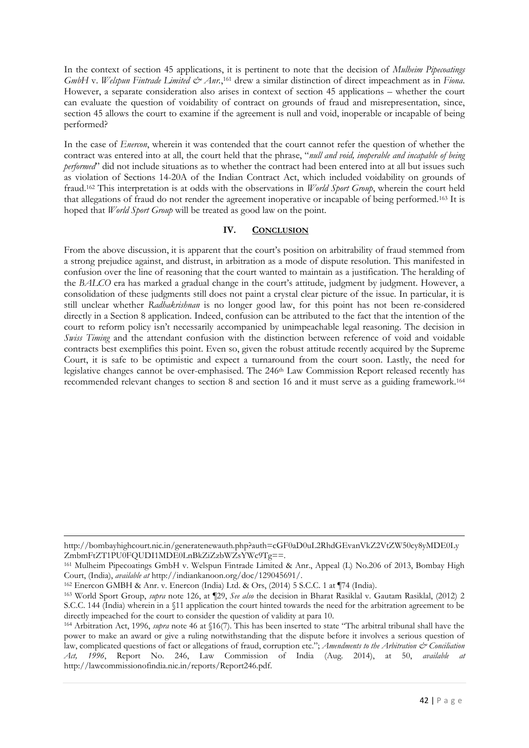In the context of section 45 applications, it is pertinent to note that the decision of *Mulheim Pipecoatings GmbH* v. *Welspun Fintrade Limited & Anr.*,[161] drew a similar distinction of direct impeachment as in *Fiona*. However, a separate consideration also arises in context of section 45 applications – whether the court can evaluate the question of voidability of contract on grounds of fraud and misrepresentation, since, section 45 allows the court to examine if the agreement is null and void, inoperable or incapable of being performed?

In the case of *Enercon*, wherein it was contended that the court cannot refer the question of whether the contract was entered into at all, the court held that the phrase, "*null and void, inoperable and incapable of being performed*" did not include situations as to whether the contract had been entered into at all but issues such as violation of Sections 14-20A of the Indian Contract Act, which included voidability on grounds of fraud.[162] This interpretation is at odds with the observations in *World Sport Group*, wherein the court held that allegations of fraud do not render the agreement inoperative or incapable of being performed.[163] It is hoped that *World Sport Group* will be treated as good law on the point.

## IV. CONCLUSION

From the above discussion, it is apparent that the court's position on arbitrability of fraud stemmed from a strong prejudice against, and distrust, in arbitration as a mode of dispute resolution. This manifested in confusion over the line of reasoning that the court wanted to maintain as a justification. The heralding of the *BALCO* era has marked a gradual change in the court's attitude, judgment by judgment. However, a consolidation of these judgments still does not paint a crystal clear picture of the issue. In particular, it is still unclear whether *Radhakrishnan* is no longer good law, for this point has not been re-considered directly in a Section 8 application. Indeed, confusion can be attributed to the fact that the intention of the court to reform policy isn't necessarily accompanied by unimpeachable legal reasoning. The decision in *Swiss Timing* and the attendant confusion with the distinction between reference of void and voidable contracts best exemplifies this point. Even so, given the robust attitude recently acquired by the Supreme Court, it is safe to be optimistic and expect a turnaround from the court soon. Lastly, the need for legislative changes cannot be over-emphasised. The 246th Law Commission Report released recently has recommended relevant changes to section 8 and section 16 and it must serve as a guiding framework.[164]

---

http://bombayhighcourt.nic.in/generatenewauth.php?auth=cGF0aD0uL2RhdGEvanVkZ2VtZW50cy8yMDE0LyZmbmFtZT1PU0FQUDI1MDE0LnBkZiZzbWZsYWc9Tg==.

[161] Mulheim Pipecoatings GmbH v. Welspun Fintrade Limited & Anr., Appeal (L) No.206 of 2013, Bombay High Court, (India), *available at* http://indiankanoon.org/doc/129045691/.

[162] Enercon GMBH & Anr. v. Enercon (India) Ltd. & Ors, (2014) 5 S.C.C. 1 at ¶74 (India).

[163] World Sport Group, *supra* note 126, at ¶29, *See also* the decision in Bharat Rasiklal v. Gautam Rasiklal, (2012) 2 S.C.C. 144 (India) wherein in a §11 application the court hinted towards the need for the arbitration agreement to be directly impeached for the court to consider the question of validity at para 10.

[164] Arbitration Act, 1996, *supra* note 46 at §16(7). This has been inserted to state "The arbitral tribunal shall have the power to make an award or give a ruling notwithstanding that the dispute before it involves a serious question of law, complicated questions of fact or allegations of fraud, corruption etc."; *Amendments to the Arbitration & Conciliation Act, 1996*, Report No. 246, Law Commission of India (Aug. 2014), at 50, *available at* http://lawcommissionofindia.nic.in/reports/Report246.pdf.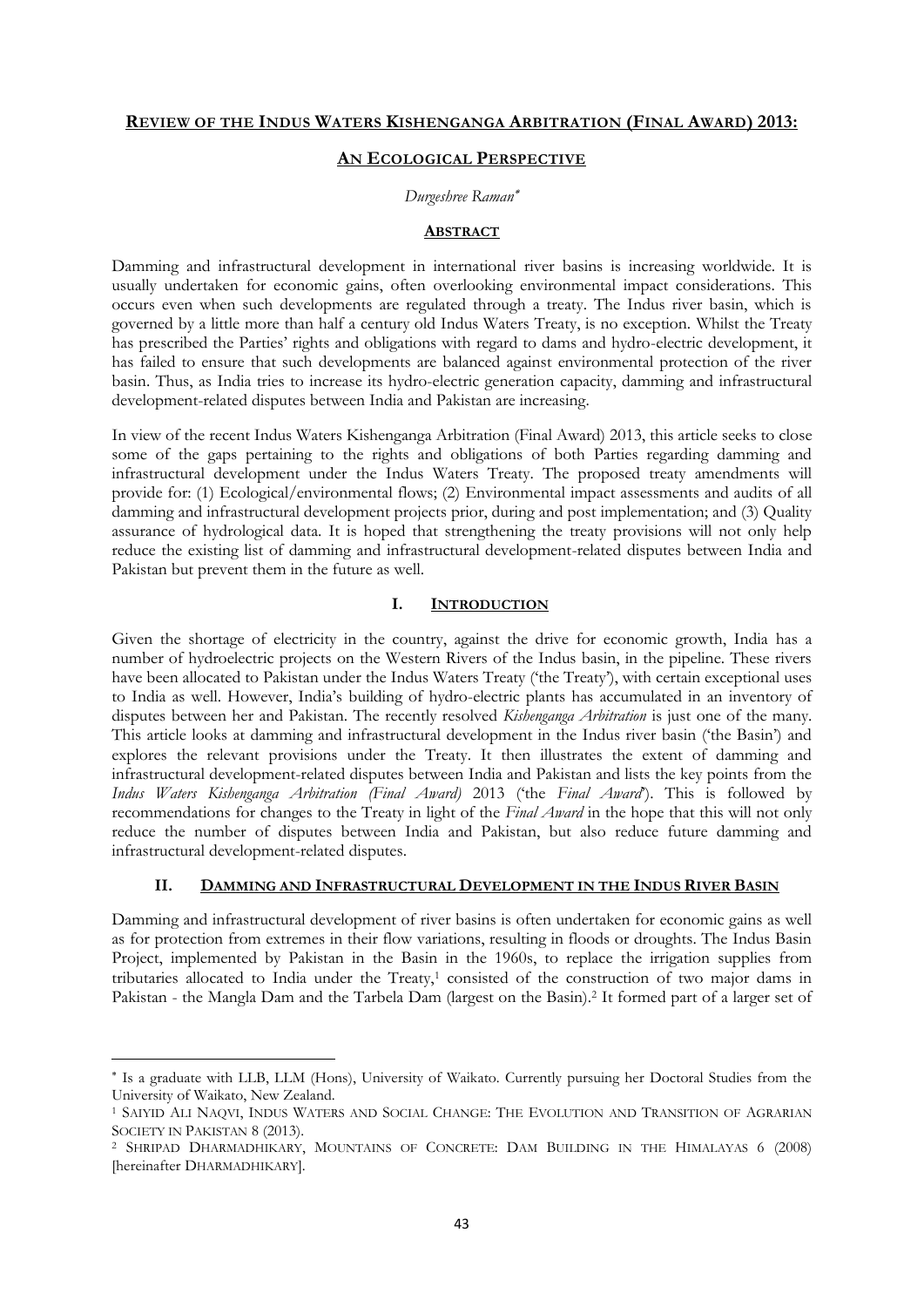# REVIEW OF THE INDUS WATERS KISHENGANGA ARBITRATION (FINAL AWARD) 2013:

## AN ECOLOGICAL PERSPECTIVE

*Durgeshree Raman*[*]

### ABSTRACT

Damming and infrastructural development in international river basins is increasing worldwide. It is usually undertaken for economic gains, often overlooking environmental impact considerations. This occurs even when such developments are regulated through a treaty. The Indus river basin, which is governed by a little more than half a century old Indus Waters Treaty, is no exception. Whilst the Treaty has prescribed the Parties' rights and obligations with regard to dams and hydro-electric development, it has failed to ensure that such developments are balanced against environmental protection of the river basin. Thus, as India tries to increase its hydro-electric generation capacity, damming and infrastructural development-related disputes between India and Pakistan are increasing.

In view of the recent Indus Waters Kishenganga Arbitration (Final Award) 2013, this article seeks to close some of the gaps pertaining to the rights and obligations of both Parties regarding damming and infrastructural development under the Indus Waters Treaty. The proposed treaty amendments will provide for: (1) Ecological/environmental flows; (2) Environmental impact assessments and audits of all damming and infrastructural development projects prior, during and post implementation; and (3) Quality assurance of hydrological data. It is hoped that strengthening the treaty provisions will not only help reduce the existing list of damming and infrastructural development-related disputes between India and Pakistan but prevent them in the future as well.

### I. INTRODUCTION

Given the shortage of electricity in the country, against the drive for economic growth, India has a number of hydroelectric projects on the Western Rivers of the Indus basin, in the pipeline. These rivers have been allocated to Pakistan under the Indus Waters Treaty ('the Treaty'), with certain exceptional uses to India as well. However, India's building of hydro-electric plants has accumulated in an inventory of disputes between her and Pakistan. The recently resolved *Kishenganga Arbitration* is just one of the many. This article looks at damming and infrastructural development in the Indus river basin ('the Basin') and explores the relevant provisions under the Treaty. It then illustrates the extent of damming and infrastructural development-related disputes between India and Pakistan and lists the key points from the *Indus Waters Kishenganga Arbitration (Final Award)* 2013 ('the *Final Award*'). This is followed by recommendations for changes to the Treaty in light of the *Final Award* in the hope that this will not only reduce the number of disputes between India and Pakistan, but also reduce future damming and infrastructural development-related disputes.

### II. DAMMING AND INFRASTRUCTURAL DEVELOPMENT IN THE INDUS RIVER BASIN

Damming and infrastructural development of river basins is often undertaken for economic gains as well as for protection from extremes in their flow variations, resulting in floods or droughts. The Indus Basin Project, implemented by Pakistan in the Basin in the 1960s, to replace the irrigation supplies from tributaries allocated to India under the Treaty,[1] consisted of the construction of two major dams in Pakistan - the Mangla Dam and the Tarbela Dam (largest on the Basin).[2] It formed part of a larger set of

---

[*] Is a graduate with LLB, LLM (Hons), University of Waikato. Currently pursuing her Doctoral Studies from the University of Waikato, New Zealand.

[1] SAIYID ALI NAQVI, INDUS WATERS AND SOCIAL CHANGE: THE EVOLUTION AND TRANSITION OF AGRARIAN SOCIETY IN PAKISTAN 8 (2013).

[2] SHRIPAD DHARMADHIKARY, MOUNTAINS OF CONCRETE: DAM BUILDING IN THE HIMALAYAS 6 (2008) [hereinafter DHARMADHIKARY].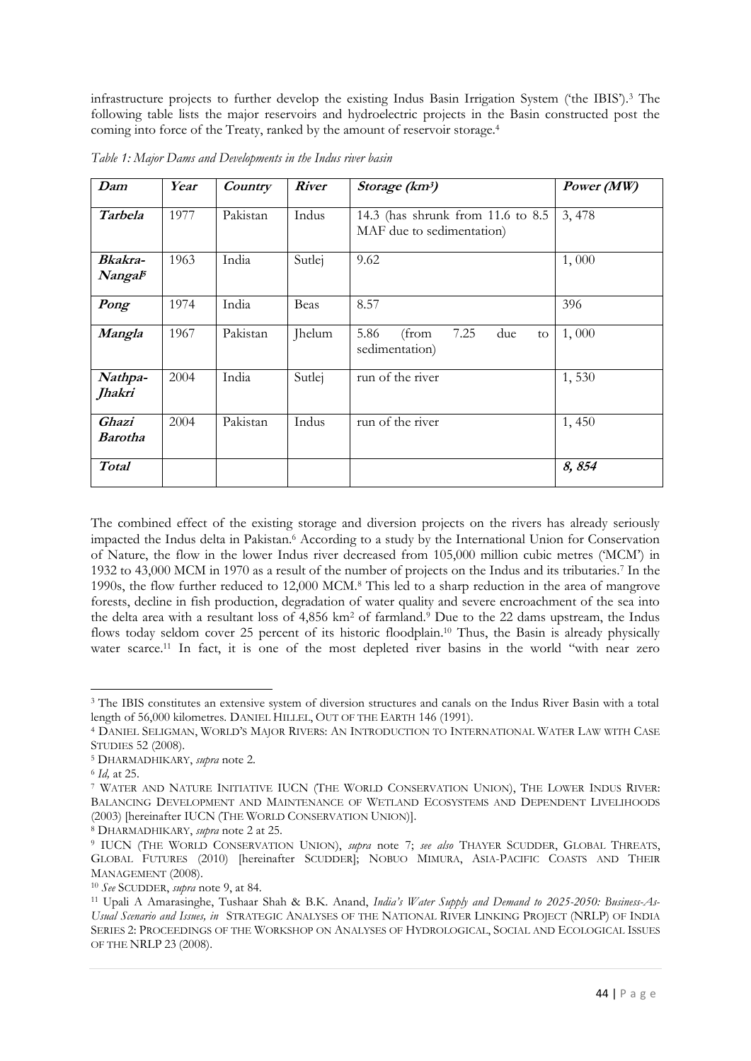infrastructure projects to further develop the existing Indus Basin Irrigation System ('the IBIS').[3] The following table lists the major reservoirs and hydroelectric projects in the Basin constructed post the coming into force of the Treaty, ranked by the amount of reservoir storage.[4]

*Table 1: Major Dams and Developments in the Indus river basin*

| ***Dam*** | ***Year*** | ***Country*** | ***River*** | ***Storage (km³)*** | ***Power (MW)*** |
|---|---|---|---|---|---|
| ***Tarbela*** | 1977 | Pakistan | Indus | 14.3 (has shrunk from 11.6 to 8.5 MAF due to sedimentation) | 3, 478 |
| ***Bkakra-Nangal***[5] | 1963 | India | Sutlej | 9.62 | 1, 000 |
| ***Pong*** | 1974 | India | Beas | 8.57 | 396 |
| ***Mangla*** | 1967 | Pakistan | Jhelum | 5.86 (from 7.25 due to sedimentation) | 1, 000 |
| ***Nathpa-Jhakri*** | 2004 | India | Sutlej | run of the river | 1, 530 |
| ***Ghazi Barotha*** | 2004 | Pakistan | Indus | run of the river | 1, 450 |
| ***Total*** | | | | | ***8, 854*** |

The combined effect of the existing storage and diversion projects on the rivers has already seriously impacted the Indus delta in Pakistan.[6] According to a study by the International Union for Conservation of Nature, the flow in the lower Indus river decreased from 105,000 million cubic metres ('MCM') in 1932 to 43,000 MCM in 1970 as a result of the number of projects on the Indus and its tributaries.[7] In the 1990s, the flow further reduced to 12,000 MCM.[8] This led to a sharp reduction in the area of mangrove forests, decline in fish production, degradation of water quality and severe encroachment of the sea into the delta area with a resultant loss of 4,856 km² of farmland.[9] Due to the 22 dams upstream, the Indus flows today seldom cover 25 percent of its historic floodplain.[10] Thus, the Basin is already physically water scarce.[11] In fact, it is one of the most depleted river basins in the world "with near zero

---

[3] The IBIS constitutes an extensive system of diversion structures and canals on the Indus River Basin with a total length of 56,000 kilometres. DANIEL HILLEL, OUT OF THE EARTH 146 (1991).

[4] DANIEL SELIGMAN, WORLD'S MAJOR RIVERS: AN INTRODUCTION TO INTERNATIONAL WATER LAW WITH CASE STUDIES 52 (2008).

[5] DHARMADHIKARY, *supra* note 2.

[6] *Id,* at 25.

[7] WATER AND NATURE INITIATIVE IUCN (THE WORLD CONSERVATION UNION), THE LOWER INDUS RIVER: BALANCING DEVELOPMENT AND MAINTENANCE OF WETLAND ECOSYSTEMS AND DEPENDENT LIVELIHOODS (2003) [hereinafter IUCN (THE WORLD CONSERVATION UNION)].

[8] DHARMADHIKARY, *supra* note 2 at 25.

[9] IUCN (THE WORLD CONSERVATION UNION), *supra* note 7; *see also* THAYER SCUDDER, GLOBAL THREATS, GLOBAL FUTURES (2010) [hereinafter SCUDDER]; NOBUO MIMURA, ASIA-PACIFIC COASTS AND THEIR MANAGEMENT (2008).

[10] *See* SCUDDER, *supra* note 9, at 84.

[11] Upali A Amarasinghe, Tushaar Shah & B.K. Anand, *India's Water Supply and Demand to 2025-2050: Business-As-Usual Scenario and Issues, in* STRATEGIC ANALYSES OF THE NATIONAL RIVER LINKING PROJECT (NRLP) OF INDIA SERIES 2: PROCEEDINGS OF THE WORKSHOP ON ANALYSES OF HYDROLOGICAL, SOCIAL AND ECOLOGICAL ISSUES OF THE NRLP 23 (2008).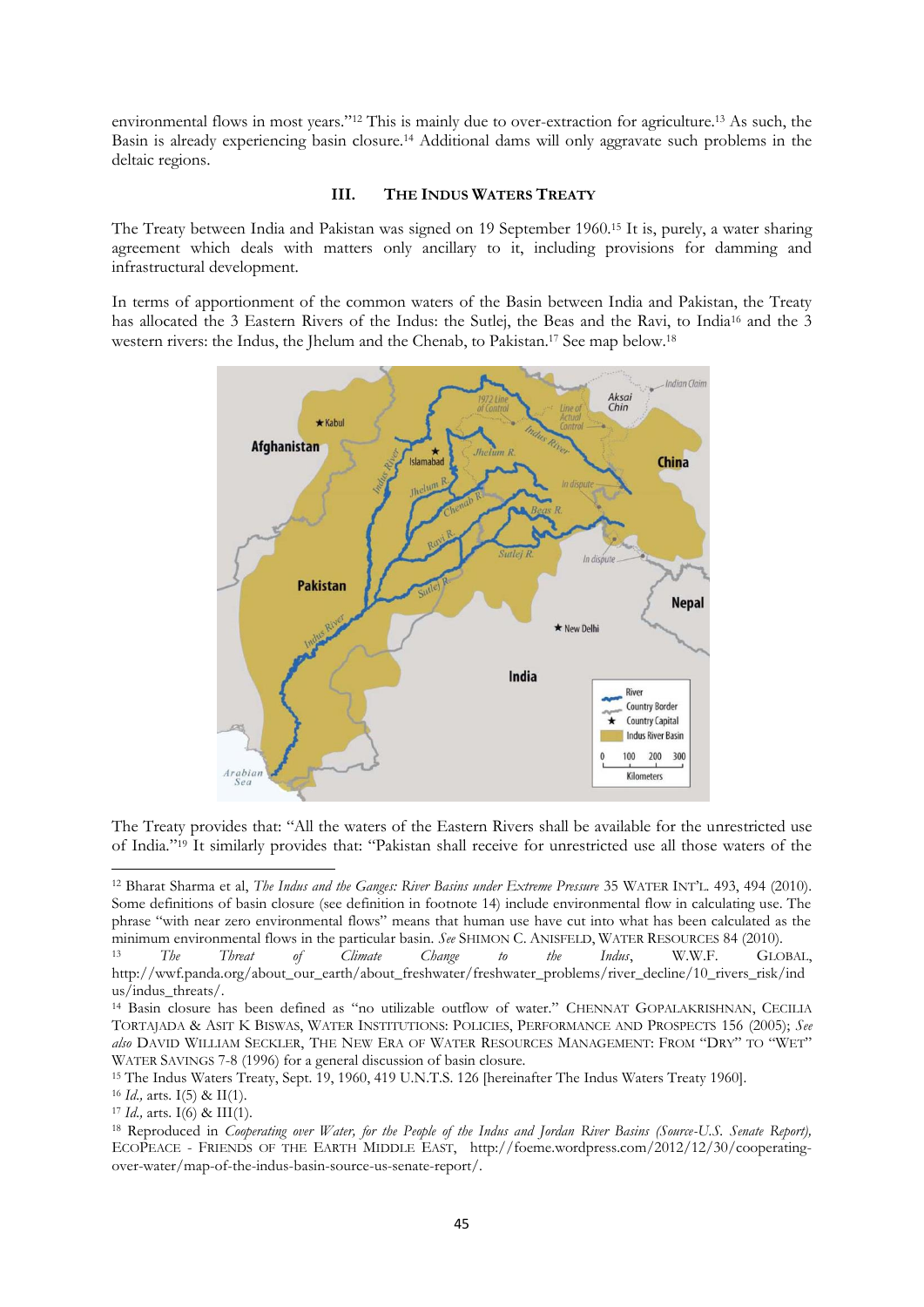environmental flows in most years."[12] This is mainly due to over-extraction for agriculture.[13] As such, the Basin is already experiencing basin closure.[14] Additional dams will only aggravate such problems in the deltaic regions.

### III. THE INDUS WATERS TREATY

The Treaty between India and Pakistan was signed on 19 September 1960.[15] It is, purely, a water sharing agreement which deals with matters only ancillary to it, including provisions for damming and infrastructural development.

In terms of apportionment of the common waters of the Basin between India and Pakistan, the Treaty has allocated the 3 Eastern Rivers of the Indus: the Sutlej, the Beas and the Ravi, to India[16] and the 3 western rivers: the Indus, the Jhelum and the Chenab, to Pakistan.[17] See map below.[18]

The Treaty provides that: "All the waters of the Eastern Rivers shall be available for the unrestricted use of India."[19] It similarly provides that: "Pakistan shall receive for unrestricted use all those waters of the

---

[12] Bharat Sharma et al, *The Indus and the Ganges: River Basins under Extreme Pressure* 35 WATER INT'L. 493, 494 (2010). Some definitions of basin closure (see definition in footnote 14) include environmental flow in calculating use. The phrase "with near zero environmental flows" means that human use have cut into what has been calculated as the minimum environmental flows in the particular basin. *See* SHIMON C. ANISFELD, WATER RESOURCES 84 (2010).

[13] *The Threat of Climate Change to the Indus*, W.W.F. GLOBAL, http://wwf.panda.org/about_our_earth/about_freshwater/freshwater_problems/river_decline/10_rivers_risk/indus/indus_threats/.

[14] Basin closure has been defined as "no utilizable outflow of water." CHENNAT GOPALAKRISHNAN, CECILIA TORTAJADA & ASIT K BISWAS, WATER INSTITUTIONS: POLICIES, PERFORMANCE AND PROSPECTS 156 (2005); *See also* DAVID WILLIAM SECKLER, THE NEW ERA OF WATER RESOURCES MANAGEMENT: FROM "DRY" TO "WET" WATER SAVINGS 7-8 (1996) for a general discussion of basin closure.

[15] The Indus Waters Treaty, Sept. 19, 1960, 419 U.N.T.S. 126 [hereinafter The Indus Waters Treaty 1960].

[16] *Id.,* arts. I(5) & II(1).

[17] *Id.,* arts. I(6) & III(1).

[18] Reproduced in *Cooperating over Water, for the People of the Indus and Jordan River Basins (Source-U.S. Senate Report),* ECOPEACE - FRIENDS OF THE EARTH MIDDLE EAST, http://foeme.wordpress.com/2012/12/30/cooperating-over-water/map-of-the-indus-basin-source-us-senate-report/.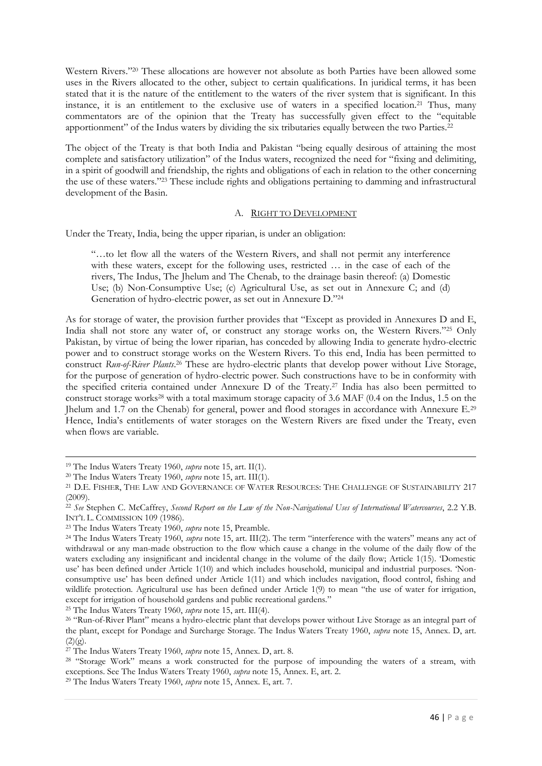Western Rivers."[20] These allocations are however not absolute as both Parties have been allowed some uses in the Rivers allocated to the other, subject to certain qualifications. In juridical terms, it has been stated that it is the nature of the entitlement to the waters of the river system that is significant. In this instance, it is an entitlement to the exclusive use of waters in a specified location.[21] Thus, many commentators are of the opinion that the Treaty has successfully given effect to the "equitable apportionment" of the Indus waters by dividing the six tributaries equally between the two Parties.[22]

The object of the Treaty is that both India and Pakistan "being equally desirous of attaining the most complete and satisfactory utilization" of the Indus waters, recognized the need for "fixing and delimiting, in a spirit of goodwill and friendship, the rights and obligations of each in relation to the other concerning the use of these waters."[23] These include rights and obligations pertaining to damming and infrastructural development of the Basin.

### A. Right to Development

Under the Treaty, India, being the upper riparian, is under an obligation:

> "…to let flow all the waters of the Western Rivers, and shall not permit any interference with these waters, except for the following uses, restricted … in the case of each of the rivers, The Indus, The Jhelum and The Chenab, to the drainage basin thereof: (a) Domestic Use; (b) Non-Consumptive Use; (c) Agricultural Use, as set out in Annexure C; and (d) Generation of hydro-electric power, as set out in Annexure D."[24]

As for storage of water, the provision further provides that "Except as provided in Annexures D and E, India shall not store any water of, or construct any storage works on, the Western Rivers."[25] Only Pakistan, by virtue of being the lower riparian, has conceded by allowing India to generate hydro-electric power and to construct storage works on the Western Rivers. To this end, India has been permitted to construct *Run-of-River Plants*.[26] These are hydro-electric plants that develop power without Live Storage, for the purpose of generation of hydro-electric power. Such constructions have to be in conformity with the specified criteria contained under Annexure D of the Treaty.[27] India has also been permitted to construct storage works[28] with a total maximum storage capacity of 3.6 MAF (0.4 on the Indus, 1.5 on the Jhelum and 1.7 on the Chenab) for general, power and flood storages in accordance with Annexure E.[29] Hence, India's entitlements of water storages on the Western Rivers are fixed under the Treaty, even when flows are variable.

---

[19] The Indus Waters Treaty 1960, *supra* note 15, art. II(1).

[20] The Indus Waters Treaty 1960, *supra* note 15, art. III(1).

[21] D.E. Fisher, The Law and Governance of Water Resources: The Challenge of Sustainability 217 (2009).

[22] *See* Stephen C. McCaffrey, *Second Report on the Law of the Non-Navigational Uses of International Watercourses*, 2.2 Y.B. Int'l L. Commission 109 (1986).

[23] The Indus Waters Treaty 1960, *supra* note 15, Preamble.

[24] The Indus Waters Treaty 1960, *supra* note 15, art. III(2). The term "interference with the waters" means any act of withdrawal or any man-made obstruction to the flow which cause a change in the volume of the daily flow of the waters excluding any insignificant and incidental change in the volume of the daily flow; Article 1(15). 'Domestic use' has been defined under Article 1(10) and which includes household, municipal and industrial purposes. 'Non-consumptive use' has been defined under Article 1(11) and which includes navigation, flood control, fishing and wildlife protection. Agricultural use has been defined under Article 1(9) to mean "the use of water for irrigation, except for irrigation of household gardens and public recreational gardens."

[25] The Indus Waters Treaty 1960, *supra* note 15, art. III(4).

[26] "Run-of-River Plant" means a hydro-electric plant that develops power without Live Storage as an integral part of the plant, except for Pondage and Surcharge Storage. The Indus Waters Treaty 1960, *supra* note 15, Annex. D, art. (2)(g).

[27] The Indus Waters Treaty 1960, *supra* note 15, Annex. D, art. 8.

[28] "Storage Work" means a work constructed for the purpose of impounding the waters of a stream, with exceptions. See The Indus Waters Treaty 1960, *supra* note 15, Annex. E, art. 2.

[29] The Indus Waters Treaty 1960, *supra* note 15, Annex. E, art. 7.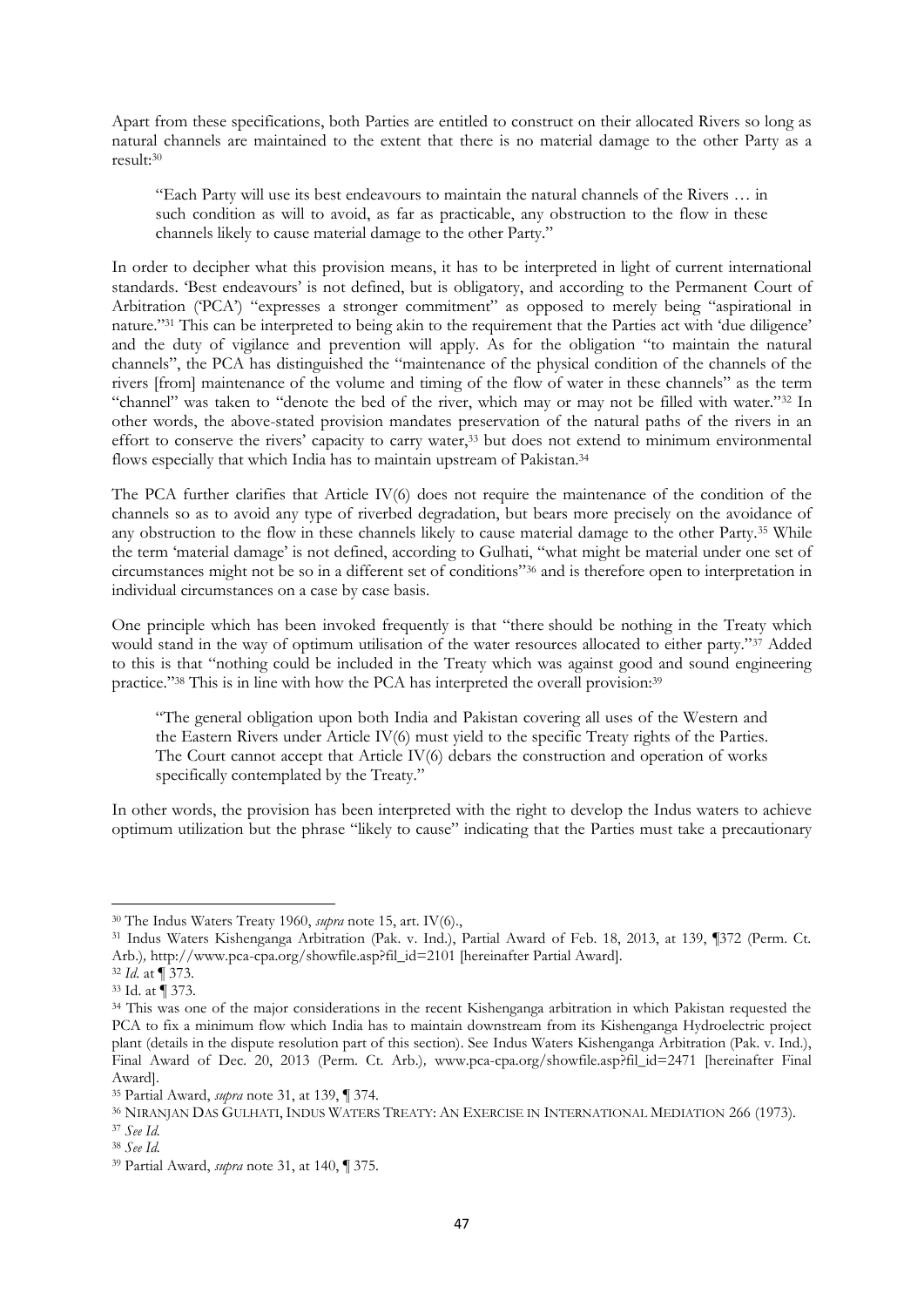Apart from these specifications, both Parties are entitled to construct on their allocated Rivers so long as natural channels are maintained to the extent that there is no material damage to the other Party as a result:[30]

> "Each Party will use its best endeavours to maintain the natural channels of the Rivers … in such condition as will to avoid, as far as practicable, any obstruction to the flow in these channels likely to cause material damage to the other Party."

In order to decipher what this provision means, it has to be interpreted in light of current international standards. 'Best endeavours' is not defined, but is obligatory, and according to the Permanent Court of Arbitration ('PCA') "expresses a stronger commitment" as opposed to merely being "aspirational in nature."[31] This can be interpreted to being akin to the requirement that the Parties act with 'due diligence' and the duty of vigilance and prevention will apply. As for the obligation "to maintain the natural channels", the PCA has distinguished the "maintenance of the physical condition of the channels of the rivers [from] maintenance of the volume and timing of the flow of water in these channels" as the term "channel" was taken to "denote the bed of the river, which may or may not be filled with water."[32] In other words, the above-stated provision mandates preservation of the natural paths of the rivers in an effort to conserve the rivers' capacity to carry water,[33] but does not extend to minimum environmental flows especially that which India has to maintain upstream of Pakistan.[34]

The PCA further clarifies that Article IV(6) does not require the maintenance of the condition of the channels so as to avoid any type of riverbed degradation, but bears more precisely on the avoidance of any obstruction to the flow in these channels likely to cause material damage to the other Party.[35] While the term 'material damage' is not defined, according to Gulhati, "what might be material under one set of circumstances might not be so in a different set of conditions"[36] and is therefore open to interpretation in individual circumstances on a case by case basis.

One principle which has been invoked frequently is that "there should be nothing in the Treaty which would stand in the way of optimum utilisation of the water resources allocated to either party."[37] Added to this is that "nothing could be included in the Treaty which was against good and sound engineering practice."[38] This is in line with how the PCA has interpreted the overall provision:[39]

> "The general obligation upon both India and Pakistan covering all uses of the Western and the Eastern Rivers under Article IV(6) must yield to the specific Treaty rights of the Parties. The Court cannot accept that Article IV(6) debars the construction and operation of works specifically contemplated by the Treaty."

In other words, the provision has been interpreted with the right to develop the Indus waters to achieve optimum utilization but the phrase "likely to cause" indicating that the Parties must take a precautionary

---

[30] The Indus Waters Treaty 1960, *supra* note 15, art. IV(6).,

[31] Indus Waters Kishenganga Arbitration (Pak. v. Ind.), Partial Award of Feb. 18, 2013, at 139, ¶372 (Perm. Ct. Arb.), http://www.pca-cpa.org/showfile.asp?fil_id=2101 [hereinafter Partial Award].

[32] *Id.* at ¶ 373.

[33] Id. at ¶ 373.

[34] This was one of the major considerations in the recent Kishenganga arbitration in which Pakistan requested the PCA to fix a minimum flow which India has to maintain downstream from its Kishenganga Hydroelectric project plant (details in the dispute resolution part of this section). See Indus Waters Kishenganga Arbitration (Pak. v. Ind.), Final Award of Dec. 20, 2013 (Perm. Ct. Arb.), www.pca-cpa.org/showfile.asp?fil_id=2471 [hereinafter Final Award].

[35] Partial Award, *supra* note 31, at 139, ¶ 374.

[36] NIRANJAN DAS GULHATI, INDUS WATERS TREATY: AN EXERCISE IN INTERNATIONAL MEDIATION 266 (1973).

[37] *See Id.*

[38] *See Id.*

[39] Partial Award, *supra* note 31, at 140, ¶ 375.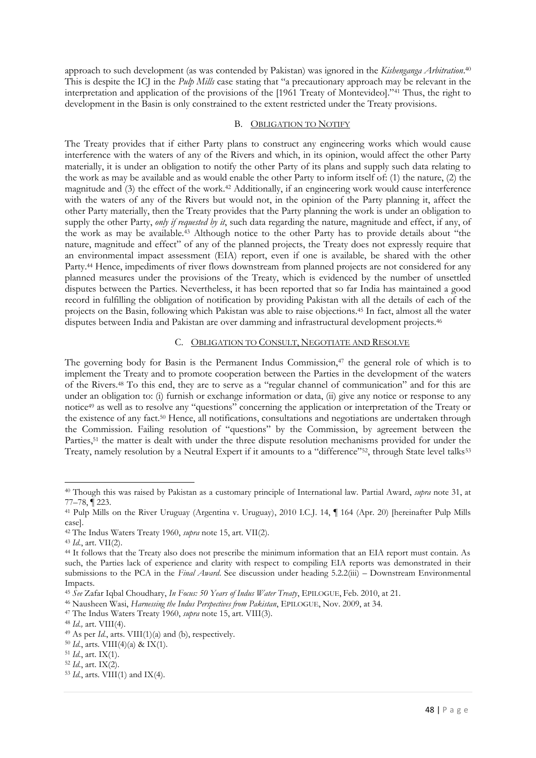approach to such development (as was contended by Pakistan) was ignored in the *Kishenganga Arbitration*.[40] This is despite the ICJ in the *Pulp Mills* case stating that "a precautionary approach may be relevant in the interpretation and application of the provisions of the [1961 Treaty of Montevideo]."[41] Thus, the right to development in the Basin is only constrained to the extent restricted under the Treaty provisions.

### B. OBLIGATION TO NOTIFY

The Treaty provides that if either Party plans to construct any engineering works which would cause interference with the waters of any of the Rivers and which, in its opinion, would affect the other Party materially, it is under an obligation to notify the other Party of its plans and supply such data relating to the work as may be available and as would enable the other Party to inform itself of: (1) the nature, (2) the magnitude and (3) the effect of the work.[42] Additionally, if an engineering work would cause interference with the waters of any of the Rivers but would not, in the opinion of the Party planning it, affect the other Party materially, then the Treaty provides that the Party planning the work is under an obligation to supply the other Party, *only if requested by it*, such data regarding the nature, magnitude and effect, if any, of the work as may be available.[43] Although notice to the other Party has to provide details about "the nature, magnitude and effect" of any of the planned projects, the Treaty does not expressly require that an environmental impact assessment (EIA) report, even if one is available, be shared with the other Party.[44] Hence, impediments of river flows downstream from planned projects are not considered for any planned measures under the provisions of the Treaty, which is evidenced by the number of unsettled disputes between the Parties. Nevertheless, it has been reported that so far India has maintained a good record in fulfilling the obligation of notification by providing Pakistan with all the details of each of the projects on the Basin, following which Pakistan was able to raise objections.[45] In fact, almost all the water disputes between India and Pakistan are over damming and infrastructural development projects.[46]

### C. OBLIGATION TO CONSULT, NEGOTIATE AND RESOLVE

The governing body for Basin is the Permanent Indus Commission,[47] the general role of which is to implement the Treaty and to promote cooperation between the Parties in the development of the waters of the Rivers.[48] To this end, they are to serve as a "regular channel of communication" and for this are under an obligation to: (i) furnish or exchange information or data, (ii) give any notice or response to any notice[49] as well as to resolve any "questions" concerning the application or interpretation of the Treaty or the existence of any fact.[50] Hence, all notifications, consultations and negotiations are undertaken through the Commission. Failing resolution of "questions" by the Commission, by agreement between the Parties,[51] the matter is dealt with under the three dispute resolution mechanisms provided for under the Treaty, namely resolution by a Neutral Expert if it amounts to a "difference"[52], through State level talks[53]

---

[40] Though this was raised by Pakistan as a customary principle of International law. Partial Award, *supra* note 31, at 77–78, ¶ 223.

[41] Pulp Mills on the River Uruguay (Argentina v. Uruguay), 2010 I.C.J. 14, ¶ 164 (Apr. 20) [hereinafter Pulp Mills case].

[42] The Indus Waters Treaty 1960, *supra* note 15, art. VII(2).

[43] *Id*., art. VII(2).

[44] It follows that the Treaty also does not prescribe the minimum information that an EIA report must contain. As such, the Parties lack of experience and clarity with respect to compiling EIA reports was demonstrated in their submissions to the PCA in the *Final Award*. See discussion under heading 5.2.2(iii) – Downstream Environmental Impacts.

[45] *See* Zafar Iqbal Choudhary, *In Focus: 50 Years of Indus Water Treaty*, EPILOGUE, Feb. 2010, at 21.

[46] Nausheen Wasi, *Harnessing the Indus Perspectives from Pakistan*, EPILOGUE, Nov. 2009, at 34.

[47] The Indus Waters Treaty 1960, *supra* note 15, art. VIII(3).

[48] *Id.,* art. VIII(4).

[49] As per *Id*., arts. VIII(1)(a) and (b), respectively.

[50] *Id*., arts. VIII(4)(a) & IX(1).

[51] *Id*., art. IX(1).

[52] *Id*., art. IX(2).

[53] *Id*., arts. VIII(1) and IX(4).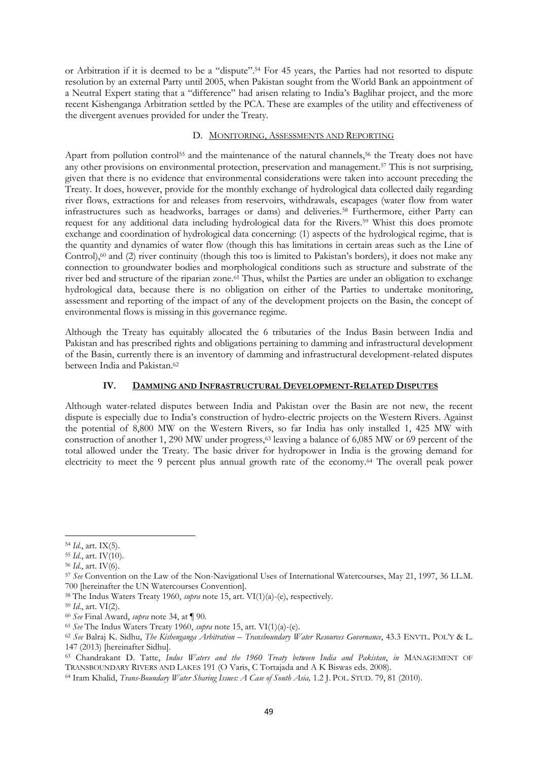or Arbitration if it is deemed to be a "dispute".[54] For 45 years, the Parties had not resorted to dispute resolution by an external Party until 2005, when Pakistan sought from the World Bank an appointment of a Neutral Expert stating that a "difference" had arisen relating to India's Baglihar project, and the more recent Kishenganga Arbitration settled by the PCA. These are examples of the utility and effectiveness of the divergent avenues provided for under the Treaty.

### D. Monitoring, Assessments and Reporting

Apart from pollution control[55] and the maintenance of the natural channels,[56] the Treaty does not have any other provisions on environmental protection, preservation and management.[57] This is not surprising, given that there is no evidence that environmental considerations were taken into account preceding the Treaty. It does, however, provide for the monthly exchange of hydrological data collected daily regarding river flows, extractions for and releases from reservoirs, withdrawals, escapages (water flow from water infrastructures such as headworks, barrages or dams) and deliveries.[58] Furthermore, either Party can request for any additional data including hydrological data for the Rivers.[59] Whist this does promote exchange and coordination of hydrological data concerning: (1) aspects of the hydrological regime, that is the quantity and dynamics of water flow (though this has limitations in certain areas such as the Line of Control),[60] and (2) river continuity (though this too is limited to Pakistan's borders), it does not make any connection to groundwater bodies and morphological conditions such as structure and substrate of the river bed and structure of the riparian zone.[61] Thus, whilst the Parties are under an obligation to exchange hydrological data, because there is no obligation on either of the Parties to undertake monitoring, assessment and reporting of the impact of any of the development projects on the Basin, the concept of environmental flows is missing in this governance regime.

Although the Treaty has equitably allocated the 6 tributaries of the Indus Basin between India and Pakistan and has prescribed rights and obligations pertaining to damming and infrastructural development of the Basin, currently there is an inventory of damming and infrastructural development-related disputes between India and Pakistan.[62]

## IV. Damming and Infrastructural Development-Related Disputes

Although water-related disputes between India and Pakistan over the Basin are not new, the recent dispute is especially due to India's construction of hydro-electric projects on the Western Rivers. Against the potential of 8,800 MW on the Western Rivers, so far India has only installed 1, 425 MW with construction of another 1, 290 MW under progress,[63] leaving a balance of 6,085 MW or 69 percent of the total allowed under the Treaty. The basic driver for hydropower in India is the growing demand for electricity to meet the 9 percent plus annual growth rate of the economy.[64] The overall peak power

---

[54] *Id.*, art. IX(5).

[55] *Id.*, art. IV(10).

[56] *Id.*, art. IV(6).

[57] *See* Convention on the Law of the Non-Navigational Uses of International Watercourses, May 21, 1997, 36 I.L.M. 700 [hereinafter the UN Watercourses Convention].

[58] The Indus Waters Treaty 1960, *supra* note 15, art. VI(1)(a)-(e), respectively.

[59] *Id.*, art. VI(2).

[60] *See* Final Award, *supra* note 34, at ¶ 90.

[61] *See* The Indus Waters Treaty 1960, *supra* note 15, art. VI(1)(a)-(e).

[62] *See* Balraj K. Sidhu, *The Kishenganga Arbitration – Transboundary Water Resources Governance*, 43.3 Envtl. Pol'y & L. 147 (2013) [hereinafter Sidhu].

[63] Chandrakant D. Tatte, *Indus Waters and the 1960 Treaty between India and Pakistan*, *in* Management of Transboundary Rivers and Lakes 191 (O Varis, C Tortajada and A K Biswas eds. 2008).

[64] Iram Khalid, *Trans-Boundary Water Sharing Issues: A Case of South Asia,* 1.2 J. Pol. Stud. 79, 81 (2010).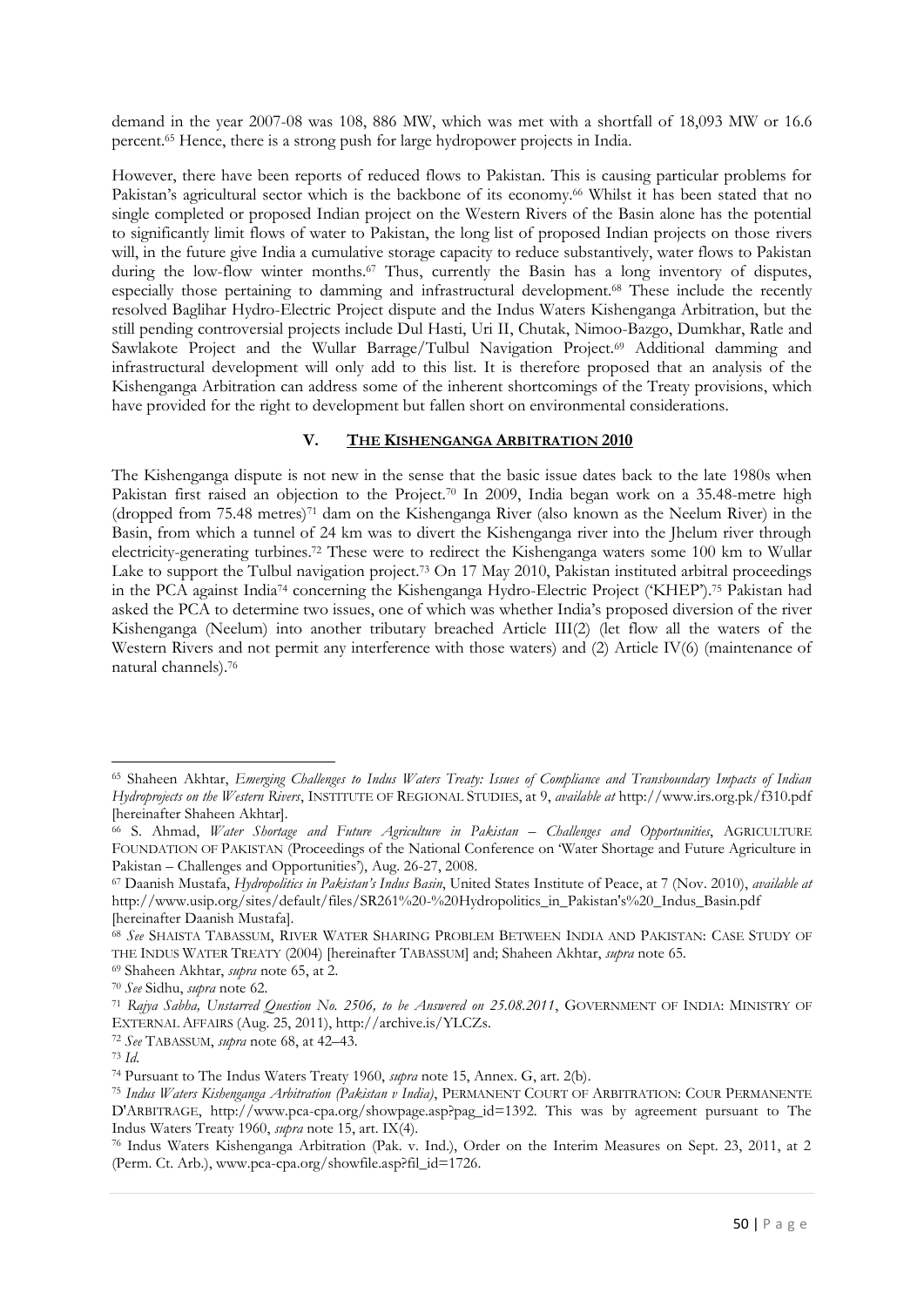demand in the year 2007-08 was 108, 886 MW, which was met with a shortfall of 18,093 MW or 16.6 percent.[65] Hence, there is a strong push for large hydropower projects in India.

However, there have been reports of reduced flows to Pakistan. This is causing particular problems for Pakistan's agricultural sector which is the backbone of its economy.[66] Whilst it has been stated that no single completed or proposed Indian project on the Western Rivers of the Basin alone has the potential to significantly limit flows of water to Pakistan, the long list of proposed Indian projects on those rivers will, in the future give India a cumulative storage capacity to reduce substantively, water flows to Pakistan during the low-flow winter months.[67] Thus, currently the Basin has a long inventory of disputes, especially those pertaining to damming and infrastructural development.[68] These include the recently resolved Baglihar Hydro-Electric Project dispute and the Indus Waters Kishenganga Arbitration, but the still pending controversial projects include Dul Hasti, Uri II, Chutak, Nimoo-Bazgo, Dumkhar, Ratle and Sawlakote Project and the Wullar Barrage/Tulbul Navigation Project.[69] Additional damming and infrastructural development will only add to this list. It is therefore proposed that an analysis of the Kishenganga Arbitration can address some of the inherent shortcomings of the Treaty provisions, which have provided for the right to development but fallen short on environmental considerations.

## V. THE KISHENGANGA ARBITRATION 2010

The Kishenganga dispute is not new in the sense that the basic issue dates back to the late 1980s when Pakistan first raised an objection to the Project.[70] In 2009, India began work on a 35.48-metre high (dropped from 75.48 metres)[71] dam on the Kishenganga River (also known as the Neelum River) in the Basin, from which a tunnel of 24 km was to divert the Kishenganga river into the Jhelum river through electricity-generating turbines.[72] These were to redirect the Kishenganga waters some 100 km to Wullar Lake to support the Tulbul navigation project.[73] On 17 May 2010, Pakistan instituted arbitral proceedings in the PCA against India[74] concerning the Kishenganga Hydro-Electric Project ('KHEP').[75] Pakistan had asked the PCA to determine two issues, one of which was whether India's proposed diversion of the river Kishenganga (Neelum) into another tributary breached Article III(2) (let flow all the waters of the Western Rivers and not permit any interference with those waters) and (2) Article IV(6) (maintenance of natural channels).[76]

---

[65] Shaheen Akhtar, *Emerging Challenges to Indus Waters Treaty: Issues of Compliance and Transboundary Impacts of Indian Hydroprojects on the Western Rivers*, INSTITUTE OF REGIONAL STUDIES, at 9, *available at* http://www.irs.org.pk/f310.pdf [hereinafter Shaheen Akhtar].

[66] S. Ahmad, *Water Shortage and Future Agriculture in Pakistan – Challenges and Opportunities*, AGRICULTURE FOUNDATION OF PAKISTAN (Proceedings of the National Conference on 'Water Shortage and Future Agriculture in Pakistan – Challenges and Opportunities'), Aug. 26-27, 2008.

[67] Daanish Mustafa, *Hydropolitics in Pakistan's Indus Basin*, United States Institute of Peace, at 7 (Nov. 2010), *available at* http://www.usip.org/sites/default/files/SR261%20-%20Hydropolitics_in_Pakistan's%20_Indus_Basin.pdf [hereinafter Daanish Mustafa].

[68] *See* SHAISTA TABASSUM, RIVER WATER SHARING PROBLEM BETWEEN INDIA AND PAKISTAN: CASE STUDY OF THE INDUS WATER TREATY (2004) [hereinafter TABASSUM] and; Shaheen Akhtar, *supra* note 65.

[69] Shaheen Akhtar, *supra* note 65, at 2.

[70] *See* Sidhu, *supra* note 62.

[71] *Rajya Sabha, Unstarred Question No. 2506, to be Answered on 25.08.2011*, GOVERNMENT OF INDIA: MINISTRY OF EXTERNAL AFFAIRS (Aug. 25, 2011), http://archive.is/YLCZs.

[72] *See* TABASSUM, *supra* note 68, at 42–43.

[73] *Id.*

[74] Pursuant to The Indus Waters Treaty 1960, *supra* note 15, Annex. G, art. 2(b).

[75] *Indus Waters Kishenganga Arbitration (Pakistan v India)*, PERMANENT COURT OF ARBITRATION: COUR PERMANENTE D'ARBITRAGE, http://www.pca-cpa.org/showpage.asp?pag_id=1392. This was by agreement pursuant to The Indus Waters Treaty 1960, *supra* note 15, art. IX(4).

[76] Indus Waters Kishenganga Arbitration (Pak. v. Ind.), Order on the Interim Measures on Sept. 23, 2011, at 2 (Perm. Ct. Arb.), www.pca-cpa.org/showfile.asp?fil_id=1726.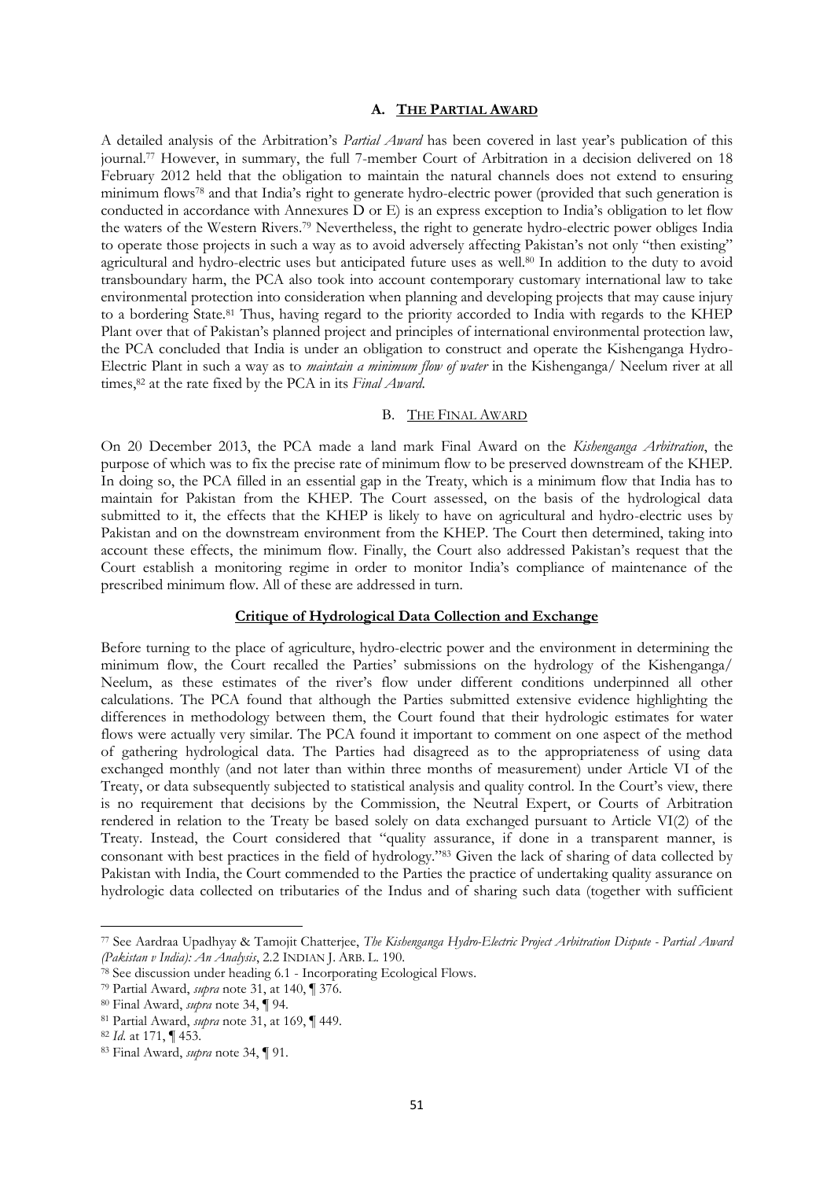### A. **THE PARTIAL AWARD**

A detailed analysis of the Arbitration's *Partial Award* has been covered in last year's publication of this journal.[77] However, in summary, the full 7-member Court of Arbitration in a decision delivered on 18 February 2012 held that the obligation to maintain the natural channels does not extend to ensuring minimum flows[78] and that India's right to generate hydro-electric power (provided that such generation is conducted in accordance with Annexures D or E) is an express exception to India's obligation to let flow the waters of the Western Rivers.[79] Nevertheless, the right to generate hydro-electric power obliges India to operate those projects in such a way as to avoid adversely affecting Pakistan's not only "then existing" agricultural and hydro-electric uses but anticipated future uses as well.[80] In addition to the duty to avoid transboundary harm, the PCA also took into account contemporary customary international law to take environmental protection into consideration when planning and developing projects that may cause injury to a bordering State.[81] Thus, having regard to the priority accorded to India with regards to the KHEP Plant over that of Pakistan's planned project and principles of international environmental protection law, the PCA concluded that India is under an obligation to construct and operate the Kishenganga Hydro-Electric Plant in such a way as to *maintain a minimum flow of water* in the Kishenganga/ Neelum river at all times,[82] at the rate fixed by the PCA in its *Final Award*.

### B. THE FINAL AWARD

On 20 December 2013, the PCA made a land mark Final Award on the *Kishenganga Arbitration*, the purpose of which was to fix the precise rate of minimum flow to be preserved downstream of the KHEP. In doing so, the PCA filled in an essential gap in the Treaty, which is a minimum flow that India has to maintain for Pakistan from the KHEP. The Court assessed, on the basis of the hydrological data submitted to it, the effects that the KHEP is likely to have on agricultural and hydro-electric uses by Pakistan and on the downstream environment from the KHEP. The Court then determined, taking into account these effects, the minimum flow. Finally, the Court also addressed Pakistan's request that the Court establish a monitoring regime in order to monitor India's compliance of maintenance of the prescribed minimum flow. All of these are addressed in turn.

**Critique of Hydrological Data Collection and Exchange**

Before turning to the place of agriculture, hydro-electric power and the environment in determining the minimum flow, the Court recalled the Parties' submissions on the hydrology of the Kishenganga/ Neelum, as these estimates of the river's flow under different conditions underpinned all other calculations. The PCA found that although the Parties submitted extensive evidence highlighting the differences in methodology between them, the Court found that their hydrologic estimates for water flows were actually very similar. The PCA found it important to comment on one aspect of the method of gathering hydrological data. The Parties had disagreed as to the appropriateness of using data exchanged monthly (and not later than within three months of measurement) under Article VI of the Treaty, or data subsequently subjected to statistical analysis and quality control. In the Court's view, there is no requirement that decisions by the Commission, the Neutral Expert, or Courts of Arbitration rendered in relation to the Treaty be based solely on data exchanged pursuant to Article VI(2) of the Treaty. Instead, the Court considered that "quality assurance, if done in a transparent manner, is consonant with best practices in the field of hydrology."[83] Given the lack of sharing of data collected by Pakistan with India, the Court commended to the Parties the practice of undertaking quality assurance on hydrologic data collected on tributaries of the Indus and of sharing such data (together with sufficient

---

[77] See Aardraa Upadhyay & Tamojit Chatterjee, *The Kishenganga Hydro-Electric Project Arbitration Dispute - Partial Award (Pakistan v India): An Analysis*, 2.2 INDIAN J. ARB. L. 190.

[78] See discussion under heading 6.1 - Incorporating Ecological Flows.

[79] Partial Award, *supra* note 31, at 140, ¶ 376.

[80] Final Award, *supra* note 34, ¶ 94.

[81] Partial Award, *supra* note 31, at 169, ¶ 449.

[82] *Id.* at 171, ¶ 453.

[83] Final Award, *supra* note 34, ¶ 91.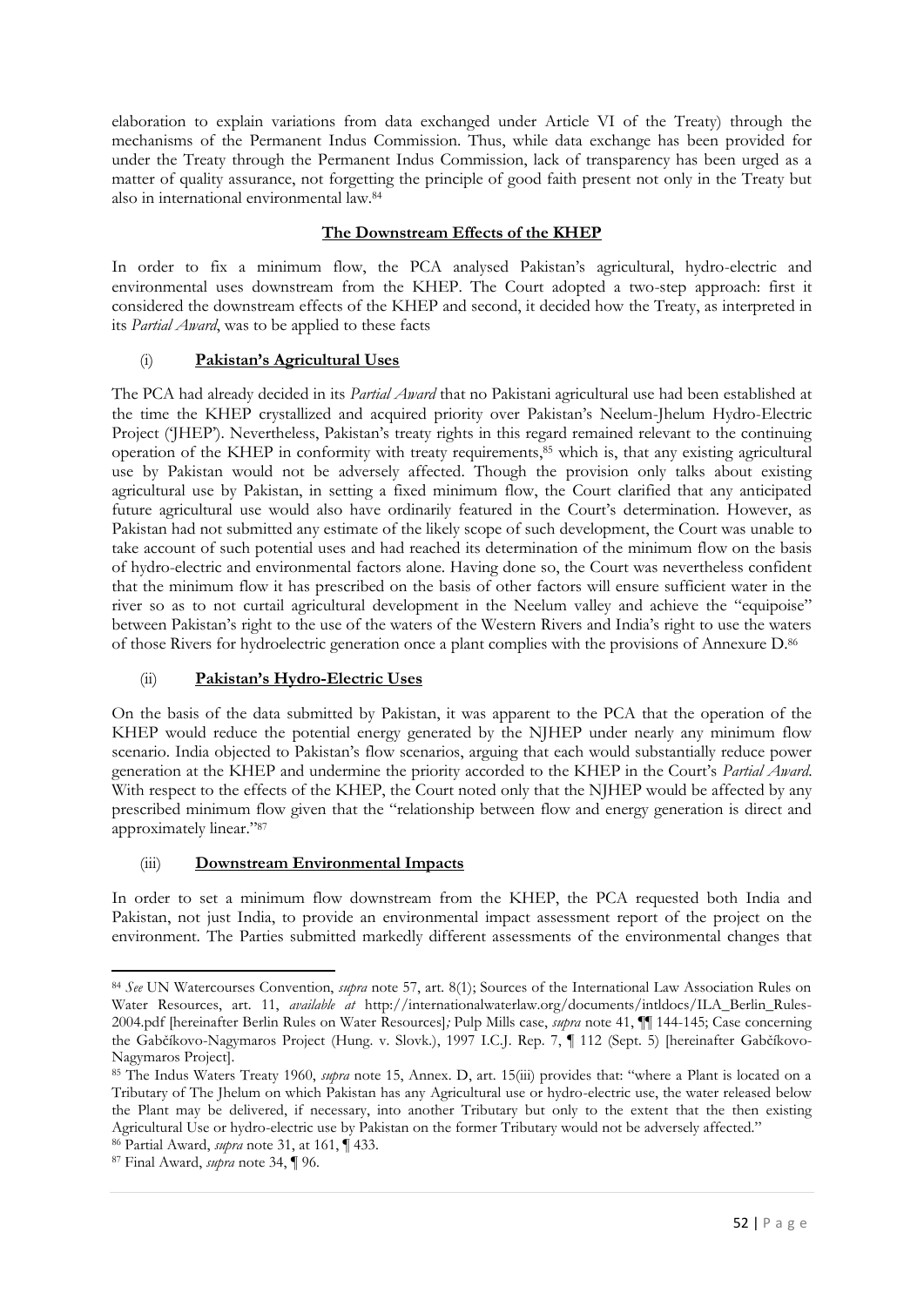elaboration to explain variations from data exchanged under Article VI of the Treaty) through the mechanisms of the Permanent Indus Commission. Thus, while data exchange has been provided for under the Treaty through the Permanent Indus Commission, lack of transparency has been urged as a matter of quality assurance, not forgetting the principle of good faith present not only in the Treaty but also in international environmental law.[84]

**The Downstream Effects of the KHEP**

In order to fix a minimum flow, the PCA analysed Pakistan's agricultural, hydro-electric and environmental uses downstream from the KHEP. The Court adopted a two-step approach: first it considered the downstream effects of the KHEP and second, it decided how the Treaty, as interpreted in its *Partial Award*, was to be applied to these facts

(i) **Pakistan's Agricultural Uses**

The PCA had already decided in its *Partial Award* that no Pakistani agricultural use had been established at the time the KHEP crystallized and acquired priority over Pakistan's Neelum-Jhelum Hydro-Electric Project ('JHEP'). Nevertheless, Pakistan's treaty rights in this regard remained relevant to the continuing operation of the KHEP in conformity with treaty requirements,[85] which is, that any existing agricultural use by Pakistan would not be adversely affected. Though the provision only talks about existing agricultural use by Pakistan, in setting a fixed minimum flow, the Court clarified that any anticipated future agricultural use would also have ordinarily featured in the Court's determination. However, as Pakistan had not submitted any estimate of the likely scope of such development, the Court was unable to take account of such potential uses and had reached its determination of the minimum flow on the basis of hydro-electric and environmental factors alone. Having done so, the Court was nevertheless confident that the minimum flow it has prescribed on the basis of other factors will ensure sufficient water in the river so as to not curtail agricultural development in the Neelum valley and achieve the "equipoise" between Pakistan's right to the use of the waters of the Western Rivers and India's right to use the waters of those Rivers for hydroelectric generation once a plant complies with the provisions of Annexure D.[86]

(ii) **Pakistan's Hydro-Electric Uses**

On the basis of the data submitted by Pakistan, it was apparent to the PCA that the operation of the KHEP would reduce the potential energy generated by the NJHEP under nearly any minimum flow scenario. India objected to Pakistan's flow scenarios, arguing that each would substantially reduce power generation at the KHEP and undermine the priority accorded to the KHEP in the Court's *Partial Award*. With respect to the effects of the KHEP, the Court noted only that the NJHEP would be affected by any prescribed minimum flow given that the "relationship between flow and energy generation is direct and approximately linear."[87]

(iii) **Downstream Environmental Impacts**

In order to set a minimum flow downstream from the KHEP, the PCA requested both India and Pakistan, not just India, to provide an environmental impact assessment report of the project on the environment. The Parties submitted markedly different assessments of the environmental changes that

---

[84] *See* UN Watercourses Convention, *supra* note 57, art. 8(1); Sources of the International Law Association Rules on Water Resources, art. 11, *available at* http://internationalwaterlaw.org/documents/intldocs/ILA_Berlin_Rules-2004.pdf [hereinafter Berlin Rules on Water Resources]*;* Pulp Mills case, *supra* note 41, ¶¶ 144-145; Case concerning the Gabčíkovo-Nagymaros Project (Hung. v. Slovk.), 1997 I.C.J. Rep. 7, ¶ 112 (Sept. 5) [hereinafter Gabčíkovo-Nagymaros Project].

[85] The Indus Waters Treaty 1960, *supra* note 15, Annex. D, art. 15(iii) provides that: "where a Plant is located on a Tributary of The Jhelum on which Pakistan has any Agricultural use or hydro-electric use, the water released below the Plant may be delivered, if necessary, into another Tributary but only to the extent that the then existing Agricultural Use or hydro-electric use by Pakistan on the former Tributary would not be adversely affected."

[86] Partial Award, *supra* note 31, at 161, ¶ 433.

[87] Final Award, *supra* note 34, ¶ 96.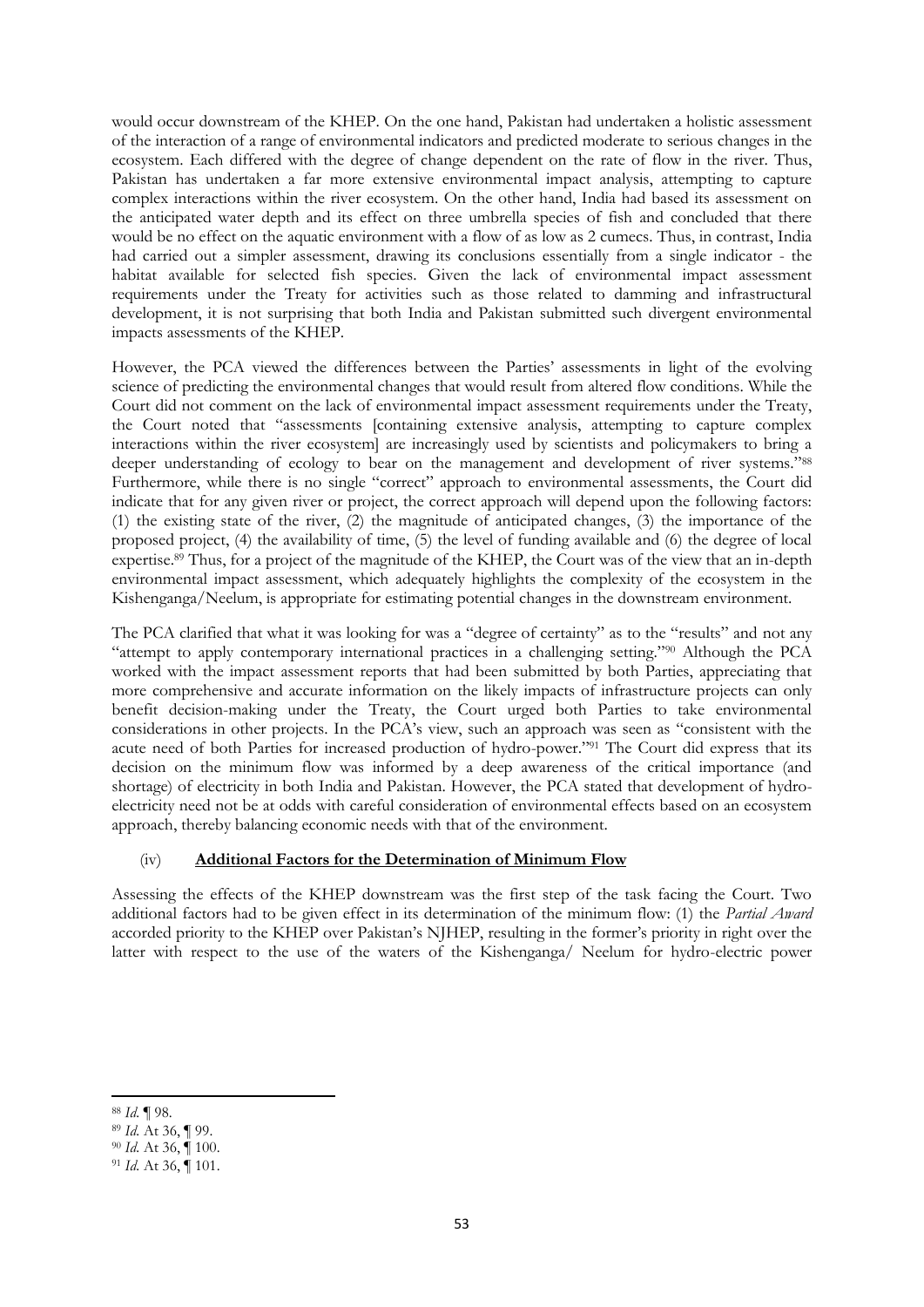would occur downstream of the KHEP. On the one hand, Pakistan had undertaken a holistic assessment of the interaction of a range of environmental indicators and predicted moderate to serious changes in the ecosystem. Each differed with the degree of change dependent on the rate of flow in the river. Thus, Pakistan has undertaken a far more extensive environmental impact analysis, attempting to capture complex interactions within the river ecosystem. On the other hand, India had based its assessment on the anticipated water depth and its effect on three umbrella species of fish and concluded that there would be no effect on the aquatic environment with a flow of as low as 2 cumecs. Thus, in contrast, India had carried out a simpler assessment, drawing its conclusions essentially from a single indicator - the habitat available for selected fish species. Given the lack of environmental impact assessment requirements under the Treaty for activities such as those related to damming and infrastructural development, it is not surprising that both India and Pakistan submitted such divergent environmental impacts assessments of the KHEP.

However, the PCA viewed the differences between the Parties' assessments in light of the evolving science of predicting the environmental changes that would result from altered flow conditions. While the Court did not comment on the lack of environmental impact assessment requirements under the Treaty, the Court noted that "assessments [containing extensive analysis, attempting to capture complex interactions within the river ecosystem] are increasingly used by scientists and policymakers to bring a deeper understanding of ecology to bear on the management and development of river systems."[88] Furthermore, while there is no single "correct" approach to environmental assessments, the Court did indicate that for any given river or project, the correct approach will depend upon the following factors: (1) the existing state of the river, (2) the magnitude of anticipated changes, (3) the importance of the proposed project, (4) the availability of time, (5) the level of funding available and (6) the degree of local expertise.[89] Thus, for a project of the magnitude of the KHEP, the Court was of the view that an in-depth environmental impact assessment, which adequately highlights the complexity of the ecosystem in the Kishenganga/Neelum, is appropriate for estimating potential changes in the downstream environment.

The PCA clarified that what it was looking for was a "degree of certainty" as to the "results" and not any "attempt to apply contemporary international practices in a challenging setting."[90] Although the PCA worked with the impact assessment reports that had been submitted by both Parties, appreciating that more comprehensive and accurate information on the likely impacts of infrastructure projects can only benefit decision-making under the Treaty, the Court urged both Parties to take environmental considerations in other projects. In the PCA's view, such an approach was seen as "consistent with the acute need of both Parties for increased production of hydro-power."[91] The Court did express that its decision on the minimum flow was informed by a deep awareness of the critical importance (and shortage) of electricity in both India and Pakistan. However, the PCA stated that development of hydro-electricity need not be at odds with careful consideration of environmental effects based on an ecosystem approach, thereby balancing economic needs with that of the environment.

(iv) **Additional Factors for the Determination of Minimum Flow**

Assessing the effects of the KHEP downstream was the first step of the task facing the Court. Two additional factors had to be given effect in its determination of the minimum flow: (1) the *Partial Award* accorded priority to the KHEP over Pakistan's NJHEP, resulting in the former's priority in right over the latter with respect to the use of the waters of the Kishenganga/ Neelum for hydro-electric power

---

[88] *Id.* ¶ 98.

[89] *Id.* At 36, ¶ 99.

[90] *Id.* At 36, ¶ 100.

[91] *Id.* At 36, ¶ 101.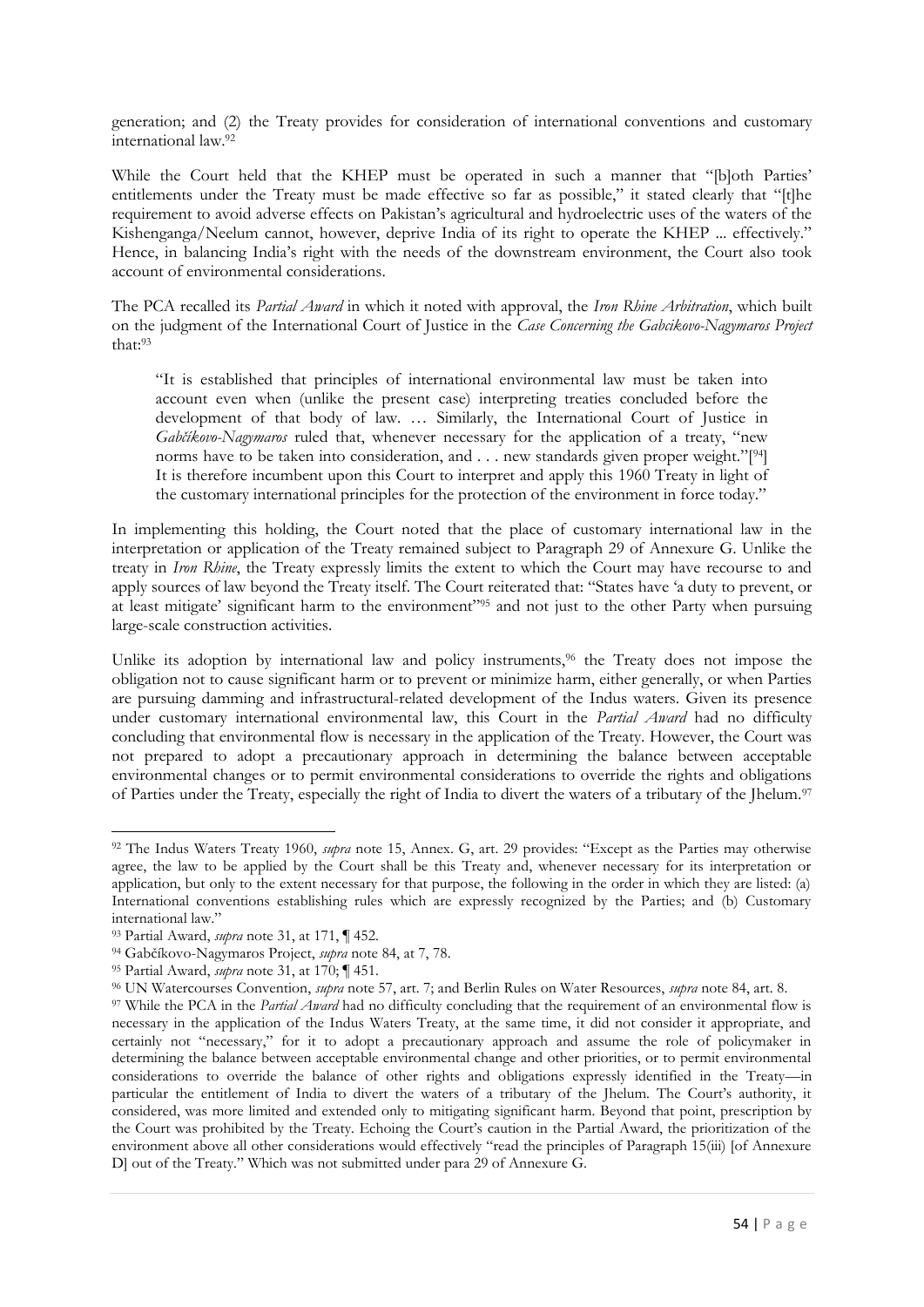generation; and (2) the Treaty provides for consideration of international conventions and customary international law.[92]

While the Court held that the KHEP must be operated in such a manner that "[b]oth Parties' entitlements under the Treaty must be made effective so far as possible," it stated clearly that "[t]he requirement to avoid adverse effects on Pakistan's agricultural and hydroelectric uses of the waters of the Kishenganga/Neelum cannot, however, deprive India of its right to operate the KHEP ... effectively." Hence, in balancing India's right with the needs of the downstream environment, the Court also took account of environmental considerations.

The PCA recalled its *Partial Award* in which it noted with approval, the *Iron Rhine Arbitration*, which built on the judgment of the International Court of Justice in the *Case Concerning the Gabcikovo-Nagymaros Project* that:[93]

> "It is established that principles of international environmental law must be taken into account even when (unlike the present case) interpreting treaties concluded before the development of that body of law. … Similarly, the International Court of Justice in *Gabčíkovo-Nagymaros* ruled that, whenever necessary for the application of a treaty, "new norms have to be taken into consideration, and . . . new standards given proper weight."[94] It is therefore incumbent upon this Court to interpret and apply this 1960 Treaty in light of the customary international principles for the protection of the environment in force today."

In implementing this holding, the Court noted that the place of customary international law in the interpretation or application of the Treaty remained subject to Paragraph 29 of Annexure G. Unlike the treaty in *Iron Rhine*, the Treaty expressly limits the extent to which the Court may have recourse to and apply sources of law beyond the Treaty itself. The Court reiterated that: "States have 'a duty to prevent, or at least mitigate' significant harm to the environment"[95] and not just to the other Party when pursuing large-scale construction activities.

Unlike its adoption by international law and policy instruments,[96] the Treaty does not impose the obligation not to cause significant harm or to prevent or minimize harm, either generally, or when Parties are pursuing damming and infrastructural-related development of the Indus waters. Given its presence under customary international environmental law, this Court in the *Partial Award* had no difficulty concluding that environmental flow is necessary in the application of the Treaty. However, the Court was not prepared to adopt a precautionary approach in determining the balance between acceptable environmental changes or to permit environmental considerations to override the rights and obligations of Parties under the Treaty, especially the right of India to divert the waters of a tributary of the Jhelum.[97]

---

[92] The Indus Waters Treaty 1960, *supra* note 15, Annex. G, art. 29 provides: "Except as the Parties may otherwise agree, the law to be applied by the Court shall be this Treaty and, whenever necessary for its interpretation or application, but only to the extent necessary for that purpose, the following in the order in which they are listed: (a) International conventions establishing rules which are expressly recognized by the Parties; and (b) Customary international law."

[93] Partial Award, *supra* note 31, at 171, ¶ 452.

[94] Gabčíkovo-Nagymaros Project, *supra* note 84, at 7, 78.

[95] Partial Award, *supra* note 31, at 170; ¶ 451.

[96] UN Watercourses Convention, *supra* note 57, art. 7; and Berlin Rules on Water Resources, *supra* note 84, art. 8.

[97] While the PCA in the *Partial Award* had no difficulty concluding that the requirement of an environmental flow is necessary in the application of the Indus Waters Treaty, at the same time, it did not consider it appropriate, and certainly not "necessary," for it to adopt a precautionary approach and assume the role of policymaker in determining the balance between acceptable environmental change and other priorities, or to permit environmental considerations to override the balance of other rights and obligations expressly identified in the Treaty—in particular the entitlement of India to divert the waters of a tributary of the Jhelum. The Court's authority, it considered, was more limited and extended only to mitigating significant harm. Beyond that point, prescription by the Court was prohibited by the Treaty. Echoing the Court's caution in the Partial Award, the prioritization of the environment above all other considerations would effectively "read the principles of Paragraph 15(iii) [of Annexure D] out of the Treaty." Which was not submitted under para 29 of Annexure G.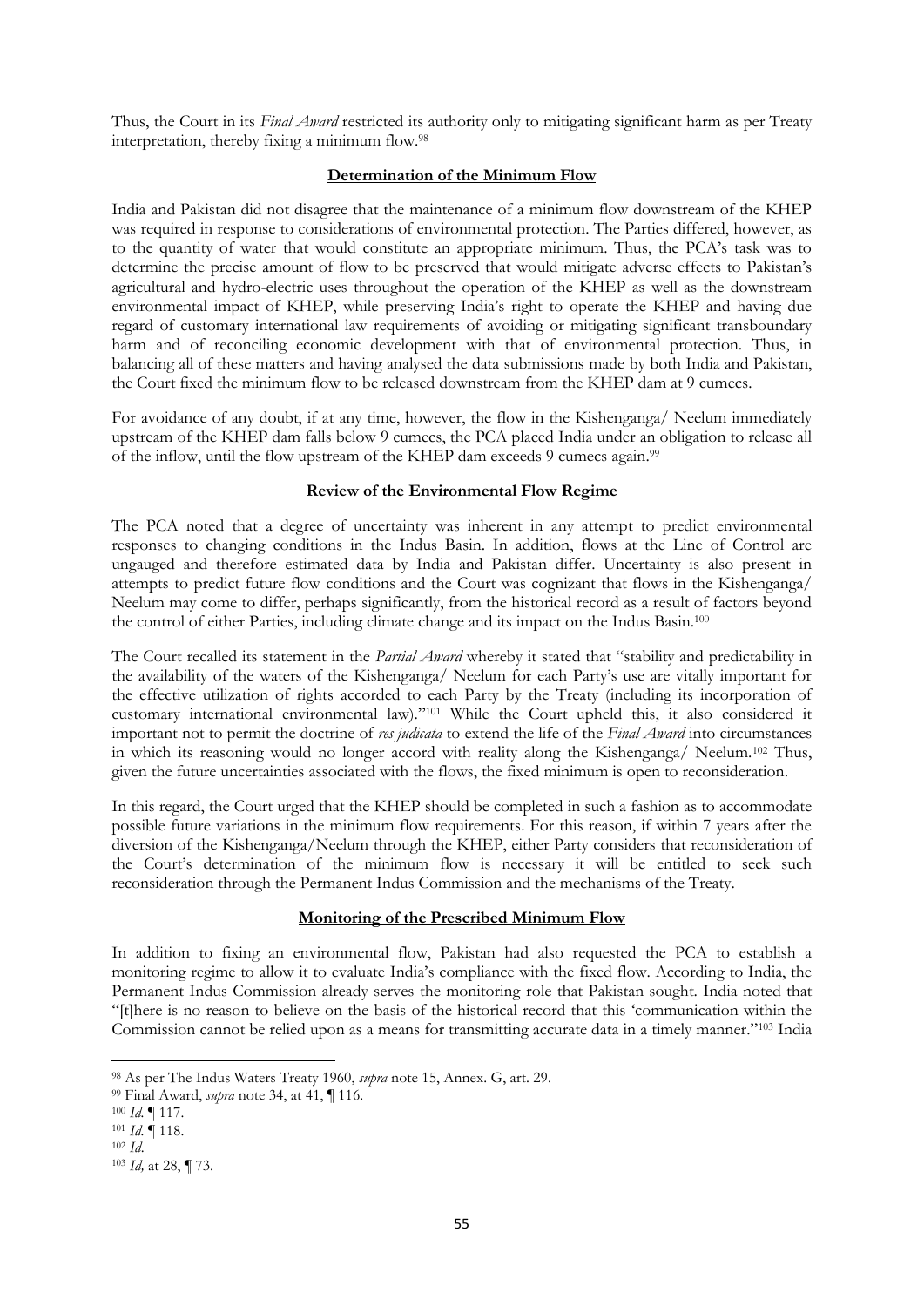Thus, the Court in its *Final Award* restricted its authority only to mitigating significant harm as per Treaty interpretation, thereby fixing a minimum flow.[98]

**Determination of the Minimum Flow**

India and Pakistan did not disagree that the maintenance of a minimum flow downstream of the KHEP was required in response to considerations of environmental protection. The Parties differed, however, as to the quantity of water that would constitute an appropriate minimum. Thus, the PCA's task was to determine the precise amount of flow to be preserved that would mitigate adverse effects to Pakistan's agricultural and hydro-electric uses throughout the operation of the KHEP as well as the downstream environmental impact of KHEP, while preserving India's right to operate the KHEP and having due regard of customary international law requirements of avoiding or mitigating significant transboundary harm and of reconciling economic development with that of environmental protection. Thus, in balancing all of these matters and having analysed the data submissions made by both India and Pakistan, the Court fixed the minimum flow to be released downstream from the KHEP dam at 9 cumecs.

For avoidance of any doubt, if at any time, however, the flow in the Kishenganga/ Neelum immediately upstream of the KHEP dam falls below 9 cumecs, the PCA placed India under an obligation to release all of the inflow, until the flow upstream of the KHEP dam exceeds 9 cumecs again.[99]

**Review of the Environmental Flow Regime**

The PCA noted that a degree of uncertainty was inherent in any attempt to predict environmental responses to changing conditions in the Indus Basin. In addition, flows at the Line of Control are ungauged and therefore estimated data by India and Pakistan differ. Uncertainty is also present in attempts to predict future flow conditions and the Court was cognizant that flows in the Kishenganga/ Neelum may come to differ, perhaps significantly, from the historical record as a result of factors beyond the control of either Parties, including climate change and its impact on the Indus Basin.[100]

The Court recalled its statement in the *Partial Award* whereby it stated that "stability and predictability in the availability of the waters of the Kishenganga/ Neelum for each Party's use are vitally important for the effective utilization of rights accorded to each Party by the Treaty (including its incorporation of customary international environmental law)."[101] While the Court upheld this, it also considered it important not to permit the doctrine of *res judicata* to extend the life of the *Final Award* into circumstances in which its reasoning would no longer accord with reality along the Kishenganga/ Neelum.[102] Thus, given the future uncertainties associated with the flows, the fixed minimum is open to reconsideration.

In this regard, the Court urged that the KHEP should be completed in such a fashion as to accommodate possible future variations in the minimum flow requirements. For this reason, if within 7 years after the diversion of the Kishenganga/Neelum through the KHEP, either Party considers that reconsideration of the Court's determination of the minimum flow is necessary it will be entitled to seek such reconsideration through the Permanent Indus Commission and the mechanisms of the Treaty.

**Monitoring of the Prescribed Minimum Flow**

In addition to fixing an environmental flow, Pakistan had also requested the PCA to establish a monitoring regime to allow it to evaluate India's compliance with the fixed flow. According to India, the Permanent Indus Commission already serves the monitoring role that Pakistan sought. India noted that "[t]here is no reason to believe on the basis of the historical record that this 'communication within the Commission cannot be relied upon as a means for transmitting accurate data in a timely manner."[103] India

---

[98] As per The Indus Waters Treaty 1960, *supra* note 15, Annex. G, art. 29.

[99] Final Award, *supra* note 34, at 41, ¶ 116.

[100] *Id.* ¶ 117.

[101] *Id.* ¶ 118.

[102] *Id*.

[103] *Id*, at 28, ¶ 73.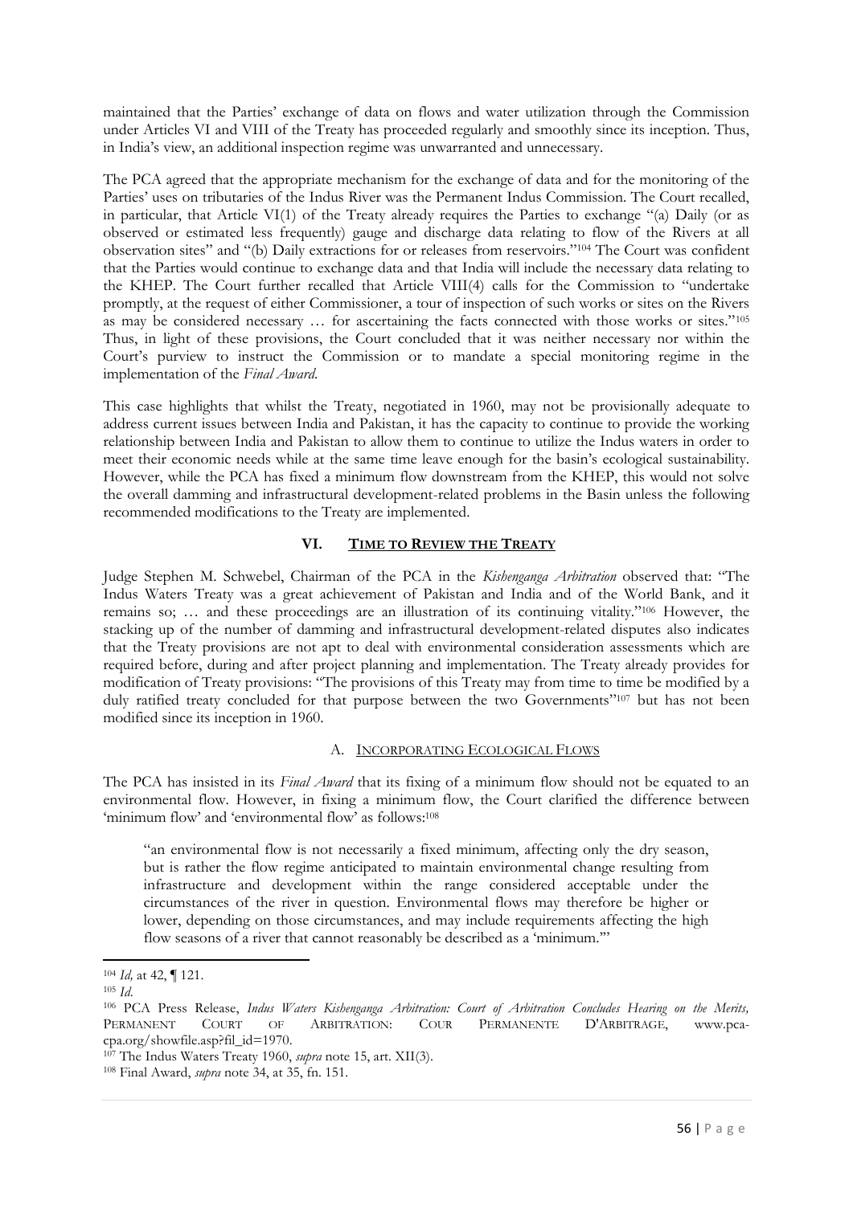maintained that the Parties' exchange of data on flows and water utilization through the Commission under Articles VI and VIII of the Treaty has proceeded regularly and smoothly since its inception. Thus, in India's view, an additional inspection regime was unwarranted and unnecessary.

The PCA agreed that the appropriate mechanism for the exchange of data and for the monitoring of the Parties' uses on tributaries of the Indus River was the Permanent Indus Commission. The Court recalled, in particular, that Article VI(1) of the Treaty already requires the Parties to exchange "(a) Daily (or as observed or estimated less frequently) gauge and discharge data relating to flow of the Rivers at all observation sites" and "(b) Daily extractions for or releases from reservoirs."[104] The Court was confident that the Parties would continue to exchange data and that India will include the necessary data relating to the KHEP. The Court further recalled that Article VIII(4) calls for the Commission to "undertake promptly, at the request of either Commissioner, a tour of inspection of such works or sites on the Rivers as may be considered necessary … for ascertaining the facts connected with those works or sites."[105] Thus, in light of these provisions, the Court concluded that it was neither necessary nor within the Court's purview to instruct the Commission or to mandate a special monitoring regime in the implementation of the *Final Award*.

This case highlights that whilst the Treaty, negotiated in 1960, may not be provisionally adequate to address current issues between India and Pakistan, it has the capacity to continue to provide the working relationship between India and Pakistan to allow them to continue to utilize the Indus waters in order to meet their economic needs while at the same time leave enough for the basin's ecological sustainability. However, while the PCA has fixed a minimum flow downstream from the KHEP, this would not solve the overall damming and infrastructural development-related problems in the Basin unless the following recommended modifications to the Treaty are implemented.

## VI. TIME TO REVIEW THE TREATY

Judge Stephen M. Schwebel, Chairman of the PCA in the *Kishenganga Arbitration* observed that: "The Indus Waters Treaty was a great achievement of Pakistan and India and of the World Bank, and it remains so; … and these proceedings are an illustration of its continuing vitality."[106] However, the stacking up of the number of damming and infrastructural development-related disputes also indicates that the Treaty provisions are not apt to deal with environmental consideration assessments which are required before, during and after project planning and implementation. The Treaty already provides for modification of Treaty provisions: "The provisions of this Treaty may from time to time be modified by a duly ratified treaty concluded for that purpose between the two Governments"[107] but has not been modified since its inception in 1960.

### A. INCORPORATING ECOLOGICAL FLOWS

The PCA has insisted in its *Final Award* that its fixing of a minimum flow should not be equated to an environmental flow. However, in fixing a minimum flow, the Court clarified the difference between 'minimum flow' and 'environmental flow' as follows:[108]

> "an environmental flow is not necessarily a fixed minimum, affecting only the dry season, but is rather the flow regime anticipated to maintain environmental change resulting from infrastructure and development within the range considered acceptable under the circumstances of the river in question. Environmental flows may therefore be higher or lower, depending on those circumstances, and may include requirements affecting the high flow seasons of a river that cannot reasonably be described as a 'minimum.'"

---

[104] *Id,* at 42, ¶ 121.

[105] *Id.*

[106] PCA Press Release, *Indus Waters Kishenganga Arbitration: Court of Arbitration Concludes Hearing on the Merits,* PERMANENT COURT OF ARBITRATION: COUR PERMANENTE D'ARBITRAGE, www.pca-cpa.org/showfile.asp?fil_id=1970.

[107] The Indus Waters Treaty 1960, *supra* note 15, art. XII(3).

[108] Final Award, *supra* note 34, at 35, fn. 151.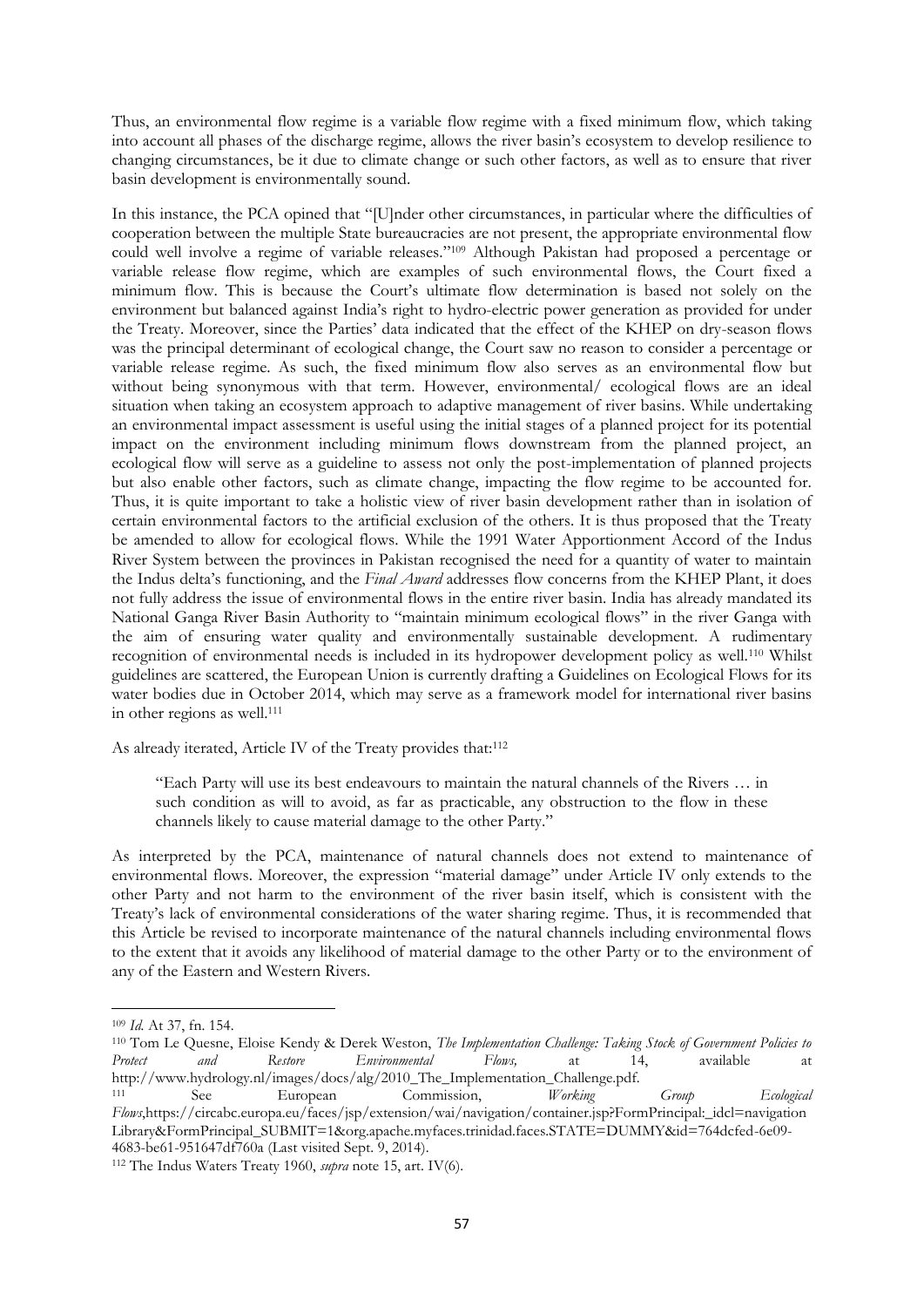Thus, an environmental flow regime is a variable flow regime with a fixed minimum flow, which taking into account all phases of the discharge regime, allows the river basin's ecosystem to develop resilience to changing circumstances, be it due to climate change or such other factors, as well as to ensure that river basin development is environmentally sound.

In this instance, the PCA opined that "[U]nder other circumstances, in particular where the difficulties of cooperation between the multiple State bureaucracies are not present, the appropriate environmental flow could well involve a regime of variable releases."[109] Although Pakistan had proposed a percentage or variable release flow regime, which are examples of such environmental flows, the Court fixed a minimum flow. This is because the Court's ultimate flow determination is based not solely on the environment but balanced against India's right to hydro-electric power generation as provided for under the Treaty. Moreover, since the Parties' data indicated that the effect of the KHEP on dry-season flows was the principal determinant of ecological change, the Court saw no reason to consider a percentage or variable release regime. As such, the fixed minimum flow also serves as an environmental flow but without being synonymous with that term. However, environmental/ ecological flows are an ideal situation when taking an ecosystem approach to adaptive management of river basins. While undertaking an environmental impact assessment is useful using the initial stages of a planned project for its potential impact on the environment including minimum flows downstream from the planned project, an ecological flow will serve as a guideline to assess not only the post-implementation of planned projects but also enable other factors, such as climate change, impacting the flow regime to be accounted for. Thus, it is quite important to take a holistic view of river basin development rather than in isolation of certain environmental factors to the artificial exclusion of the others. It is thus proposed that the Treaty be amended to allow for ecological flows. While the 1991 Water Apportionment Accord of the Indus River System between the provinces in Pakistan recognised the need for a quantity of water to maintain the Indus delta's functioning, and the *Final Award* addresses flow concerns from the KHEP Plant, it does not fully address the issue of environmental flows in the entire river basin. India has already mandated its National Ganga River Basin Authority to "maintain minimum ecological flows" in the river Ganga with the aim of ensuring water quality and environmentally sustainable development. A rudimentary recognition of environmental needs is included in its hydropower development policy as well.[110] Whilst guidelines are scattered, the European Union is currently drafting a Guidelines on Ecological Flows for its water bodies due in October 2014, which may serve as a framework model for international river basins in other regions as well.[111]

As already iterated, Article IV of the Treaty provides that:[112]

> "Each Party will use its best endeavours to maintain the natural channels of the Rivers … in such condition as will to avoid, as far as practicable, any obstruction to the flow in these channels likely to cause material damage to the other Party."

As interpreted by the PCA, maintenance of natural channels does not extend to maintenance of environmental flows. Moreover, the expression "material damage" under Article IV only extends to the other Party and not harm to the environment of the river basin itself, which is consistent with the Treaty's lack of environmental considerations of the water sharing regime. Thus, it is recommended that this Article be revised to incorporate maintenance of the natural channels including environmental flows to the extent that it avoids any likelihood of material damage to the other Party or to the environment of any of the Eastern and Western Rivers.

---

[109] *Id.* At 37, fn. 154.

[110] Tom Le Quesne, Eloise Kendy & Derek Weston, *The Implementation Challenge: Taking Stock of Government Policies to Protect and Restore Environmental Flows,* at 14, available at http://www.hydrology.nl/images/docs/alg/2010_The_Implementation_Challenge.pdf.

[111] See European Commission, *Working Group Ecological Flows*,https://circabc.europa.eu/faces/jsp/extension/wai/navigation/container.jsp?FormPrincipal:_idcl=navigationLibrary&FormPrincipal_SUBMIT=1&org.apache.myfaces.trinidad.faces.STATE=DUMMY&id=764dcfed-6e09-4683-be61-951647df760a (Last visited Sept. 9, 2014).

[112] The Indus Waters Treaty 1960, *supra* note 15, art. IV(6).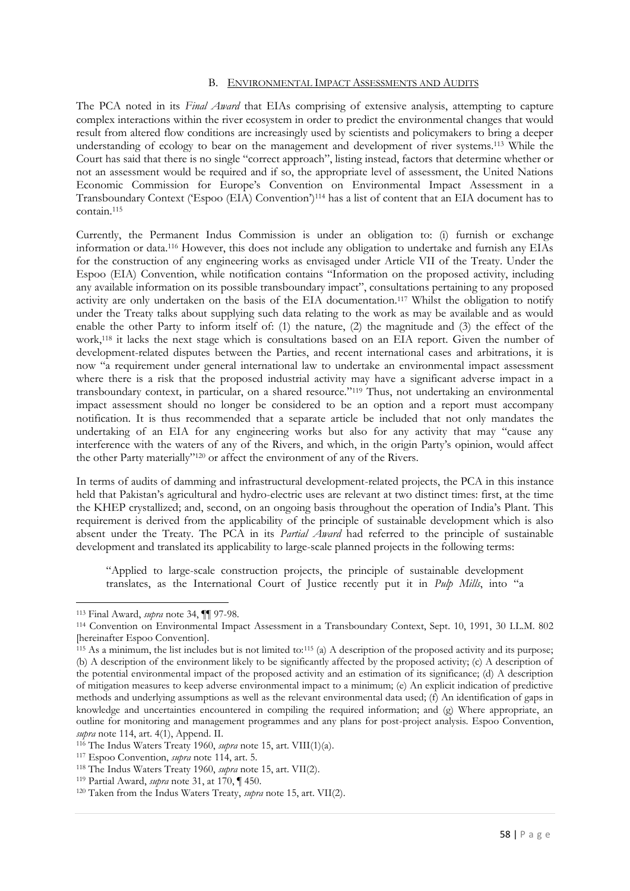### B. ENVIRONMENTAL IMPACT ASSESSMENTS AND AUDITS

The PCA noted in its *Final Award* that EIAs comprising of extensive analysis, attempting to capture complex interactions within the river ecosystem in order to predict the environmental changes that would result from altered flow conditions are increasingly used by scientists and policymakers to bring a deeper understanding of ecology to bear on the management and development of river systems.[113] While the Court has said that there is no single "correct approach", listing instead, factors that determine whether or not an assessment would be required and if so, the appropriate level of assessment, the United Nations Economic Commission for Europe's Convention on Environmental Impact Assessment in a Transboundary Context ('Espoo (EIA) Convention')[114] has a list of content that an EIA document has to contain.[115]

Currently, the Permanent Indus Commission is under an obligation to: (i) furnish or exchange information or data.[116] However, this does not include any obligation to undertake and furnish any EIAs for the construction of any engineering works as envisaged under Article VII of the Treaty. Under the Espoo (EIA) Convention, while notification contains "Information on the proposed activity, including any available information on its possible transboundary impact", consultations pertaining to any proposed activity are only undertaken on the basis of the EIA documentation.[117] Whilst the obligation to notify under the Treaty talks about supplying such data relating to the work as may be available and as would enable the other Party to inform itself of: (1) the nature, (2) the magnitude and (3) the effect of the work,[118] it lacks the next stage which is consultations based on an EIA report. Given the number of development-related disputes between the Parties, and recent international cases and arbitrations, it is now "a requirement under general international law to undertake an environmental impact assessment where there is a risk that the proposed industrial activity may have a significant adverse impact in a transboundary context, in particular, on a shared resource."[119] Thus, not undertaking an environmental impact assessment should no longer be considered to be an option and a report must accompany notification. It is thus recommended that a separate article be included that not only mandates the undertaking of an EIA for any engineering works but also for any activity that may "cause any interference with the waters of any of the Rivers, and which, in the origin Party's opinion, would affect the other Party materially"[120] or affect the environment of any of the Rivers.

In terms of audits of damming and infrastructural development-related projects, the PCA in this instance held that Pakistan's agricultural and hydro-electric uses are relevant at two distinct times: first, at the time the KHEP crystallized; and, second, on an ongoing basis throughout the operation of India's Plant. This requirement is derived from the applicability of the principle of sustainable development which is also absent under the Treaty. The PCA in its *Partial Award* had referred to the principle of sustainable development and translated its applicability to large-scale planned projects in the following terms:

> "Applied to large-scale construction projects, the principle of sustainable development translates, as the International Court of Justice recently put it in *Pulp Mills*, into "a

---

[113] Final Award, *supra* note 34, ¶¶ 97-98.

[114] Convention on Environmental Impact Assessment in a Transboundary Context, Sept. 10, 1991, 30 I.L.M. 802 [hereinafter Espoo Convention].

[115] As a minimum, the list includes but is not limited to:[115] (a) A description of the proposed activity and its purpose; (b) A description of the environment likely to be significantly affected by the proposed activity; (c) A description of the potential environmental impact of the proposed activity and an estimation of its significance; (d) A description of mitigation measures to keep adverse environmental impact to a minimum; (e) An explicit indication of predictive methods and underlying assumptions as well as the relevant environmental data used; (f) An identification of gaps in knowledge and uncertainties encountered in compiling the required information; and (g) Where appropriate, an outline for monitoring and management programmes and any plans for post-project analysis. Espoo Convention, *supra* note 114, art. 4(1), Append. II.

[116] The Indus Waters Treaty 1960, *supra* note 15, art. VIII(1)(a).

[117] Espoo Convention, *supra* note 114, art. 5.

[118] The Indus Waters Treaty 1960, *supra* note 15, art. VII(2).

[119] Partial Award, *supra* note 31, at 170, ¶ 450.

[120] Taken from the Indus Waters Treaty, *supra* note 15, art. VII(2).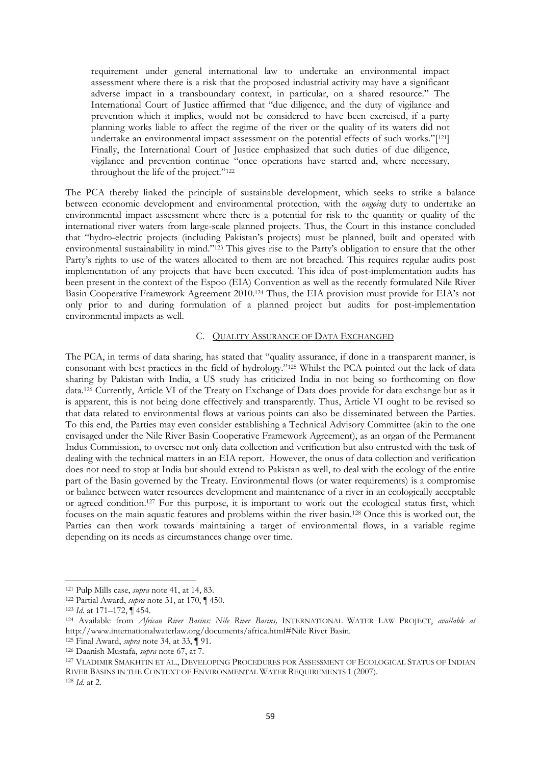> requirement under general international law to undertake an environmental impact assessment where there is a risk that the proposed industrial activity may have a significant adverse impact in a transboundary context, in particular, on a shared resource." The International Court of Justice affirmed that "due diligence, and the duty of vigilance and prevention which it implies, would not be considered to have been exercised, if a party planning works liable to affect the regime of the river or the quality of its waters did not undertake an environmental impact assessment on the potential effects of such works."[121] Finally, the International Court of Justice emphasized that such duties of due diligence, vigilance and prevention continue "once operations have started and, where necessary, throughout the life of the project."[122]

The PCA thereby linked the principle of sustainable development, which seeks to strike a balance between economic development and environmental protection, with the *ongoing* duty to undertake an environmental impact assessment where there is a potential for risk to the quantity or quality of the international river waters from large-scale planned projects. Thus, the Court in this instance concluded that "hydro-electric projects (including Pakistan's projects) must be planned, built and operated with environmental sustainability in mind."[123] This gives rise to the Party's obligation to ensure that the other Party's rights to use of the waters allocated to them are not breached. This requires regular audits post implementation of any projects that have been executed. This idea of post-implementation audits has been present in the context of the Espoo (EIA) Convention as well as the recently formulated Nile River Basin Cooperative Framework Agreement 2010.[124] Thus, the EIA provision must provide for EIA's not only prior to and during formulation of a planned project but audits for post-implementation environmental impacts as well.

### C. QUALITY ASSURANCE OF DATA EXCHANGED

The PCA, in terms of data sharing, has stated that "quality assurance, if done in a transparent manner, is consonant with best practices in the field of hydrology."[125] Whilst the PCA pointed out the lack of data sharing by Pakistan with India, a US study has criticized India in not being so forthcoming on flow data.[126] Currently, Article VI of the Treaty on Exchange of Data does provide for data exchange but as it is apparent, this is not being done effectively and transparently. Thus, Article VI ought to be revised so that data related to environmental flows at various points can also be disseminated between the Parties. To this end, the Parties may even consider establishing a Technical Advisory Committee (akin to the one envisaged under the Nile River Basin Cooperative Framework Agreement), as an organ of the Permanent Indus Commission, to oversee not only data collection and verification but also entrusted with the task of dealing with the technical matters in an EIA report. However, the onus of data collection and verification does not need to stop at India but should extend to Pakistan as well, to deal with the ecology of the entire part of the Basin governed by the Treaty. Environmental flows (or water requirements) is a compromise or balance between water resources development and maintenance of a river in an ecologically acceptable or agreed condition.[127] For this purpose, it is important to work out the ecological status first, which focuses on the main aquatic features and problems within the river basin.[128] Once this is worked out, the Parties can then work towards maintaining a target of environmental flows, in a variable regime depending on its needs as circumstances change over time.

---

[121] Pulp Mills case, *supra* note 41, at 14, 83.

[122] Partial Award, *supra* note 31, at 170, ¶ 450.

[123] *Id.* at 171–172, ¶ 454.

[124] Available from *African River Basins: Nile River Basins,* INTERNATIONAL WATER LAW PROJECT, *available at* http://www.internationalwaterlaw.org/documents/africa.html#Nile River Basin.

[125] Final Award, *supra* note 34, at 33, ¶ 91.

[126] Daanish Mustafa, *supra* note 67, at 7.

[127] VLADIMIR SMAKHTIN ET AL., DEVELOPING PROCEDURES FOR ASSESSMENT OF ECOLOGICAL STATUS OF INDIAN RIVER BASINS IN THE CONTEXT OF ENVIRONMENTAL WATER REQUIREMENTS 1 (2007).

[128] *Id.* at 2.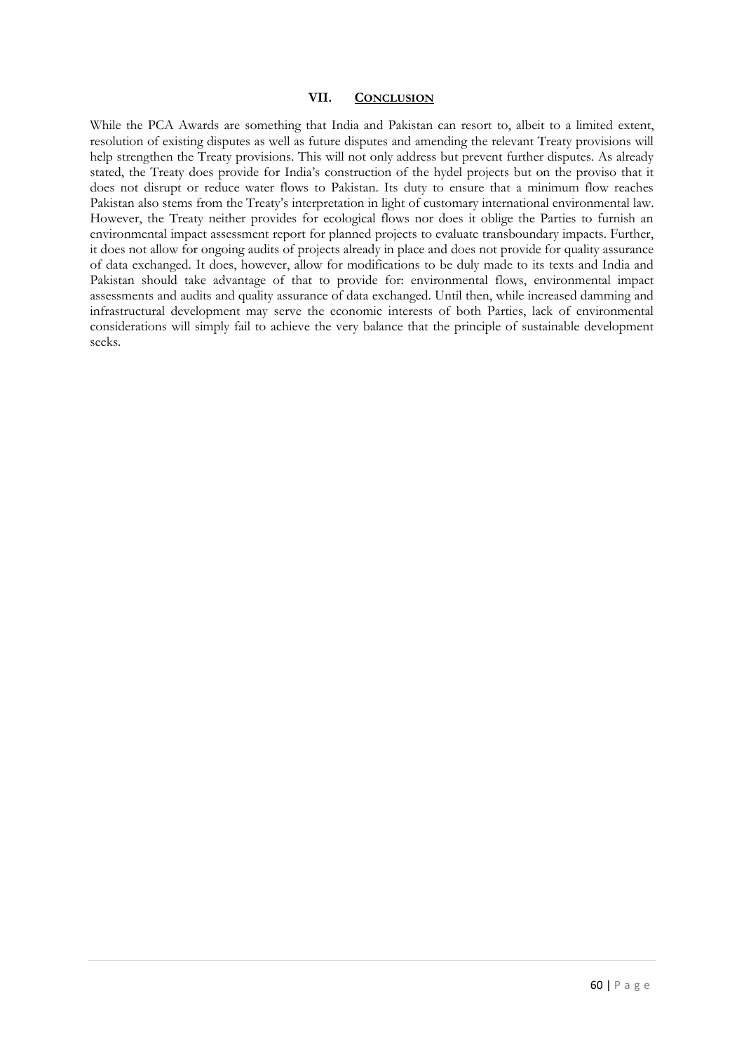## VII. Conclusion

While the PCA Awards are something that India and Pakistan can resort to, albeit to a limited extent, resolution of existing disputes as well as future disputes and amending the relevant Treaty provisions will help strengthen the Treaty provisions. This will not only address but prevent further disputes. As already stated, the Treaty does provide for India's construction of the hydel projects but on the proviso that it does not disrupt or reduce water flows to Pakistan. Its duty to ensure that a minimum flow reaches Pakistan also stems from the Treaty's interpretation in light of customary international environmental law. However, the Treaty neither provides for ecological flows nor does it oblige the Parties to furnish an environmental impact assessment report for planned projects to evaluate transboundary impacts. Further, it does not allow for ongoing audits of projects already in place and does not provide for quality assurance of data exchanged. It does, however, allow for modifications to be duly made to its texts and India and Pakistan should take advantage of that to provide for: environmental flows, environmental impact assessments and audits and quality assurance of data exchanged. Until then, while increased damming and infrastructural development may serve the economic interests of both Parties, lack of environmental considerations will simply fail to achieve the very balance that the principle of sustainable development seeks.